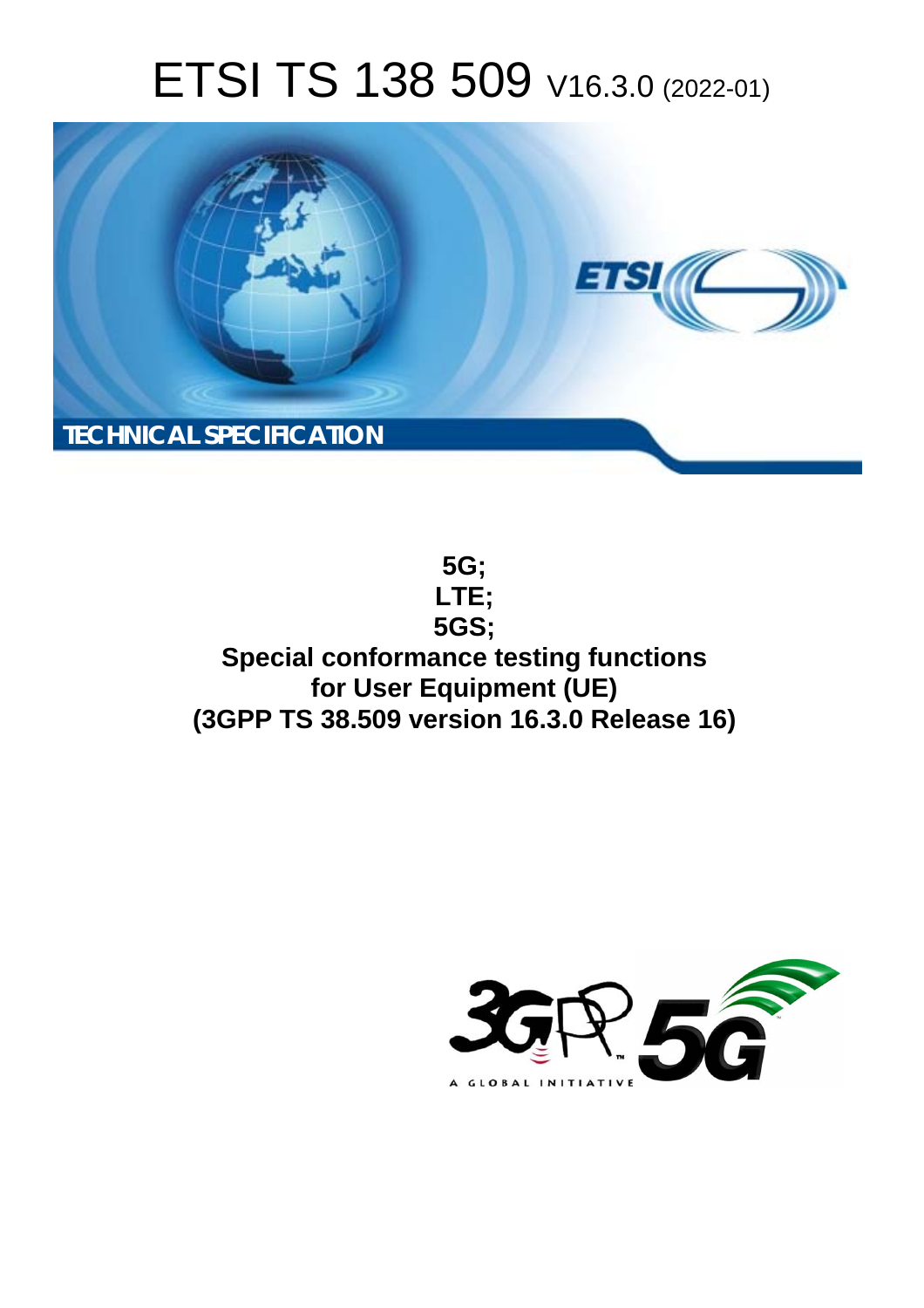# ETSI TS 138 509 V16.3.0 (2022-01)

TECHNICAL SPECIFICATION

**5G;**
**LTE;**
**5GS;**
**Special conformance testing functions for User Equipment (UE)**
**(3GPP TS 38.509 version 16.3.0 Release 16)**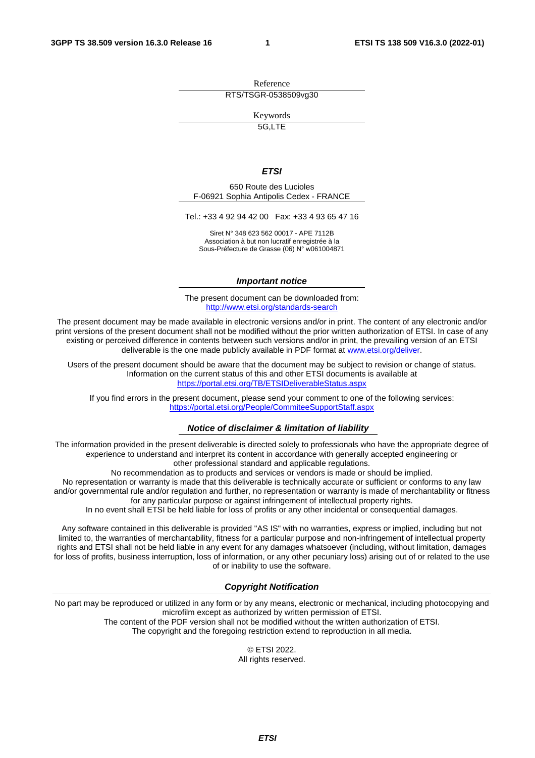Reference

RTS/TSGR-0538509vg30

Keywords

5G,LTE

***ETSI***

650 Route des Lucioles
F-06921 Sophia Antipolis Cedex - FRANCE

Tel.: +33 4 92 94 42 00   Fax: +33 4 93 65 47 16

Siret N° 348 623 562 00017 - APE 7112B
Association à but non lucratif enregistrée à la
Sous-Préfecture de Grasse (06) N° w061004871

***Important notice***

The present document can be downloaded from:
http://www.etsi.org/standards-search

The present document may be made available in electronic versions and/or in print. The content of any electronic and/or print versions of the present document shall not be modified without the prior written authorization of ETSI. In case of any existing or perceived difference in contents between such versions and/or in print, the prevailing version of an ETSI deliverable is the one made publicly available in PDF format at www.etsi.org/deliver.

Users of the present document should be aware that the document may be subject to revision or change of status. Information on the current status of this and other ETSI documents is available at
https://portal.etsi.org/TB/ETSIDeliverableStatus.aspx

If you find errors in the present document, please send your comment to one of the following services:
https://portal.etsi.org/People/CommiteeSupportStaff.aspx

***Notice of disclaimer & limitation of liability***

The information provided in the present deliverable is directed solely to professionals who have the appropriate degree of experience to understand and interpret its content in accordance with generally accepted engineering or other professional standard and applicable regulations.
No recommendation as to products and services or vendors is made or should be implied.
No representation or warranty is made that this deliverable is technically accurate or sufficient or conforms to any law and/or governmental rule and/or regulation and further, no representation or warranty is made of merchantability or fitness for any particular purpose or against infringement of intellectual property rights.
In no event shall ETSI be held liable for loss of profits or any other incidental or consequential damages.

Any software contained in this deliverable is provided "AS IS" with no warranties, express or implied, including but not limited to, the warranties of merchantability, fitness for a particular purpose and non-infringement of intellectual property rights and ETSI shall not be held liable in any event for any damages whatsoever (including, without limitation, damages for loss of profits, business interruption, loss of information, or any other pecuniary loss) arising out of or related to the use of or inability to use the software.

***Copyright Notification***

No part may be reproduced or utilized in any form or by any means, electronic or mechanical, including photocopying and microfilm except as authorized by written permission of ETSI.
The content of the PDF version shall not be modified without the written authorization of ETSI.
The copyright and the foregoing restriction extend to reproduction in all media.

© ETSI 2022.
All rights reserved.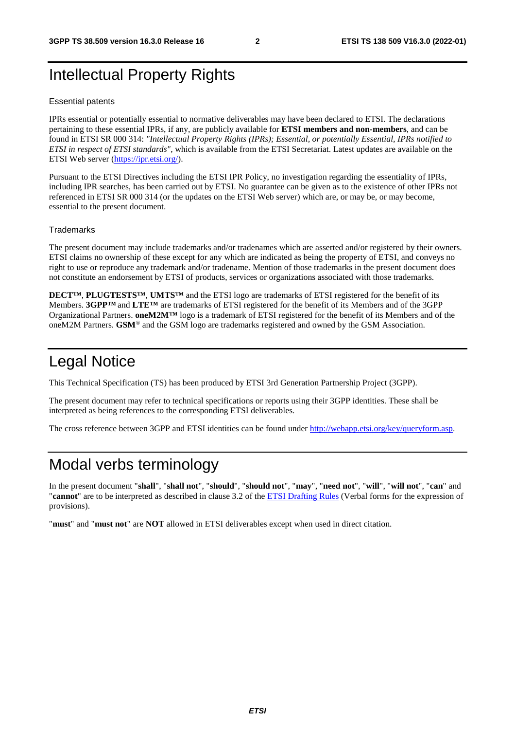# Intellectual Property Rights

### Essential patents

IPRs essential or potentially essential to normative deliverables may have been declared to ETSI. The declarations pertaining to these essential IPRs, if any, are publicly available for **ETSI members and non-members**, and can be found in ETSI SR 000 314: *"Intellectual Property Rights (IPRs); Essential, or potentially Essential, IPRs notified to ETSI in respect of ETSI standards"*, which is available from the ETSI Secretariat. Latest updates are available on the ETSI Web server (https://ipr.etsi.org/).

Pursuant to the ETSI Directives including the ETSI IPR Policy, no investigation regarding the essentiality of IPRs, including IPR searches, has been carried out by ETSI. No guarantee can be given as to the existence of other IPRs not referenced in ETSI SR 000 314 (or the updates on the ETSI Web server) which are, or may be, or may become, essential to the present document.

### Trademarks

The present document may include trademarks and/or tradenames which are asserted and/or registered by their owners. ETSI claims no ownership of these except for any which are indicated as being the property of ETSI, and conveys no right to use or reproduce any trademark and/or tradename. Mention of those trademarks in the present document does not constitute an endorsement by ETSI of products, services or organizations associated with those trademarks.

**DECT™**, **PLUGTESTS™**, **UMTS™** and the ETSI logo are trademarks of ETSI registered for the benefit of its Members. **3GPP™** and **LTE™** are trademarks of ETSI registered for the benefit of its Members and of the 3GPP Organizational Partners. **oneM2M™** logo is a trademark of ETSI registered for the benefit of its Members and of the oneM2M Partners. **GSM**® and the GSM logo are trademarks registered and owned by the GSM Association.

# Legal Notice

This Technical Specification (TS) has been produced by ETSI 3rd Generation Partnership Project (3GPP).

The present document may refer to technical specifications or reports using their 3GPP identities. These shall be interpreted as being references to the corresponding ETSI deliverables.

The cross reference between 3GPP and ETSI identities can be found under http://webapp.etsi.org/key/queryform.asp.

# Modal verbs terminology

In the present document "**shall**", "**shall not**", "**should**", "**should not**", "**may**", "**need not**", "**will**", "**will not**", "**can**" and "**cannot**" are to be interpreted as described in clause 3.2 of the ETSI Drafting Rules (Verbal forms for the expression of provisions).

"**must**" and "**must not**" are **NOT** allowed in ETSI deliverables except when used in direct citation.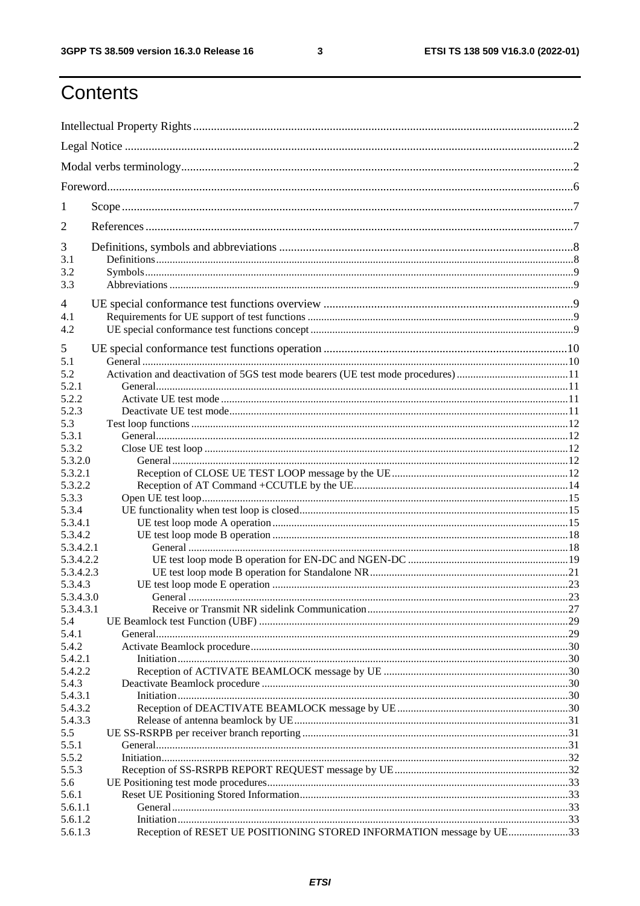# Contents

Intellectual Property Rights ....2

Legal Notice ....2

Modal verbs terminology....2

Foreword....6

1 Scope ....7

2 References ....7

3 Definitions, symbols and abbreviations ....8

3.1 Definitions....8

3.2 Symbols....9

3.3 Abbreviations ....9

4 UE special conformance test functions overview ....9

4.1 Requirements for UE support of test functions ....9

4.2 UE special conformance test functions concept ....9

5 UE special conformance test functions operation ....10

5.1 General ....10

5.2 Activation and deactivation of 5GS test mode bearers (UE test mode procedures) ....11

5.2.1 General....11

5.2.2 Activate UE test mode ....11

5.2.3 Deactivate UE test mode....11

5.3 Test loop functions ....12

5.3.1 General....12

5.3.2 Close UE test loop ....12

5.3.2.0 General ....12

5.3.2.1 Reception of CLOSE UE TEST LOOP message by the UE....12

5.3.2.2 Reception of AT Command +CCUTLE by the UE....14

5.3.3 Open UE test loop....15

5.3.4 UE functionality when test loop is closed....15

5.3.4.1 UE test loop mode A operation....15

5.3.4.2 UE test loop mode B operation ....18

5.3.4.2.1 General ....18

5.3.4.2.2 UE test loop mode B operation for EN-DC and NGEN-DC ....19

5.3.4.2.3 UE test loop mode B operation for Standalone NR....21

5.3.4.3 UE test loop mode E operation ....23

5.3.4.3.0 General ....23

5.3.4.3.1 Receive or Transmit NR sidelink Communication....27

5.4 UE Beamlock test Function (UBF) ....29

5.4.1 General....29

5.4.2 Activate Beamlock procedure....30

5.4.2.1 Initiation....30

5.4.2.2 Reception of ACTIVATE BEAMLOCK message by UE ....30

5.4.3 Deactivate Beamlock procedure ....30

5.4.3.1 Initiation....30

5.4.3.2 Reception of DEACTIVATE BEAMLOCK message by UE....30

5.4.3.3 Release of antenna beamlock by UE....31

5.5 UE SS-RSRPB per receiver branch reporting ....31

5.5.1 General....31

5.5.2 Initiation....32

5.5.3 Reception of SS-RSRPB REPORT REQUEST message by UE....32

5.6 UE Positioning test mode procedures....33

5.6.1 Reset UE Positioning Stored Information....33

5.6.1.1 General ....33

5.6.1.2 Initiation....33

5.6.1.3 Reception of RESET UE POSITIONING STORED INFORMATION message by UE....33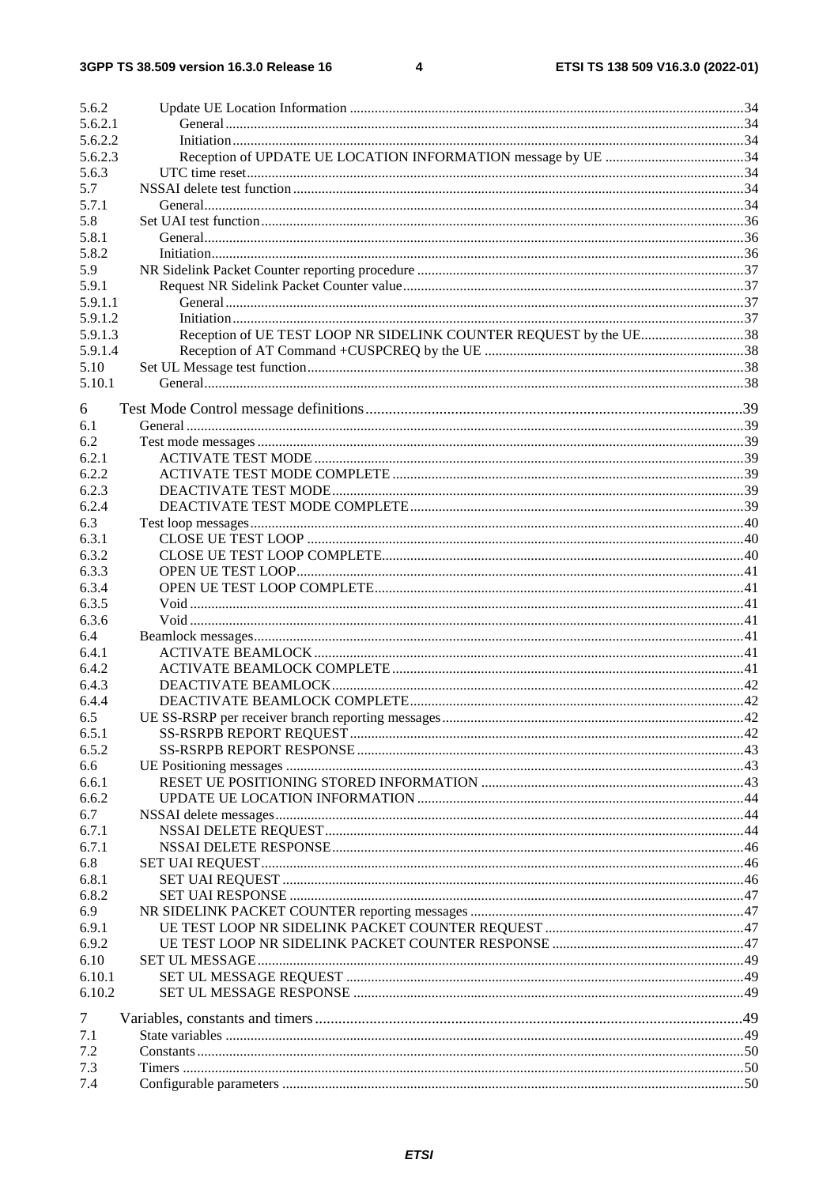5.6.2 Update UE Location Information ....................................................................................................34
5.6.2.1 General.........................................................................................................................................34
5.6.2.2 Initiation.......................................................................................................................................34
5.6.2.3 Reception of UPDATE UE LOCATION INFORMATION message by UE .......................................34
5.6.3 UTC time reset..................................................................................................................................34
5.7 NSSAI delete test function .....................................................................................................................34
5.7.1 General..............................................................................................................................................34
5.8 Set UAI test function..............................................................................................................................36
5.8.1 General..............................................................................................................................................36
5.8.2 Initiation............................................................................................................................................36
5.9 NR Sidelink Packet Counter reporting procedure ..................................................................................37
5.9.1 Request NR Sidelink Packet Counter value......................................................................................37
5.9.1.1 General.........................................................................................................................................37
5.9.1.2 Initiation.......................................................................................................................................37
5.9.1.3 Reception of UE TEST LOOP NR SIDELINK COUNTER REQUEST by the UE.............................38
5.9.1.4 Reception of AT Command +CUSPCREQ by the UE .........................................................................38
5.10 Set UL Message test function.................................................................................................................38
5.10.1 General..............................................................................................................................................38

6 Test Mode Control message definitions.................................................................................................39
6.1 General ....................................................................................................................................................39
6.2 Test mode messages ................................................................................................................................39
6.2.1 ACTIVATE TEST MODE ................................................................................................................39
6.2.2 ACTIVATE TEST MODE COMPLETE ..........................................................................................39
6.2.3 DEACTIVATE TEST MODE...........................................................................................................39
6.2.4 DEACTIVATE TEST MODE COMPLETE.....................................................................................39
6.3 Test loop messages..................................................................................................................................40
6.3.1 CLOSE UE TEST LOOP ..................................................................................................................40
6.3.2 CLOSE UE TEST LOOP COMPLETE............................................................................................40
6.3.3 OPEN UE TEST LOOP.....................................................................................................................41
6.3.4 OPEN UE TEST LOOP COMPLETE...............................................................................................41
6.3.5 Void ...................................................................................................................................................41
6.3.6 Void ...................................................................................................................................................41
6.4 Beamlock messages.................................................................................................................................41
6.4.1 ACTIVATE BEAMLOCK ................................................................................................................41
6.4.2 ACTIVATE BEAMLOCK COMPLETE ..........................................................................................41
6.4.3 DEACTIVATE BEAMLOCK...........................................................................................................42
6.4.4 DEACTIVATE BEAMLOCK COMPLETE.....................................................................................42
6.5 UE SS-RSRP per receiver branch reporting messages............................................................................42
6.5.1 SS-RSRPB REPORT REQUEST......................................................................................................42
6.5.2 SS-RSRPB REPORT RESPONSE....................................................................................................43
6.6 UE Positioning messages ........................................................................................................................43
6.6.1 RESET UE POSITIONING STORED INFORMATION ..................................................................43
6.6.2 UPDATE UE LOCATION INFORMATION ...................................................................................44
6.7 NSSAI delete messages...........................................................................................................................44
6.7.1 NSSAI DELETE REQUEST.............................................................................................................44
6.7.1 NSSAI DELETE RESPONSE...........................................................................................................46
6.8 SET UAI REQUEST................................................................................................................................46
6.8.1 SET UAI REQUEST .........................................................................................................................46
6.8.2 SET UAI RESPONSE .......................................................................................................................47
6.9 NR SIDELINK PACKET COUNTER reporting messages ....................................................................47
6.9.1 UE TEST LOOP NR SIDELINK PACKET COUNTER REQUEST ................................................47
6.9.2 UE TEST LOOP NR SIDELINK PACKET COUNTER RESPONSE ..............................................47
6.10 SET UL MESSAGE.................................................................................................................................49
6.10.1 SET UL MESSAGE REQUEST .......................................................................................................49
6.10.2 SET UL MESSAGE RESPONSE .....................................................................................................49

7 Variables, constants and timers .............................................................................................................49
7.1 State variables .........................................................................................................................................49
7.2 Constants.................................................................................................................................................50
7.3 Timers .....................................................................................................................................................50
7.4 Configurable parameters .........................................................................................................................50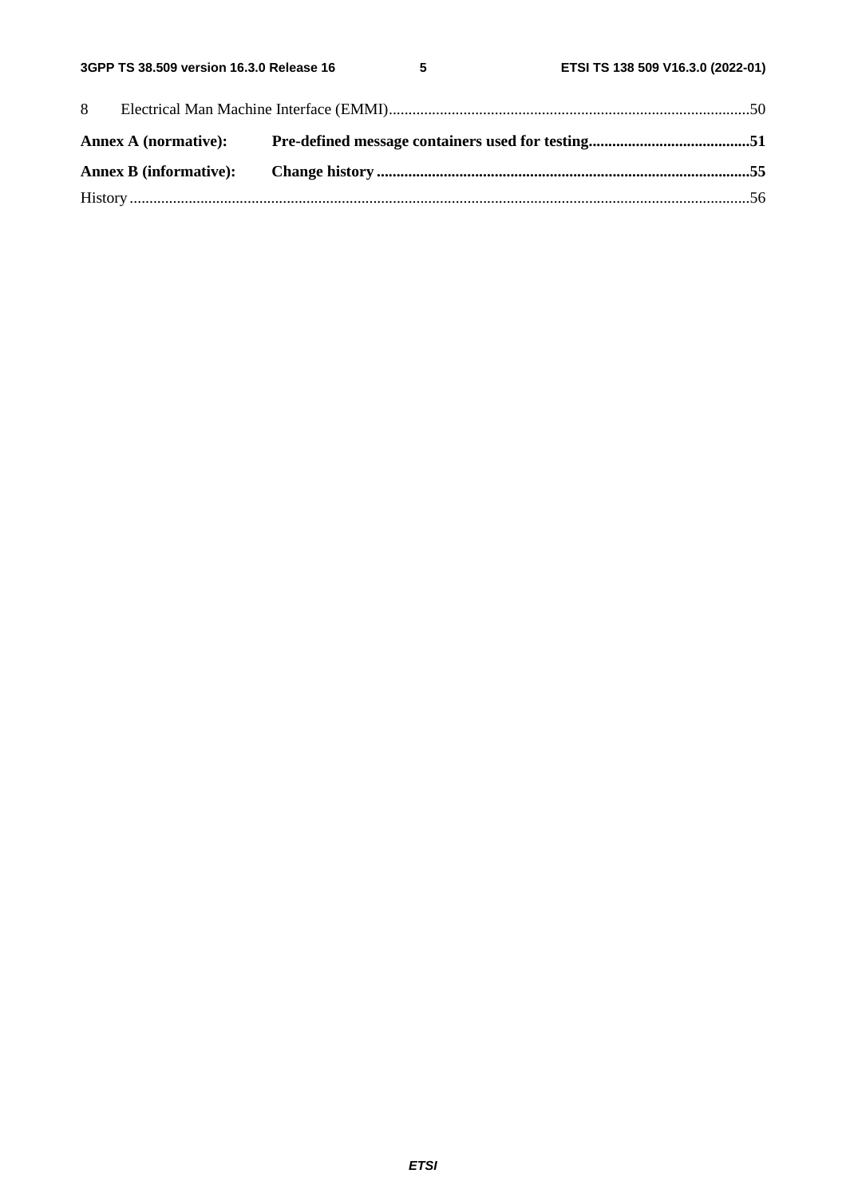8 Electrical Man Machine Interface (EMMI) .....50

**Annex A (normative): Pre-defined message containers used for testing .....51**

**Annex B (informative): Change history .....55**

History .....56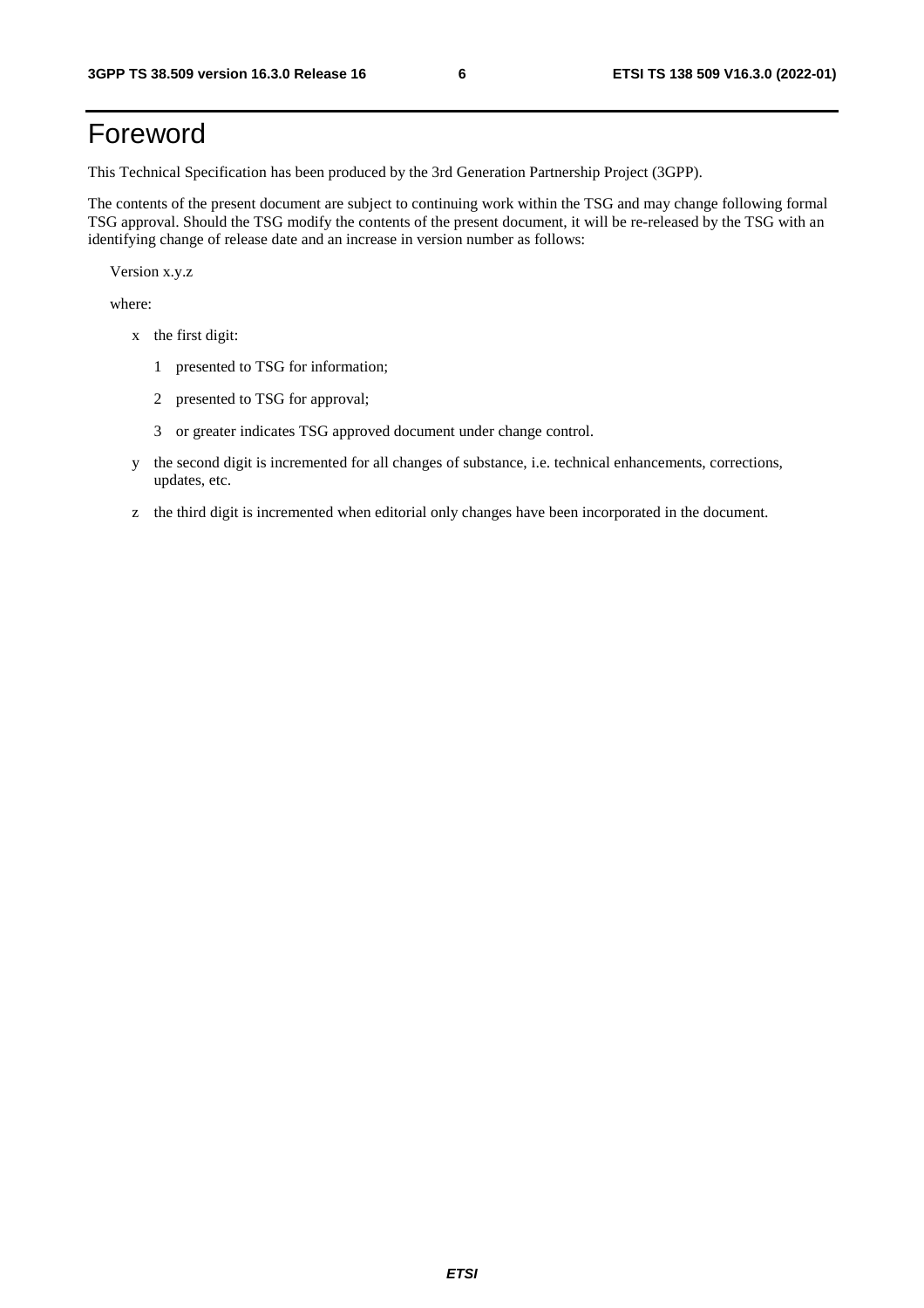# Foreword

This Technical Specification has been produced by the 3rd Generation Partnership Project (3GPP).

The contents of the present document are subject to continuing work within the TSG and may change following formal TSG approval. Should the TSG modify the contents of the present document, it will be re-released by the TSG with an identifying change of release date and an increase in version number as follows:

Version x.y.z

where:

- x the first digit:
  - 1 presented to TSG for information;
  - 2 presented to TSG for approval;
  - 3 or greater indicates TSG approved document under change control.
- y the second digit is incremented for all changes of substance, i.e. technical enhancements, corrections, updates, etc.
- z the third digit is incremented when editorial only changes have been incorporated in the document.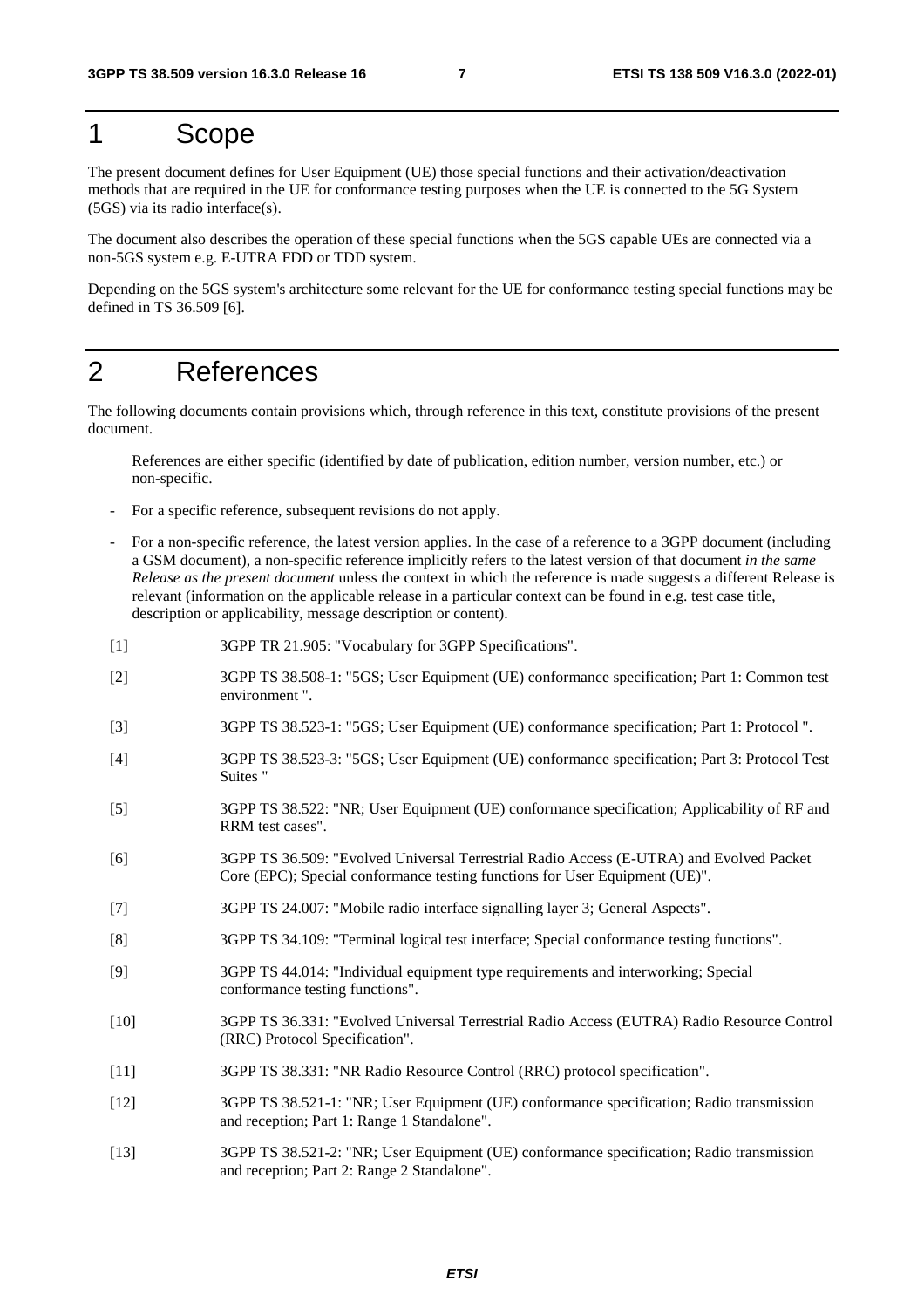# 1 Scope

The present document defines for User Equipment (UE) those special functions and their activation/deactivation methods that are required in the UE for conformance testing purposes when the UE is connected to the 5G System (5GS) via its radio interface(s).

The document also describes the operation of these special functions when the 5GS capable UEs are connected via a non-5GS system e.g. E-UTRA FDD or TDD system.

Depending on the 5GS system's architecture some relevant for the UE for conformance testing special functions may be defined in TS 36.509 [6].

# 2 References

The following documents contain provisions which, through reference in this text, constitute provisions of the present document.

References are either specific (identified by date of publication, edition number, version number, etc.) or non-specific.

- For a specific reference, subsequent revisions do not apply.
- For a non-specific reference, the latest version applies. In the case of a reference to a 3GPP document (including a GSM document), a non-specific reference implicitly refers to the latest version of that document *in the same Release as the present document* unless the context in which the reference is made suggests a different Release is relevant (information on the applicable release in a particular context can be found in e.g. test case title, description or applicability, message description or content).

[1] 3GPP TR 21.905: "Vocabulary for 3GPP Specifications".

[2] 3GPP TS 38.508-1: "5GS; User Equipment (UE) conformance specification; Part 1: Common test environment ".

[3] 3GPP TS 38.523-1: "5GS; User Equipment (UE) conformance specification; Part 1: Protocol ".

[4] 3GPP TS 38.523-3: "5GS; User Equipment (UE) conformance specification; Part 3: Protocol Test Suites "

[5] 3GPP TS 38.522: "NR; User Equipment (UE) conformance specification; Applicability of RF and RRM test cases".

[6] 3GPP TS 36.509: "Evolved Universal Terrestrial Radio Access (E-UTRA) and Evolved Packet Core (EPC); Special conformance testing functions for User Equipment (UE)".

[7] 3GPP TS 24.007: "Mobile radio interface signalling layer 3; General Aspects".

[8] 3GPP TS 34.109: "Terminal logical test interface; Special conformance testing functions".

[9] 3GPP TS 44.014: "Individual equipment type requirements and interworking; Special conformance testing functions".

[10] 3GPP TS 36.331: "Evolved Universal Terrestrial Radio Access (EUTRA) Radio Resource Control (RRC) Protocol Specification".

[11] 3GPP TS 38.331: "NR Radio Resource Control (RRC) protocol specification".

[12] 3GPP TS 38.521-1: "NR; User Equipment (UE) conformance specification; Radio transmission and reception; Part 1: Range 1 Standalone".

[13] 3GPP TS 38.521-2: "NR; User Equipment (UE) conformance specification; Radio transmission and reception; Part 2: Range 2 Standalone".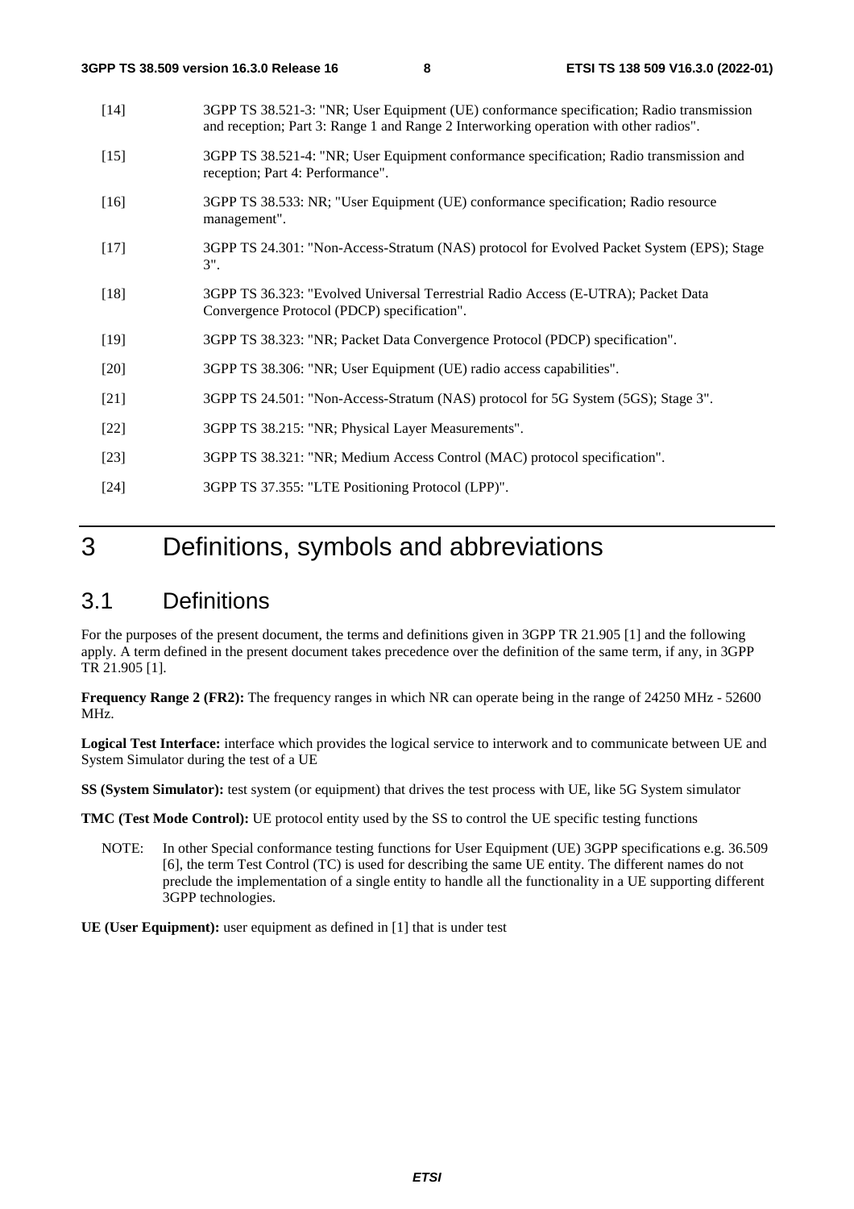[14] 3GPP TS 38.521-3: "NR; User Equipment (UE) conformance specification; Radio transmission and reception; Part 3: Range 1 and Range 2 Interworking operation with other radios".

[15] 3GPP TS 38.521-4: "NR; User Equipment conformance specification; Radio transmission and reception; Part 4: Performance".

[16] 3GPP TS 38.533: NR; "User Equipment (UE) conformance specification; Radio resource management".

[17] 3GPP TS 24.301: "Non-Access-Stratum (NAS) protocol for Evolved Packet System (EPS); Stage 3".

[18] 3GPP TS 36.323: "Evolved Universal Terrestrial Radio Access (E-UTRA); Packet Data Convergence Protocol (PDCP) specification".

[19] 3GPP TS 38.323: "NR; Packet Data Convergence Protocol (PDCP) specification".

[20] 3GPP TS 38.306: "NR; User Equipment (UE) radio access capabilities".

[21] 3GPP TS 24.501: "Non-Access-Stratum (NAS) protocol for 5G System (5GS); Stage 3".

[22] 3GPP TS 38.215: "NR; Physical Layer Measurements".

[23] 3GPP TS 38.321: "NR; Medium Access Control (MAC) protocol specification".

[24] 3GPP TS 37.355: "LTE Positioning Protocol (LPP)".

# 3 Definitions, symbols and abbreviations

## 3.1 Definitions

For the purposes of the present document, the terms and definitions given in 3GPP TR 21.905 [1] and the following apply. A term defined in the present document takes precedence over the definition of the same term, if any, in 3GPP TR 21.905 [1].

**Frequency Range 2 (FR2):** The frequency ranges in which NR can operate being in the range of 24250 MHz - 52600 MHz.

**Logical Test Interface:** interface which provides the logical service to interwork and to communicate between UE and System Simulator during the test of a UE

**SS (System Simulator):** test system (or equipment) that drives the test process with UE, like 5G System simulator

**TMC (Test Mode Control):** UE protocol entity used by the SS to control the UE specific testing functions

NOTE: In other Special conformance testing functions for User Equipment (UE) 3GPP specifications e.g. 36.509 [6], the term Test Control (TC) is used for describing the same UE entity. The different names do not preclude the implementation of a single entity to handle all the functionality in a UE supporting different 3GPP technologies.

**UE (User Equipment):** user equipment as defined in [1] that is under test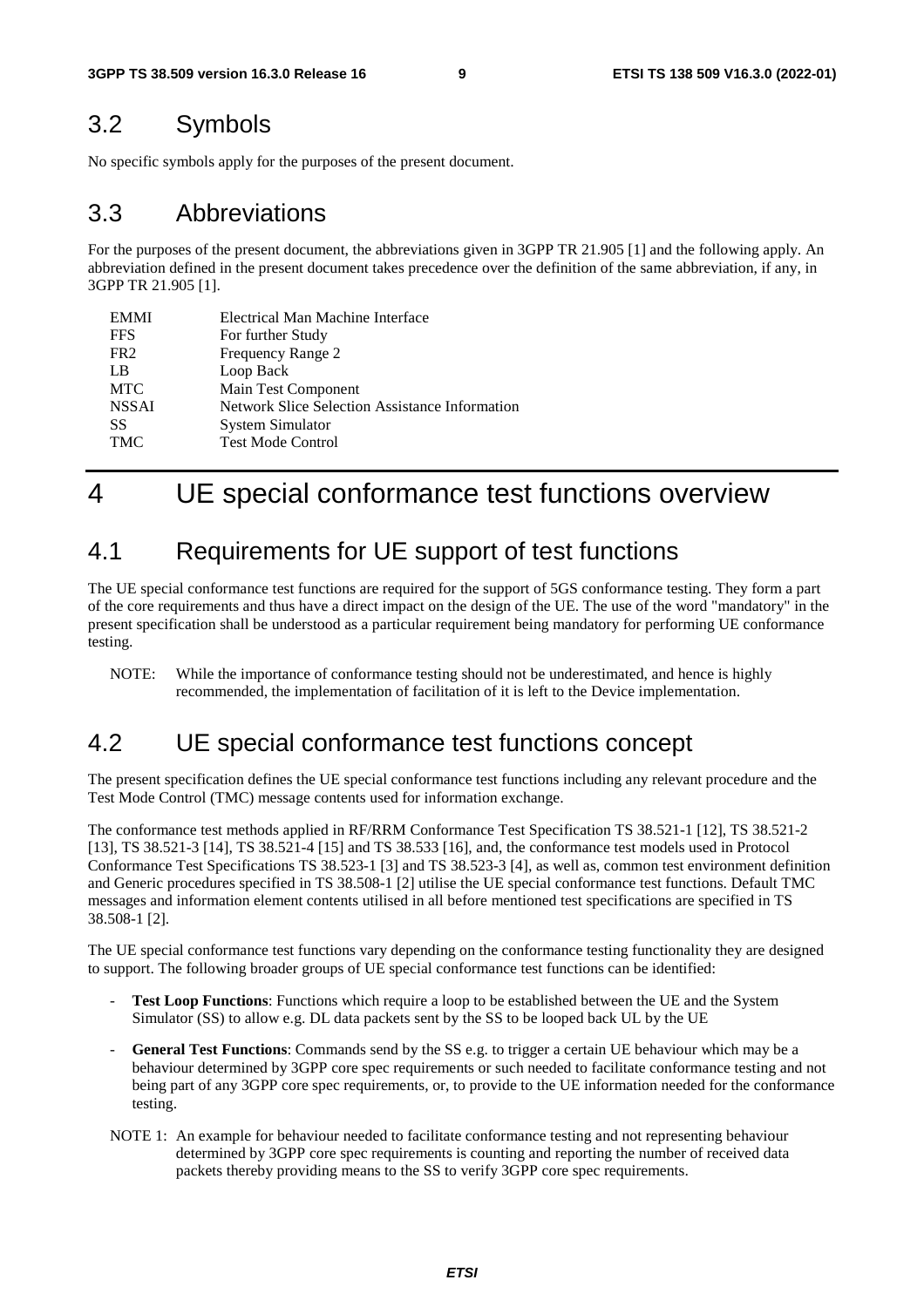## 3.2 Symbols

No specific symbols apply for the purposes of the present document.

## 3.3 Abbreviations

For the purposes of the present document, the abbreviations given in 3GPP TR 21.905 [1] and the following apply. An abbreviation defined in the present document takes precedence over the definition of the same abbreviation, if any, in 3GPP TR 21.905 [1].

| | |
|---|---|
| EMMI | Electrical Man Machine Interface |
| FFS | For further Study |
| FR2 | Frequency Range 2 |
| LB | Loop Back |
| MTC | Main Test Component |
| NSSAI | Network Slice Selection Assistance Information |
| SS | System Simulator |
| TMC | Test Mode Control |

# 4 UE special conformance test functions overview

## 4.1 Requirements for UE support of test functions

The UE special conformance test functions are required for the support of 5GS conformance testing. They form a part of the core requirements and thus have a direct impact on the design of the UE. The use of the word "mandatory" in the present specification shall be understood as a particular requirement being mandatory for performing UE conformance testing.

NOTE: While the importance of conformance testing should not be underestimated, and hence is highly recommended, the implementation of facilitation of it is left to the Device implementation.

## 4.2 UE special conformance test functions concept

The present specification defines the UE special conformance test functions including any relevant procedure and the Test Mode Control (TMC) message contents used for information exchange.

The conformance test methods applied in RF/RRM Conformance Test Specification TS 38.521-1 [12], TS 38.521-2 [13], TS 38.521-3 [14], TS 38.521-4 [15] and TS 38.533 [16], and, the conformance test models used in Protocol Conformance Test Specifications TS 38.523-1 [3] and TS 38.523-3 [4], as well as, common test environment definition and Generic procedures specified in TS 38.508-1 [2] utilise the UE special conformance test functions. Default TMC messages and information element contents utilised in all before mentioned test specifications are specified in TS 38.508-1 [2].

The UE special conformance test functions vary depending on the conformance testing functionality they are designed to support. The following broader groups of UE special conformance test functions can be identified:

- **Test Loop Functions**: Functions which require a loop to be established between the UE and the System Simulator (SS) to allow e.g. DL data packets sent by the SS to be looped back UL by the UE
- **General Test Functions**: Commands send by the SS e.g. to trigger a certain UE behaviour which may be a behaviour determined by 3GPP core spec requirements or such needed to facilitate conformance testing and not being part of any 3GPP core spec requirements, or, to provide to the UE information needed for the conformance testing.

NOTE 1: An example for behaviour needed to facilitate conformance testing and not representing behaviour determined by 3GPP core spec requirements is counting and reporting the number of received data packets thereby providing means to the SS to verify 3GPP core spec requirements.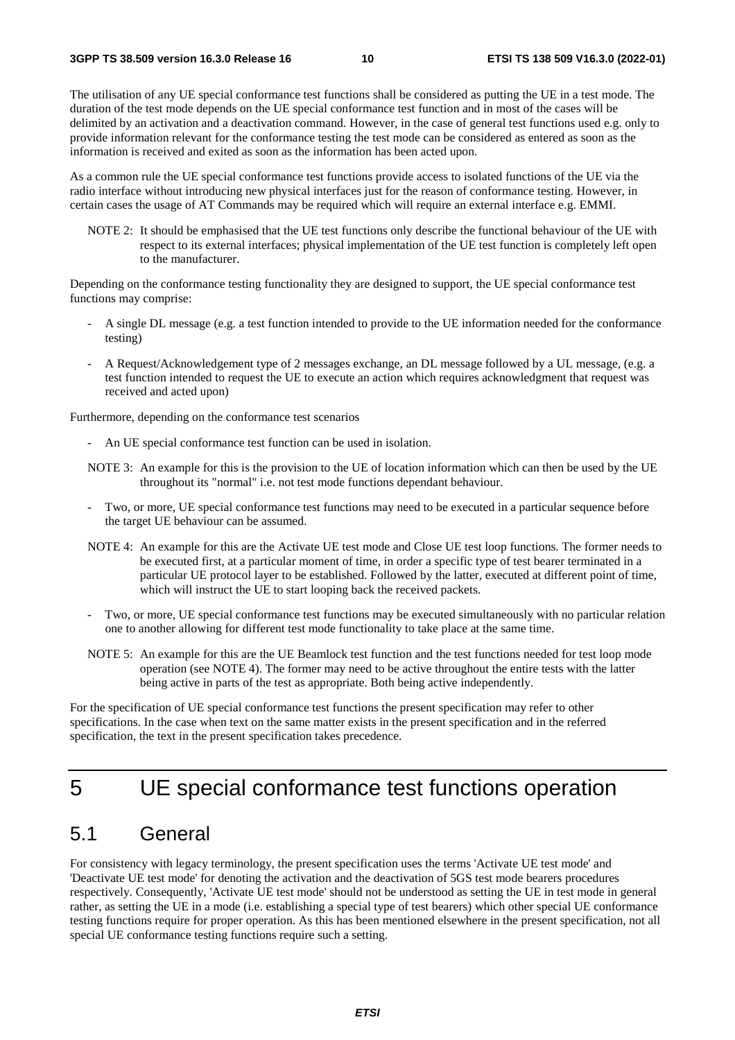The utilisation of any UE special conformance test functions shall be considered as putting the UE in a test mode. The duration of the test mode depends on the UE special conformance test function and in most of the cases will be delimited by an activation and a deactivation command. However, in the case of general test functions used e.g. only to provide information relevant for the conformance testing the test mode can be considered as entered as soon as the information is received and exited as soon as the information has been acted upon.

As a common rule the UE special conformance test functions provide access to isolated functions of the UE via the radio interface without introducing new physical interfaces just for the reason of conformance testing. However, in certain cases the usage of AT Commands may be required which will require an external interface e.g. EMMI.

NOTE 2: It should be emphasised that the UE test functions only describe the functional behaviour of the UE with respect to its external interfaces; physical implementation of the UE test function is completely left open to the manufacturer.

Depending on the conformance testing functionality they are designed to support, the UE special conformance test functions may comprise:

- A single DL message (e.g. a test function intended to provide to the UE information needed for the conformance testing)
- A Request/Acknowledgement type of 2 messages exchange, an DL message followed by a UL message, (e.g. a test function intended to request the UE to execute an action which requires acknowledgment that request was received and acted upon)

Furthermore, depending on the conformance test scenarios

- An UE special conformance test function can be used in isolation.

NOTE 3: An example for this is the provision to the UE of location information which can then be used by the UE throughout its "normal" i.e. not test mode functions dependant behaviour.

- Two, or more, UE special conformance test functions may need to be executed in a particular sequence before the target UE behaviour can be assumed.

NOTE 4: An example for this are the Activate UE test mode and Close UE test loop functions. The former needs to be executed first, at a particular moment of time, in order a specific type of test bearer terminated in a particular UE protocol layer to be established. Followed by the latter, executed at different point of time, which will instruct the UE to start looping back the received packets.

- Two, or more, UE special conformance test functions may be executed simultaneously with no particular relation one to another allowing for different test mode functionality to take place at the same time.

NOTE 5: An example for this are the UE Beamlock test function and the test functions needed for test loop mode operation (see NOTE 4). The former may need to be active throughout the entire tests with the latter being active in parts of the test as appropriate. Both being active independently.

For the specification of UE special conformance test functions the present specification may refer to other specifications. In the case when text on the same matter exists in the present specification and in the referred specification, the text in the present specification takes precedence.

# 5 UE special conformance test functions operation

## 5.1 General

For consistency with legacy terminology, the present specification uses the terms 'Activate UE test mode' and 'Deactivate UE test mode' for denoting the activation and the deactivation of 5GS test mode bearers procedures respectively. Consequently, 'Activate UE test mode' should not be understood as setting the UE in test mode in general rather, as setting the UE in a mode (i.e. establishing a special type of test bearers) which other special UE conformance testing functions require for proper operation. As this has been mentioned elsewhere in the present specification, not all special UE conformance testing functions require such a setting.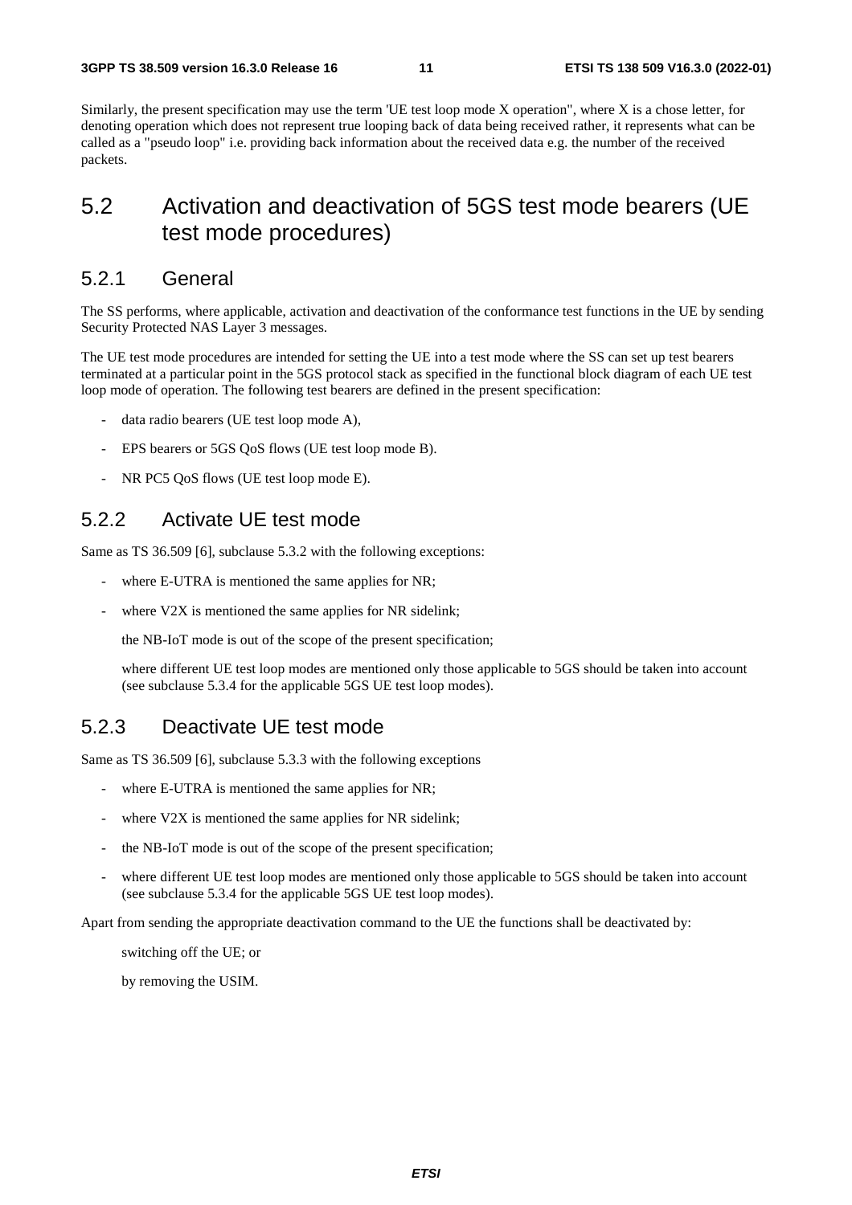Similarly, the present specification may use the term 'UE test loop mode X operation", where X is a chose letter, for denoting operation which does not represent true looping back of data being received rather, it represents what can be called as a "pseudo loop" i.e. providing back information about the received data e.g. the number of the received packets.

## 5.2 Activation and deactivation of 5GS test mode bearers (UE test mode procedures)

### 5.2.1 General

The SS performs, where applicable, activation and deactivation of the conformance test functions in the UE by sending Security Protected NAS Layer 3 messages.

The UE test mode procedures are intended for setting the UE into a test mode where the SS can set up test bearers terminated at a particular point in the 5GS protocol stack as specified in the functional block diagram of each UE test loop mode of operation. The following test bearers are defined in the present specification:

- data radio bearers (UE test loop mode A),
- EPS bearers or 5GS QoS flows (UE test loop mode B).
- NR PC5 QoS flows (UE test loop mode E).

### 5.2.2 Activate UE test mode

Same as TS 36.509 [6], subclause 5.3.2 with the following exceptions:

- where E-UTRA is mentioned the same applies for NR;
- where V2X is mentioned the same applies for NR sidelink;

  the NB-IoT mode is out of the scope of the present specification;

  where different UE test loop modes are mentioned only those applicable to 5GS should be taken into account (see subclause 5.3.4 for the applicable 5GS UE test loop modes).

### 5.2.3 Deactivate UE test mode

Same as TS 36.509 [6], subclause 5.3.3 with the following exceptions

- where E-UTRA is mentioned the same applies for NR;
- where V2X is mentioned the same applies for NR sidelink;
- the NB-IoT mode is out of the scope of the present specification;
- where different UE test loop modes are mentioned only those applicable to 5GS should be taken into account (see subclause 5.3.4 for the applicable 5GS UE test loop modes).

Apart from sending the appropriate deactivation command to the UE the functions shall be deactivated by:

  switching off the UE; or

  by removing the USIM.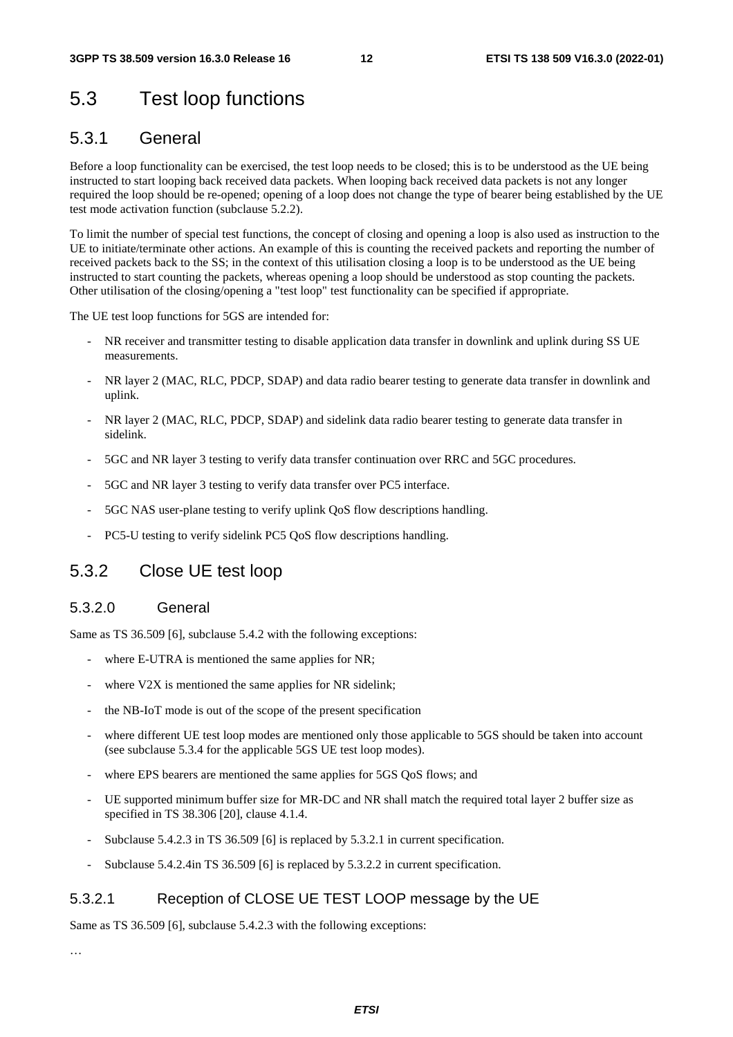# 5.3 Test loop functions

## 5.3.1 General

Before a loop functionality can be exercised, the test loop needs to be closed; this is to be understood as the UE being instructed to start looping back received data packets. When looping back received data packets is not any longer required the loop should be re-opened; opening of a loop does not change the type of bearer being established by the UE test mode activation function (subclause 5.2.2).

To limit the number of special test functions, the concept of closing and opening a loop is also used as instruction to the UE to initiate/terminate other actions. An example of this is counting the received packets and reporting the number of received packets back to the SS; in the context of this utilisation closing a loop is to be understood as the UE being instructed to start counting the packets, whereas opening a loop should be understood as stop counting the packets. Other utilisation of the closing/opening a "test loop" test functionality can be specified if appropriate.

The UE test loop functions for 5GS are intended for:

- NR receiver and transmitter testing to disable application data transfer in downlink and uplink during SS UE measurements.
- NR layer 2 (MAC, RLC, PDCP, SDAP) and data radio bearer testing to generate data transfer in downlink and uplink.
- NR layer 2 (MAC, RLC, PDCP, SDAP) and sidelink data radio bearer testing to generate data transfer in sidelink.
- 5GC and NR layer 3 testing to verify data transfer continuation over RRC and 5GC procedures.
- 5GC and NR layer 3 testing to verify data transfer over PC5 interface.
- 5GC NAS user-plane testing to verify uplink QoS flow descriptions handling.
- PC5-U testing to verify sidelink PC5 QoS flow descriptions handling.

## 5.3.2 Close UE test loop

### 5.3.2.0 General

Same as TS 36.509 [6], subclause 5.4.2 with the following exceptions:

- where E-UTRA is mentioned the same applies for NR;
- where V2X is mentioned the same applies for NR sidelink;
- the NB-IoT mode is out of the scope of the present specification
- where different UE test loop modes are mentioned only those applicable to 5GS should be taken into account (see subclause 5.3.4 for the applicable 5GS UE test loop modes).
- where EPS bearers are mentioned the same applies for 5GS QoS flows; and
- UE supported minimum buffer size for MR-DC and NR shall match the required total layer 2 buffer size as specified in TS 38.306 [20], clause 4.1.4.
- Subclause 5.4.2.3 in TS 36.509 [6] is replaced by 5.3.2.1 in current specification.
- Subclause 5.4.2.4in TS 36.509 [6] is replaced by 5.3.2.2 in current specification.

### 5.3.2.1 Reception of CLOSE UE TEST LOOP message by the UE

Same as TS 36.509 [6], subclause 5.4.2.3 with the following exceptions:

…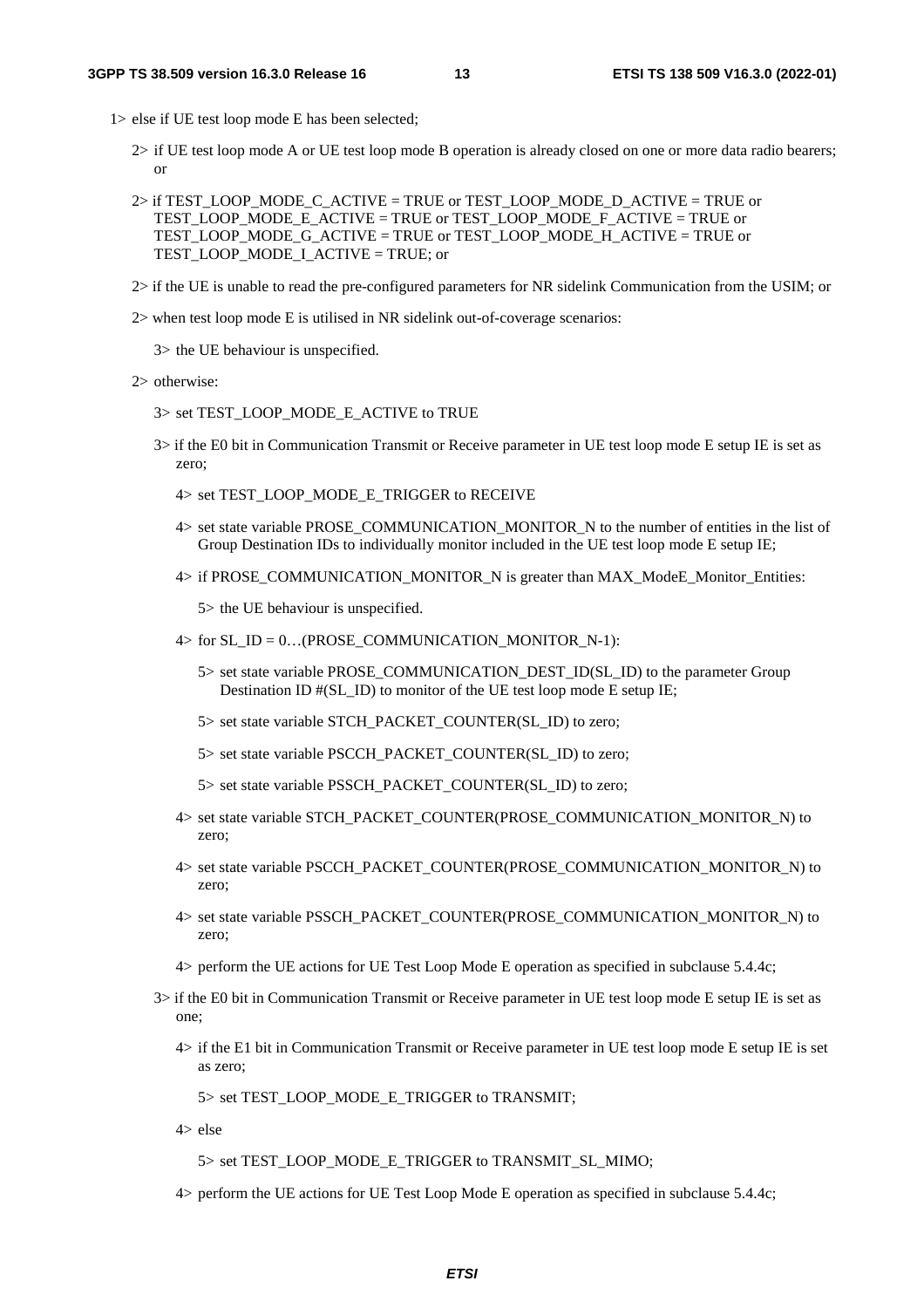1> else if UE test loop mode E has been selected;

2> if UE test loop mode A or UE test loop mode B operation is already closed on one or more data radio bearers; or

2> if TEST_LOOP_MODE_C_ACTIVE = TRUE or TEST_LOOP_MODE_D_ACTIVE = TRUE or TEST_LOOP_MODE_E_ACTIVE = TRUE or TEST_LOOP_MODE_F_ACTIVE = TRUE or TEST_LOOP_MODE_G_ACTIVE = TRUE or TEST_LOOP_MODE_H_ACTIVE = TRUE or TEST_LOOP_MODE_I_ACTIVE = TRUE; or

2> if the UE is unable to read the pre-configured parameters for NR sidelink Communication from the USIM; or

2> when test loop mode E is utilised in NR sidelink out-of-coverage scenarios:

3> the UE behaviour is unspecified.

2> otherwise:

3> set TEST_LOOP_MODE_E_ACTIVE to TRUE

3> if the E0 bit in Communication Transmit or Receive parameter in UE test loop mode E setup IE is set as zero;

4> set TEST_LOOP_MODE_E_TRIGGER to RECEIVE

4> set state variable PROSE_COMMUNICATION_MONITOR_N to the number of entities in the list of Group Destination IDs to individually monitor included in the UE test loop mode E setup IE;

4> if PROSE_COMMUNICATION_MONITOR_N is greater than MAX_ModeE_Monitor_Entities:

5> the UE behaviour is unspecified.

4> for SL_ID = 0…(PROSE_COMMUNICATION_MONITOR_N-1):

5> set state variable PROSE_COMMUNICATION_DEST_ID(SL_ID) to the parameter Group Destination ID #(SL_ID) to monitor of the UE test loop mode E setup IE;

5> set state variable STCH_PACKET_COUNTER(SL_ID) to zero;

5> set state variable PSCCH_PACKET_COUNTER(SL_ID) to zero;

5> set state variable PSSCH_PACKET_COUNTER(SL_ID) to zero;

4> set state variable STCH_PACKET_COUNTER(PROSE_COMMUNICATION_MONITOR_N) to zero;

4> set state variable PSCCH_PACKET_COUNTER(PROSE_COMMUNICATION_MONITOR_N) to zero;

4> set state variable PSSCH_PACKET_COUNTER(PROSE_COMMUNICATION_MONITOR_N) to zero;

4> perform the UE actions for UE Test Loop Mode E operation as specified in subclause 5.4.4c;

3> if the E0 bit in Communication Transmit or Receive parameter in UE test loop mode E setup IE is set as one;

4> if the E1 bit in Communication Transmit or Receive parameter in UE test loop mode E setup IE is set as zero;

5> set TEST_LOOP_MODE_E_TRIGGER to TRANSMIT;

4> else

5> set TEST_LOOP_MODE_E_TRIGGER to TRANSMIT_SL_MIMO;

4> perform the UE actions for UE Test Loop Mode E operation as specified in subclause 5.4.4c;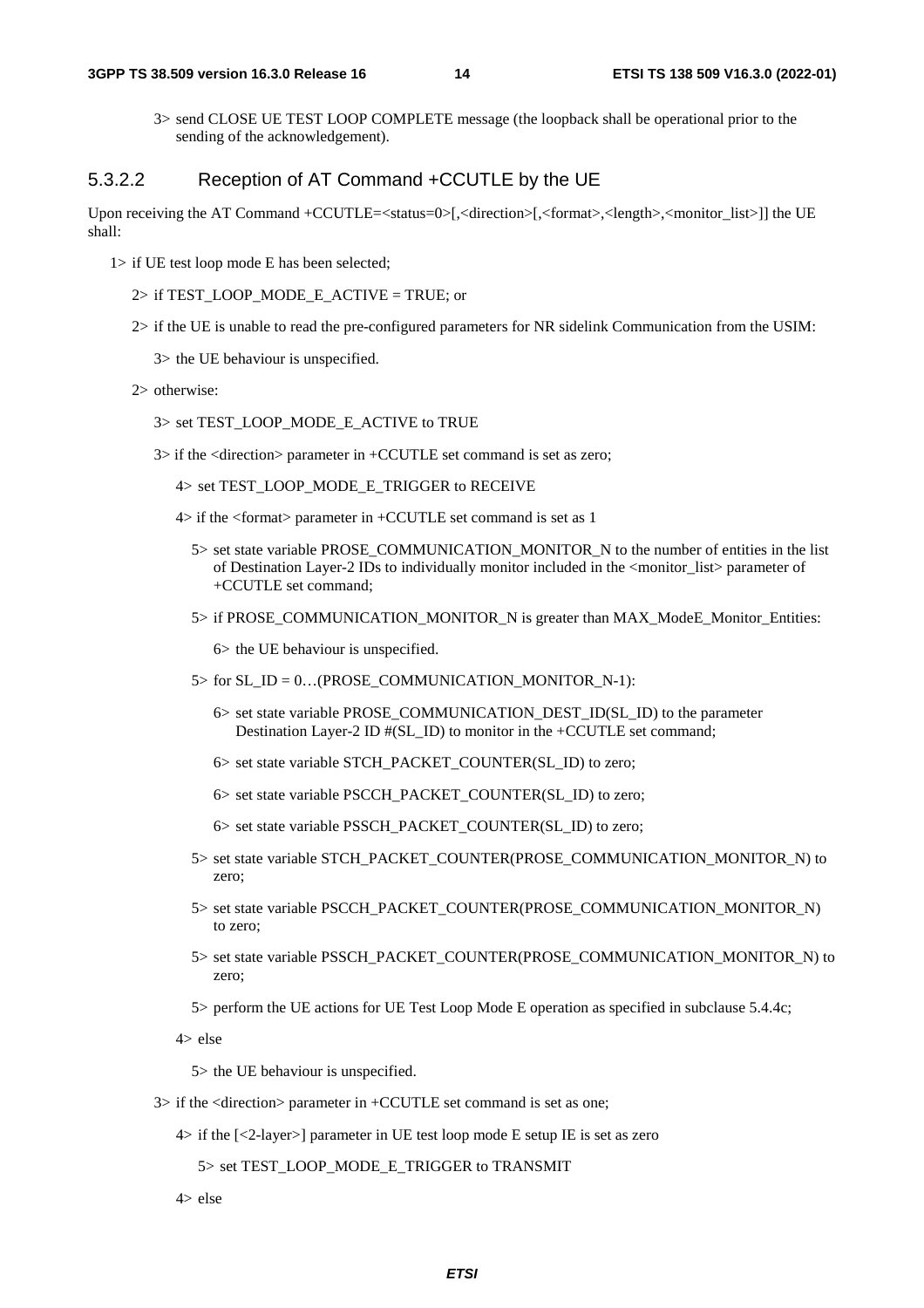3> send CLOSE UE TEST LOOP COMPLETE message (the loopback shall be operational prior to the sending of the acknowledgement).

### 5.3.2.2 Reception of AT Command +CCUTLE by the UE

Upon receiving the AT Command +CCUTLE=<status=0>[,<direction>[,<format>,<length>,<monitor_list>]] the UE shall:

1> if UE test loop mode E has been selected;

2> if TEST_LOOP_MODE_E_ACTIVE = TRUE; or

2> if the UE is unable to read the pre-configured parameters for NR sidelink Communication from the USIM:

3> the UE behaviour is unspecified.

2> otherwise:

3> set TEST_LOOP_MODE_E_ACTIVE to TRUE

3> if the <direction> parameter in +CCUTLE set command is set as zero;

4> set TEST_LOOP_MODE_E_TRIGGER to RECEIVE

4> if the <format> parameter in +CCUTLE set command is set as 1

5> set state variable PROSE_COMMUNICATION_MONITOR_N to the number of entities in the list of Destination Layer-2 IDs to individually monitor included in the <monitor_list> parameter of +CCUTLE set command;

5> if PROSE_COMMUNICATION_MONITOR_N is greater than MAX_ModeE_Monitor_Entities:

6> the UE behaviour is unspecified.

5> for SL_ID = 0…(PROSE_COMMUNICATION_MONITOR_N-1):

6> set state variable PROSE_COMMUNICATION_DEST_ID(SL_ID) to the parameter Destination Layer-2 ID #(SL_ID) to monitor in the +CCUTLE set command;

6> set state variable STCH_PACKET_COUNTER(SL_ID) to zero;

6> set state variable PSCCH_PACKET_COUNTER(SL_ID) to zero;

6> set state variable PSSCH_PACKET_COUNTER(SL_ID) to zero;

5> set state variable STCH_PACKET_COUNTER(PROSE_COMMUNICATION_MONITOR_N) to zero;

5> set state variable PSCCH_PACKET_COUNTER(PROSE_COMMUNICATION_MONITOR_N) to zero;

5> set state variable PSSCH_PACKET_COUNTER(PROSE_COMMUNICATION_MONITOR_N) to zero;

5> perform the UE actions for UE Test Loop Mode E operation as specified in subclause 5.4.4c;

4> else

5> the UE behaviour is unspecified.

3> if the <direction> parameter in +CCUTLE set command is set as one;

4> if the [<2-layer>] parameter in UE test loop mode E setup IE is set as zero

5> set TEST_LOOP_MODE_E_TRIGGER to TRANSMIT

4> else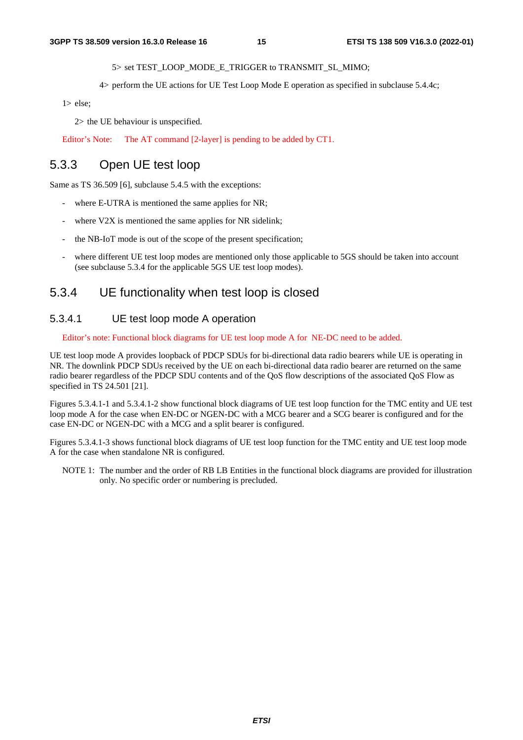5> set TEST_LOOP_MODE_E_TRIGGER to TRANSMIT_SL_MIMO;

4> perform the UE actions for UE Test Loop Mode E operation as specified in subclause 5.4.4c;

1> else;

2> the UE behaviour is unspecified.

Editor's Note: The AT command [2-layer] is pending to be added by CT1.

### 5.3.3 Open UE test loop

Same as TS 36.509 [6], subclause 5.4.5 with the exceptions:

- where E-UTRA is mentioned the same applies for NR;
- where V2X is mentioned the same applies for NR sidelink;
- the NB-IoT mode is out of the scope of the present specification;
- where different UE test loop modes are mentioned only those applicable to 5GS should be taken into account (see subclause 5.3.4 for the applicable 5GS UE test loop modes).

### 5.3.4 UE functionality when test loop is closed

#### 5.3.4.1 UE test loop mode A operation

Editor's note: Functional block diagrams for UE test loop mode A for NE-DC need to be added.

UE test loop mode A provides loopback of PDCP SDUs for bi-directional data radio bearers while UE is operating in NR. The downlink PDCP SDUs received by the UE on each bi-directional data radio bearer are returned on the same radio bearer regardless of the PDCP SDU contents and of the QoS flow descriptions of the associated QoS Flow as specified in TS 24.501 [21].

Figures 5.3.4.1-1 and 5.3.4.1-2 show functional block diagrams of UE test loop function for the TMC entity and UE test loop mode A for the case when EN-DC or NGEN-DC with a MCG bearer and a SCG bearer is configured and for the case EN-DC or NGEN-DC with a MCG and a split bearer is configured.

Figures 5.3.4.1-3 shows functional block diagrams of UE test loop function for the TMC entity and UE test loop mode A for the case when standalone NR is configured.

NOTE 1: The number and the order of RB LB Entities in the functional block diagrams are provided for illustration only. No specific order or numbering is precluded.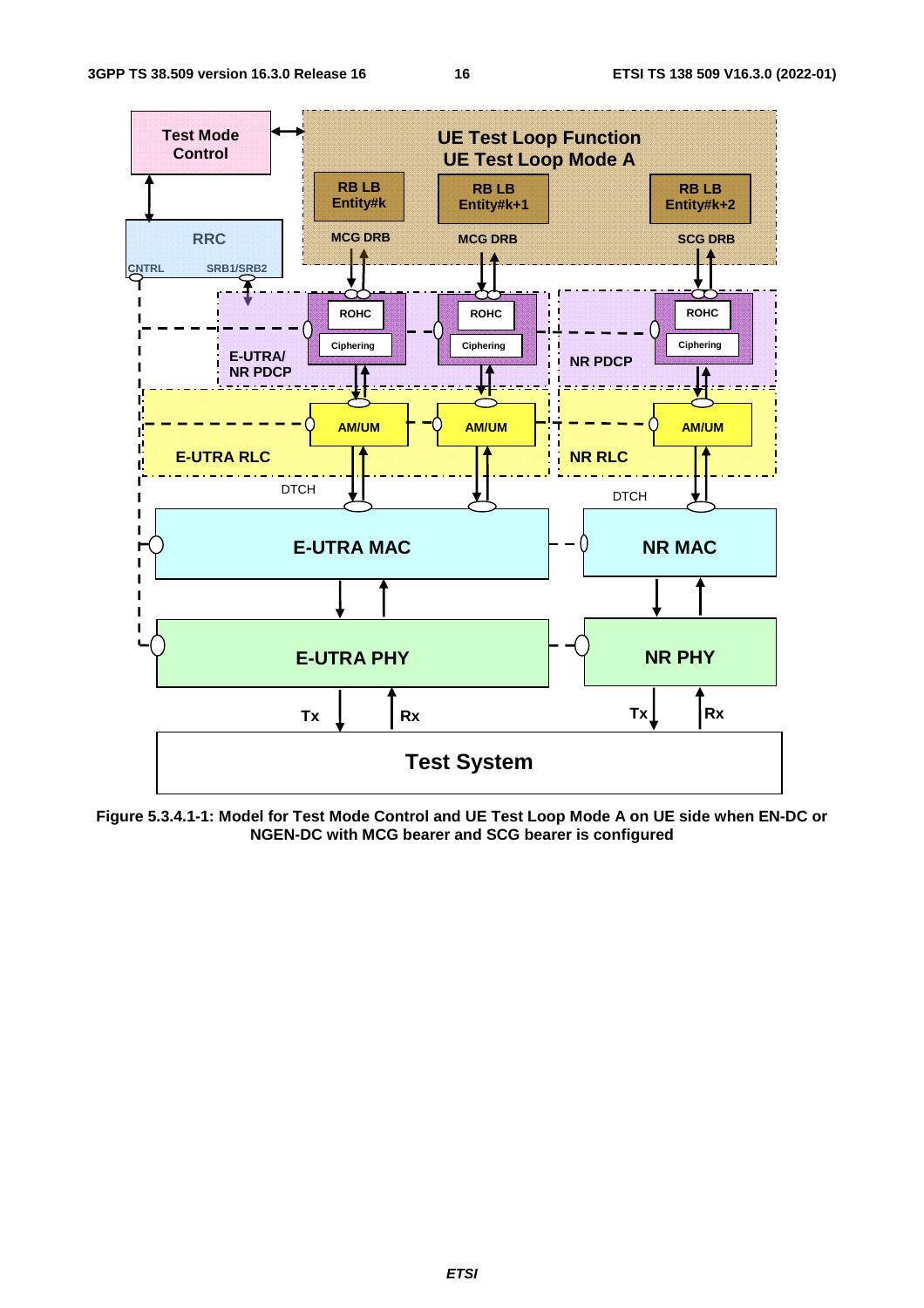**Figure 5.3.4.1-1: Model for Test Mode Control and UE Test Loop Mode A on UE side when EN-DC or NGEN-DC with MCG bearer and SCG bearer is configured**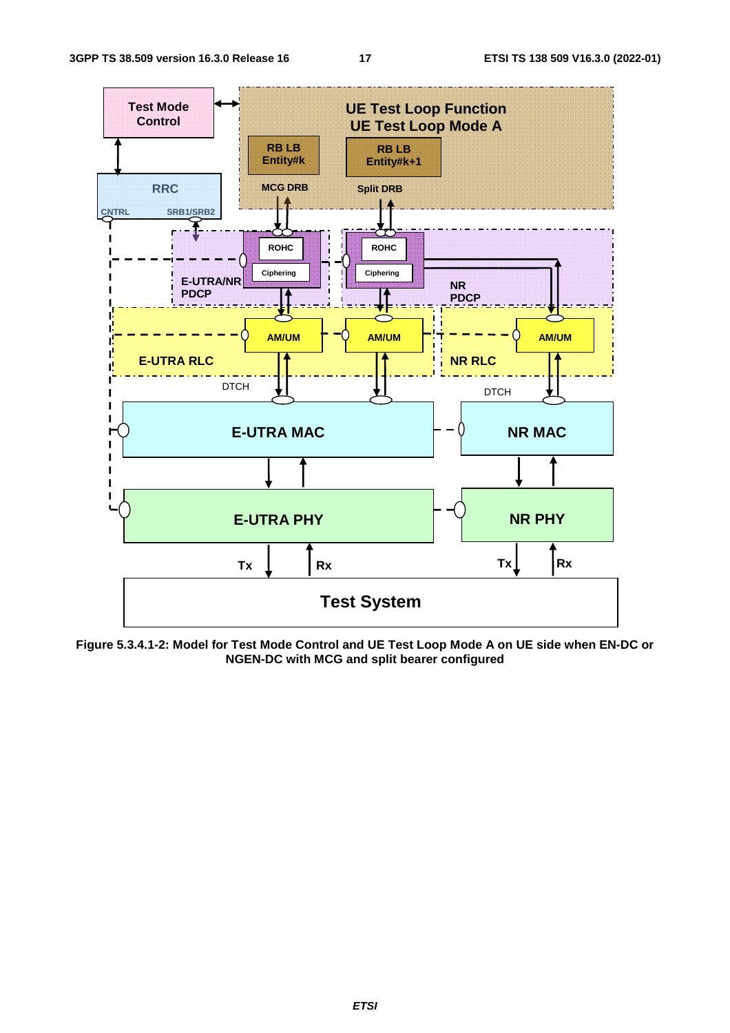Figure 5.3.4.1-2: Model for Test Mode Control and UE Test Loop Mode A on UE side when EN-DC or NGEN-DC with MCG and split bearer configured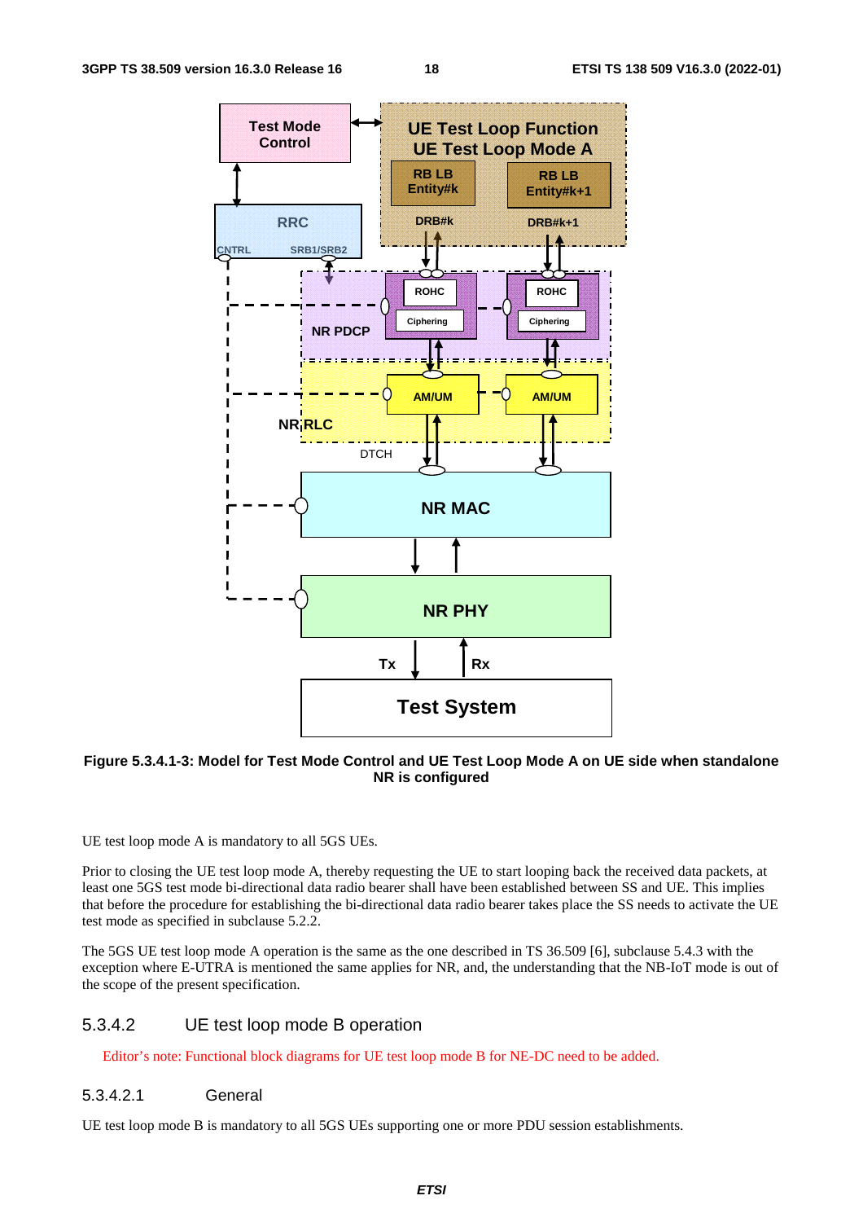**Figure 5.3.4.1-3: Model for Test Mode Control and UE Test Loop Mode A on UE side when standalone NR is configured**

UE test loop mode A is mandatory to all 5GS UEs.

Prior to closing the UE test loop mode A, thereby requesting the UE to start looping back the received data packets, at least one 5GS test mode bi-directional data radio bearer shall have been established between SS and UE. This implies that before the procedure for establishing the bi-directional data radio bearer takes place the SS needs to activate the UE test mode as specified in subclause 5.2.2.

The 5GS UE test loop mode A operation is the same as the one described in TS 36.509 [6], subclause 5.4.3 with the exception where E-UTRA is mentioned the same applies for NR, and, the understanding that the NB-IoT mode is out of the scope of the present specification.

### 5.3.4.2 UE test loop mode B operation

Editor's note: Functional block diagrams for UE test loop mode B for NE-DC need to be added.

#### 5.3.4.2.1 General

UE test loop mode B is mandatory to all 5GS UEs supporting one or more PDU session establishments.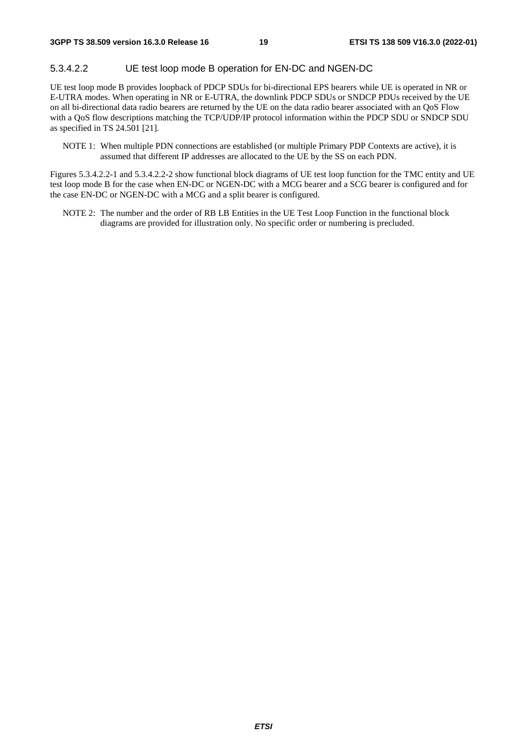#### 5.3.4.2.2 UE test loop mode B operation for EN-DC and NGEN-DC

UE test loop mode B provides loopback of PDCP SDUs for bi-directional EPS bearers while UE is operated in NR or E-UTRA modes. When operating in NR or E-UTRA, the downlink PDCP SDUs or SNDCP PDUs received by the UE on all bi-directional data radio bearers are returned by the UE on the data radio bearer associated with an QoS Flow with a QoS flow descriptions matching the TCP/UDP/IP protocol information within the PDCP SDU or SNDCP SDU as specified in TS 24.501 [21].

NOTE 1: When multiple PDN connections are established (or multiple Primary PDP Contexts are active), it is assumed that different IP addresses are allocated to the UE by the SS on each PDN.

Figures 5.3.4.2.2-1 and 5.3.4.2.2-2 show functional block diagrams of UE test loop function for the TMC entity and UE test loop mode B for the case when EN-DC or NGEN-DC with a MCG bearer and a SCG bearer is configured and for the case EN-DC or NGEN-DC with a MCG and a split bearer is configured.

NOTE 2: The number and the order of RB LB Entities in the UE Test Loop Function in the functional block diagrams are provided for illustration only. No specific order or numbering is precluded.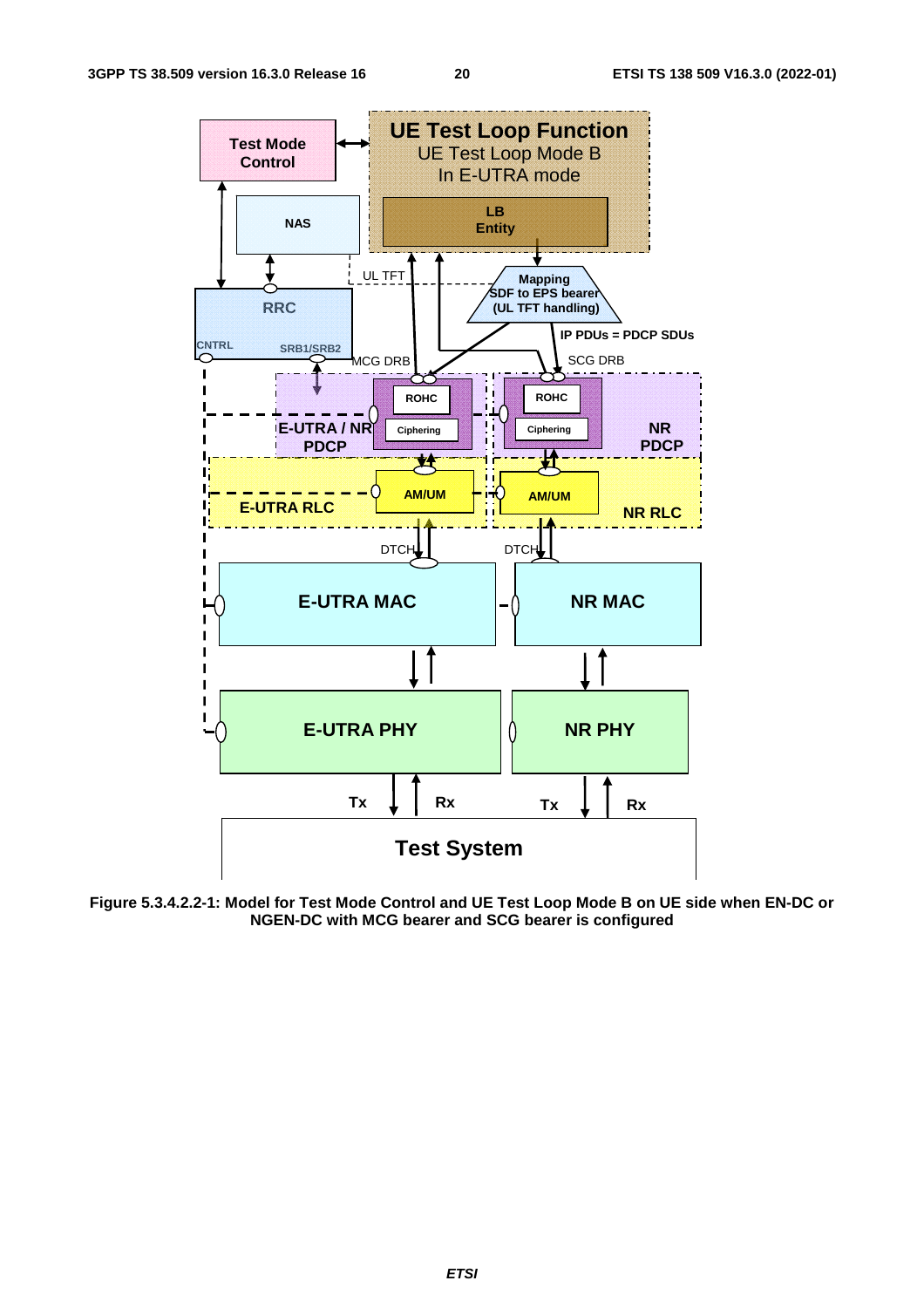**Figure 5.3.4.2.2-1: Model for Test Mode Control and UE Test Loop Mode B on UE side when EN-DC or NGEN-DC with MCG bearer and SCG bearer is configured**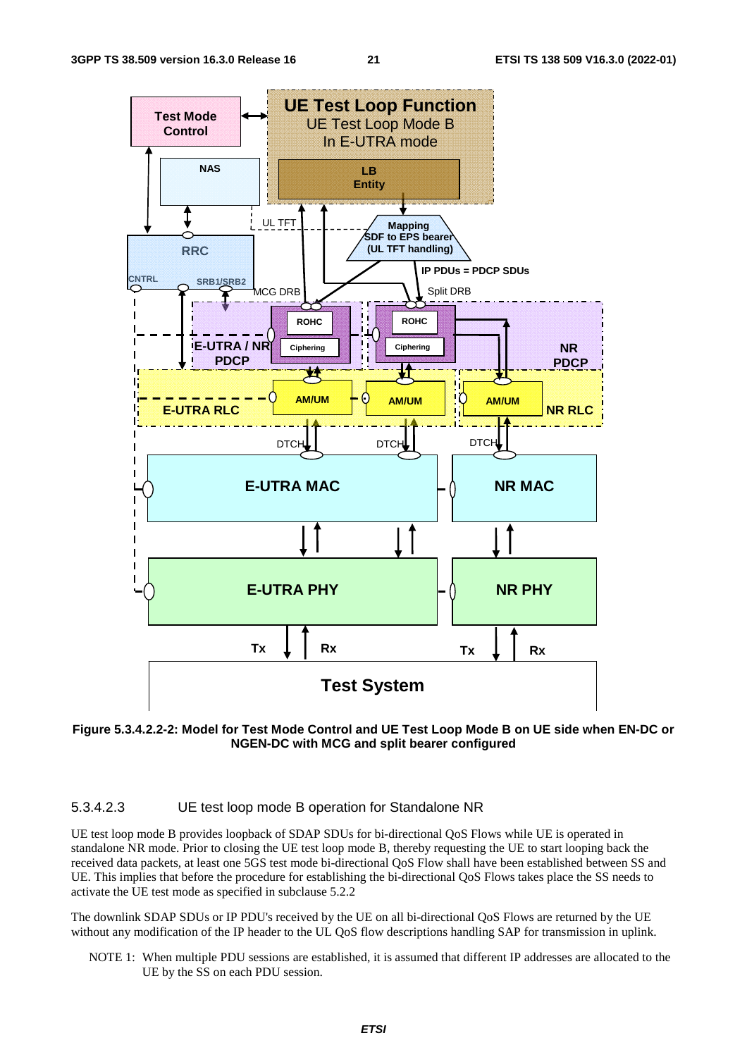**Figure 5.3.4.2.2-2: Model for Test Mode Control and UE Test Loop Mode B on UE side when EN-DC or NGEN-DC with MCG and split bearer configured**

#### 5.3.4.2.3 UE test loop mode B operation for Standalone NR

UE test loop mode B provides loopback of SDAP SDUs for bi-directional QoS Flows while UE is operated in standalone NR mode. Prior to closing the UE test loop mode B, thereby requesting the UE to start looping back the received data packets, at least one 5GS test mode bi-directional QoS Flow shall have been established between SS and UE. This implies that before the procedure for establishing the bi-directional QoS Flows takes place the SS needs to activate the UE test mode as specified in subclause 5.2.2

The downlink SDAP SDUs or IP PDU's received by the UE on all bi-directional QoS Flows are returned by the UE without any modification of the IP header to the UL QoS flow descriptions handling SAP for transmission in uplink.

NOTE 1: When multiple PDU sessions are established, it is assumed that different IP addresses are allocated to the UE by the SS on each PDU session.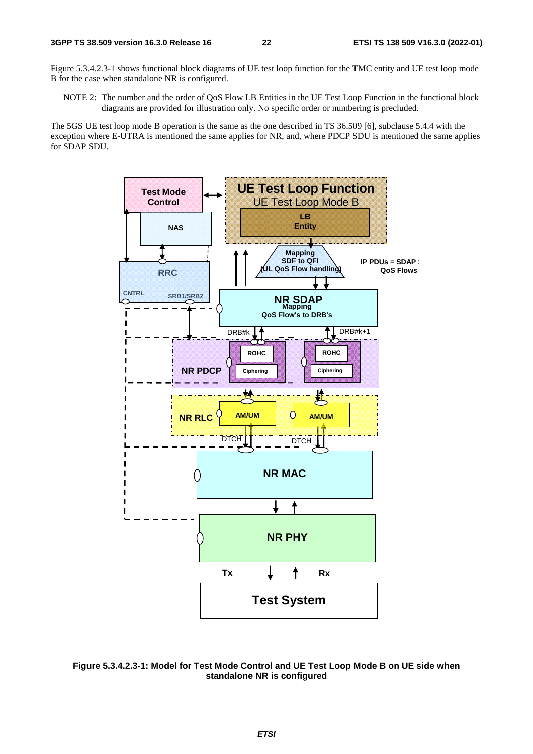Figure 5.3.4.2.3-1 shows functional block diagrams of UE test loop function for the TMC entity and UE test loop mode B for the case when standalone NR is configured.

NOTE 2: The number and the order of QoS Flow LB Entities in the UE Test Loop Function in the functional block diagrams are provided for illustration only. No specific order or numbering is precluded.

The 5GS UE test loop mode B operation is the same as the one described in TS 36.509 [6], subclause 5.4.4 with the exception where E-UTRA is mentioned the same applies for NR, and, where PDCP SDU is mentioned the same applies for SDAP SDU.

**Figure 5.3.4.2.3-1: Model for Test Mode Control and UE Test Loop Mode B on UE side when standalone NR is configured**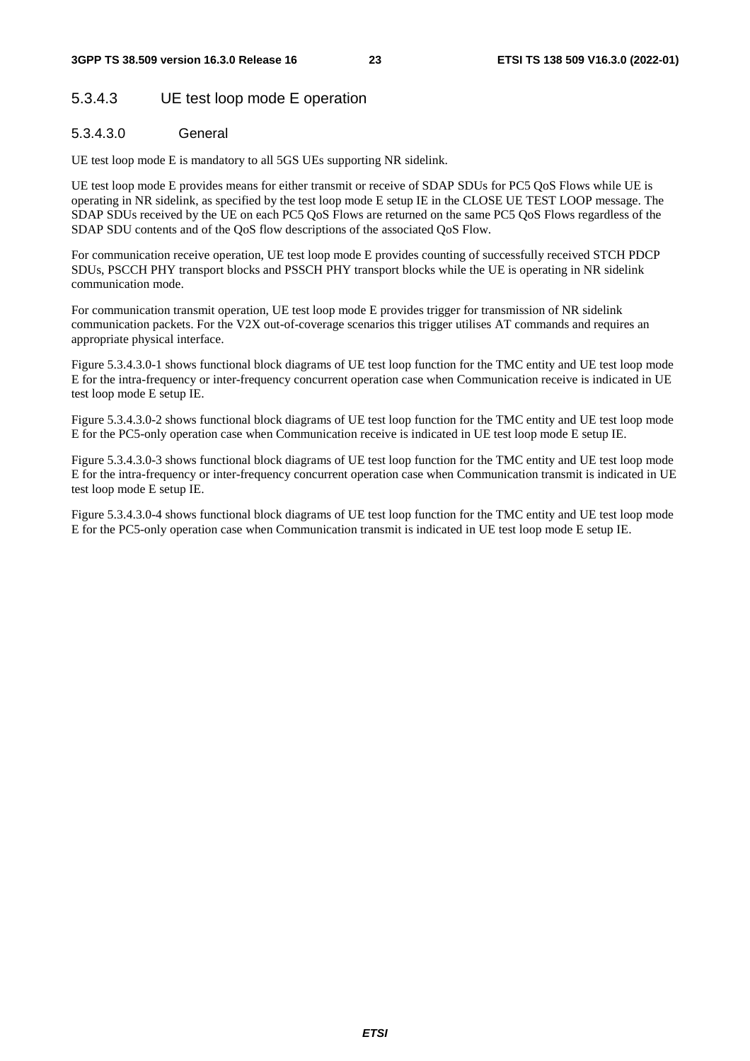### 5.3.4.3 UE test loop mode E operation

#### 5.3.4.3.0 General

UE test loop mode E is mandatory to all 5GS UEs supporting NR sidelink.

UE test loop mode E provides means for either transmit or receive of SDAP SDUs for PC5 QoS Flows while UE is operating in NR sidelink, as specified by the test loop mode E setup IE in the CLOSE UE TEST LOOP message. The SDAP SDUs received by the UE on each PC5 QoS Flows are returned on the same PC5 QoS Flows regardless of the SDAP SDU contents and of the QoS flow descriptions of the associated QoS Flow.

For communication receive operation, UE test loop mode E provides counting of successfully received STCH PDCP SDUs, PSCCH PHY transport blocks and PSSCH PHY transport blocks while the UE is operating in NR sidelink communication mode.

For communication transmit operation, UE test loop mode E provides trigger for transmission of NR sidelink communication packets. For the V2X out-of-coverage scenarios this trigger utilises AT commands and requires an appropriate physical interface.

Figure 5.3.4.3.0-1 shows functional block diagrams of UE test loop function for the TMC entity and UE test loop mode E for the intra-frequency or inter-frequency concurrent operation case when Communication receive is indicated in UE test loop mode E setup IE.

Figure 5.3.4.3.0-2 shows functional block diagrams of UE test loop function for the TMC entity and UE test loop mode E for the PC5-only operation case when Communication receive is indicated in UE test loop mode E setup IE.

Figure 5.3.4.3.0-3 shows functional block diagrams of UE test loop function for the TMC entity and UE test loop mode E for the intra-frequency or inter-frequency concurrent operation case when Communication transmit is indicated in UE test loop mode E setup IE.

Figure 5.3.4.3.0-4 shows functional block diagrams of UE test loop function for the TMC entity and UE test loop mode E for the PC5-only operation case when Communication transmit is indicated in UE test loop mode E setup IE.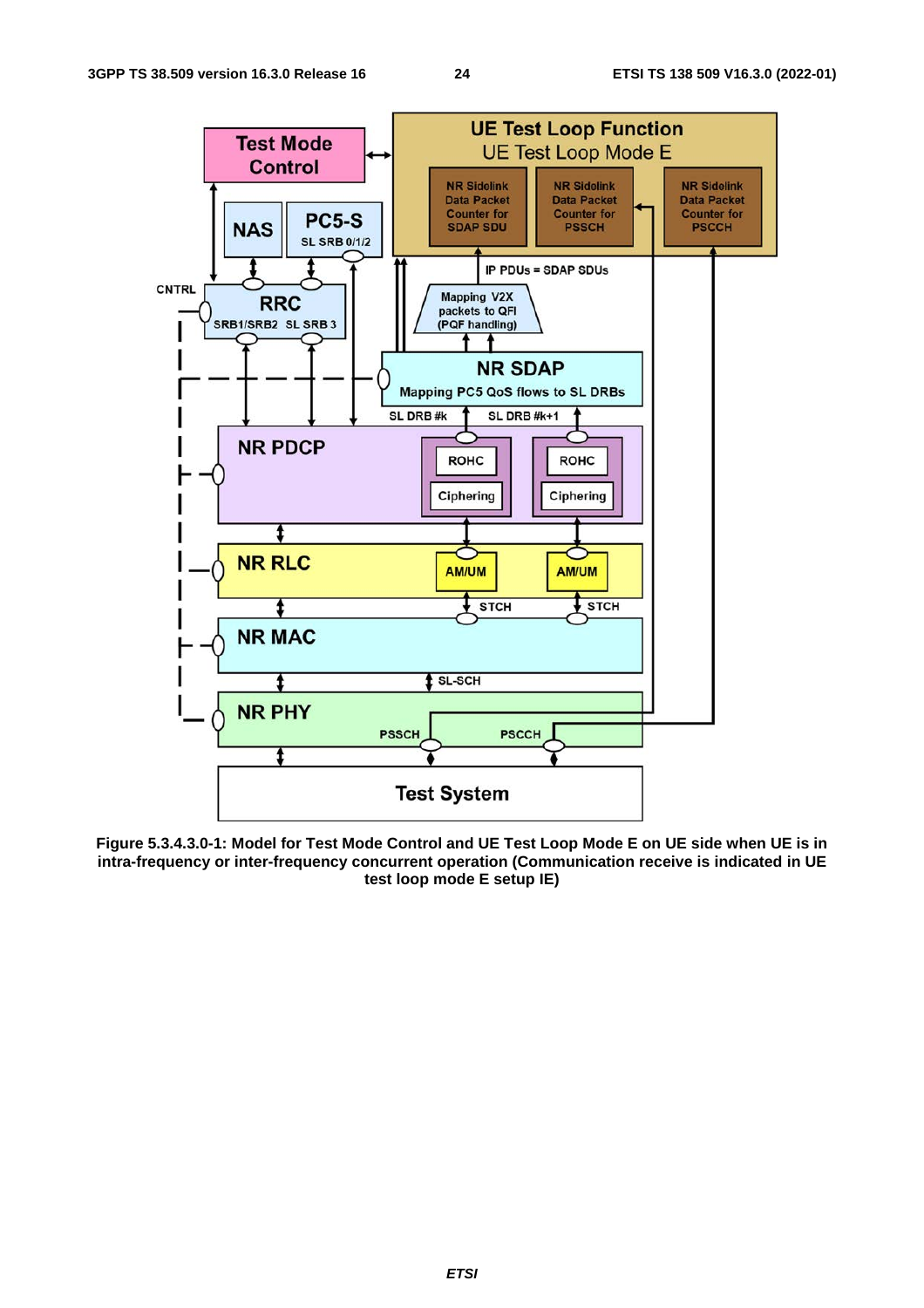**Figure 5.3.4.3.0-1: Model for Test Mode Control and UE Test Loop Mode E on UE side when UE is in intra-frequency or inter-frequency concurrent operation (Communication receive is indicated in UE test loop mode E setup IE)**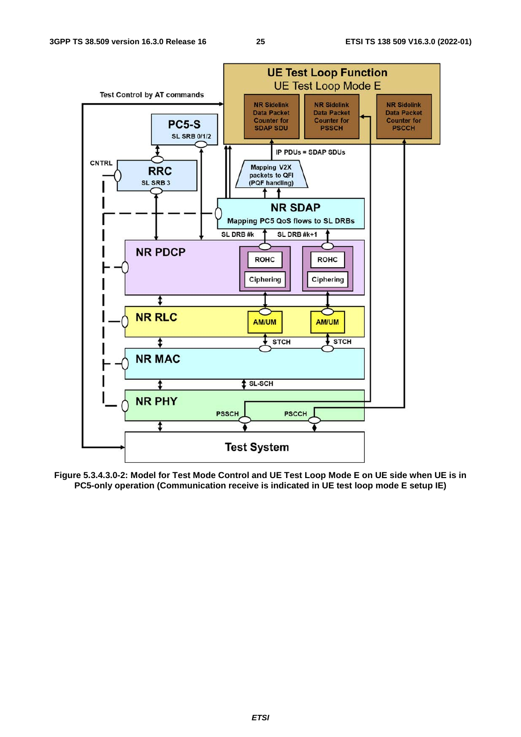**Figure 5.3.4.3.0-2: Model for Test Mode Control and UE Test Loop Mode E on UE side when UE is in PC5-only operation (Communication receive is indicated in UE test loop mode E setup IE)**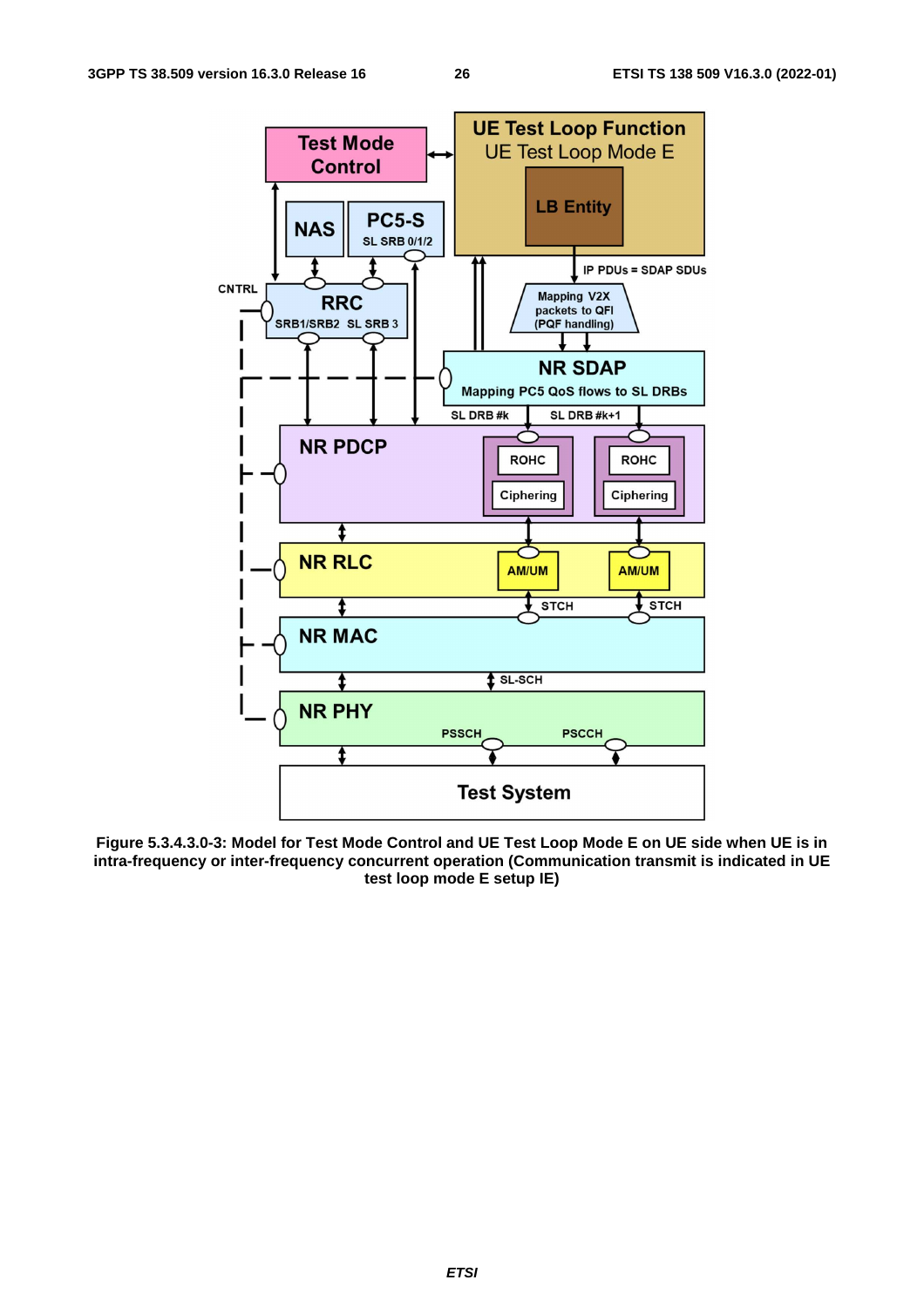**Figure 5.3.4.3.0-3: Model for Test Mode Control and UE Test Loop Mode E on UE side when UE is in intra-frequency or inter-frequency concurrent operation (Communication transmit is indicated in UE test loop mode E setup IE)**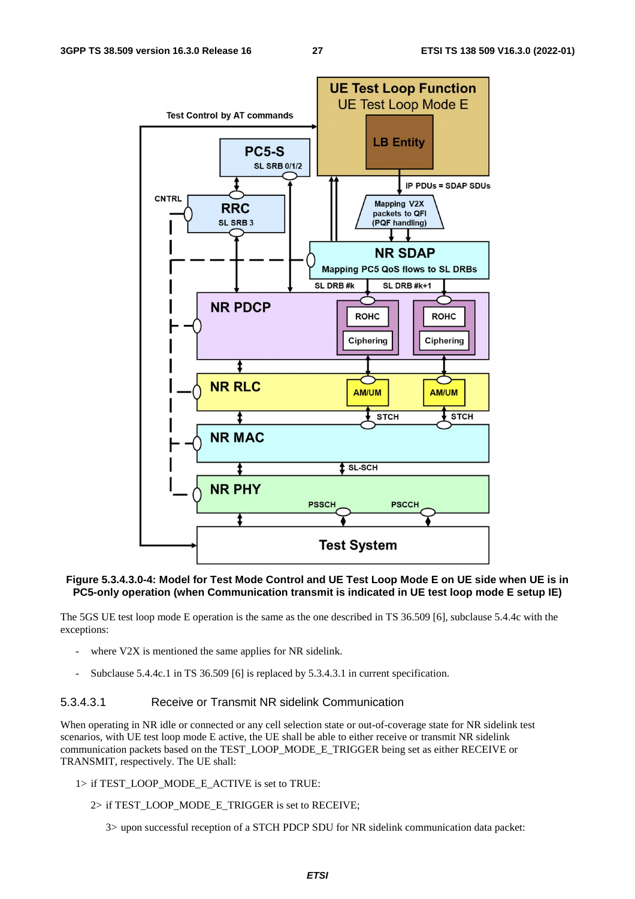**Figure 5.3.4.3.0-4: Model for Test Mode Control and UE Test Loop Mode E on UE side when UE is in PC5-only operation (when Communication transmit is indicated in UE test loop mode E setup IE)**

The 5GS UE test loop mode E operation is the same as the one described in TS 36.509 [6], subclause 5.4.4c with the exceptions:

- where V2X is mentioned the same applies for NR sidelink.
- Subclause 5.4.4c.1 in TS 36.509 [6] is replaced by 5.3.4.3.1 in current specification.

#### 5.3.4.3.1 Receive or Transmit NR sidelink Communication

When operating in NR idle or connected or any cell selection state or out-of-coverage state for NR sidelink test scenarios, with UE test loop mode E active, the UE shall be able to either receive or transmit NR sidelink communication packets based on the TEST_LOOP_MODE_E_TRIGGER being set as either RECEIVE or TRANSMIT, respectively. The UE shall:

1> if TEST_LOOP_MODE_E_ACTIVE is set to TRUE:

2> if TEST_LOOP_MODE_E_TRIGGER is set to RECEIVE;

3> upon successful reception of a STCH PDCP SDU for NR sidelink communication data packet: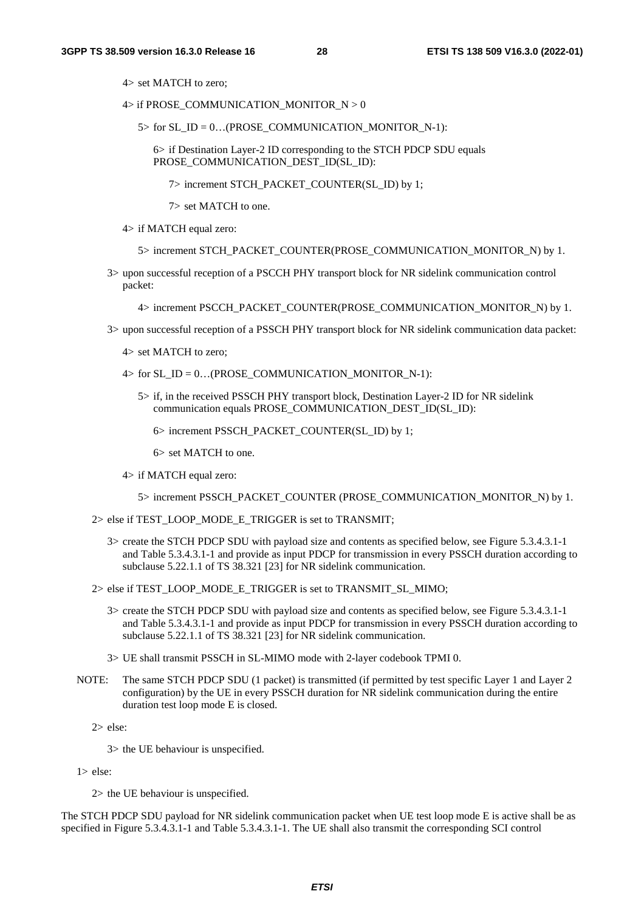4> set MATCH to zero;

4> if PROSE_COMMUNICATION_MONITOR_N > 0

5> for SL_ID = 0…(PROSE_COMMUNICATION_MONITOR_N-1):

6> if Destination Layer-2 ID corresponding to the STCH PDCP SDU equals PROSE_COMMUNICATION_DEST_ID(SL_ID):

7> increment STCH_PACKET_COUNTER(SL_ID) by 1;

7> set MATCH to one.

4> if MATCH equal zero:

5> increment STCH_PACKET_COUNTER(PROSE_COMMUNICATION_MONITOR_N) by 1.

3> upon successful reception of a PSCCH PHY transport block for NR sidelink communication control packet:

4> increment PSCCH_PACKET_COUNTER(PROSE_COMMUNICATION_MONITOR_N) by 1.

3> upon successful reception of a PSSCH PHY transport block for NR sidelink communication data packet:

4> set MATCH to zero;

4> for SL_ID = 0…(PROSE_COMMUNICATION_MONITOR_N-1):

5> if, in the received PSSCH PHY transport block, Destination Layer-2 ID for NR sidelink communication equals PROSE_COMMUNICATION_DEST_ID(SL_ID):

6> increment PSSCH_PACKET_COUNTER(SL_ID) by 1;

6> set MATCH to one.

4> if MATCH equal zero:

5> increment PSSCH_PACKET_COUNTER (PROSE_COMMUNICATION_MONITOR_N) by 1.

2> else if TEST_LOOP_MODE_E_TRIGGER is set to TRANSMIT;

3> create the STCH PDCP SDU with payload size and contents as specified below, see Figure 5.3.4.3.1-1 and Table 5.3.4.3.1-1 and provide as input PDCP for transmission in every PSSCH duration according to subclause 5.22.1.1 of TS 38.321 [23] for NR sidelink communication.

2> else if TEST_LOOP_MODE_E_TRIGGER is set to TRANSMIT_SL_MIMO;

3> create the STCH PDCP SDU with payload size and contents as specified below, see Figure 5.3.4.3.1-1 and Table 5.3.4.3.1-1 and provide as input PDCP for transmission in every PSSCH duration according to subclause 5.22.1.1 of TS 38.321 [23] for NR sidelink communication.

3> UE shall transmit PSSCH in SL-MIMO mode with 2-layer codebook TPMI 0.

NOTE: The same STCH PDCP SDU (1 packet) is transmitted (if permitted by test specific Layer 1 and Layer 2 configuration) by the UE in every PSSCH duration for NR sidelink communication during the entire duration test loop mode E is closed.

2> else:

3> the UE behaviour is unspecified.

1> else:

2> the UE behaviour is unspecified.

The STCH PDCP SDU payload for NR sidelink communication packet when UE test loop mode E is active shall be as specified in Figure 5.3.4.3.1-1 and Table 5.3.4.3.1-1. The UE shall also transmit the corresponding SCI control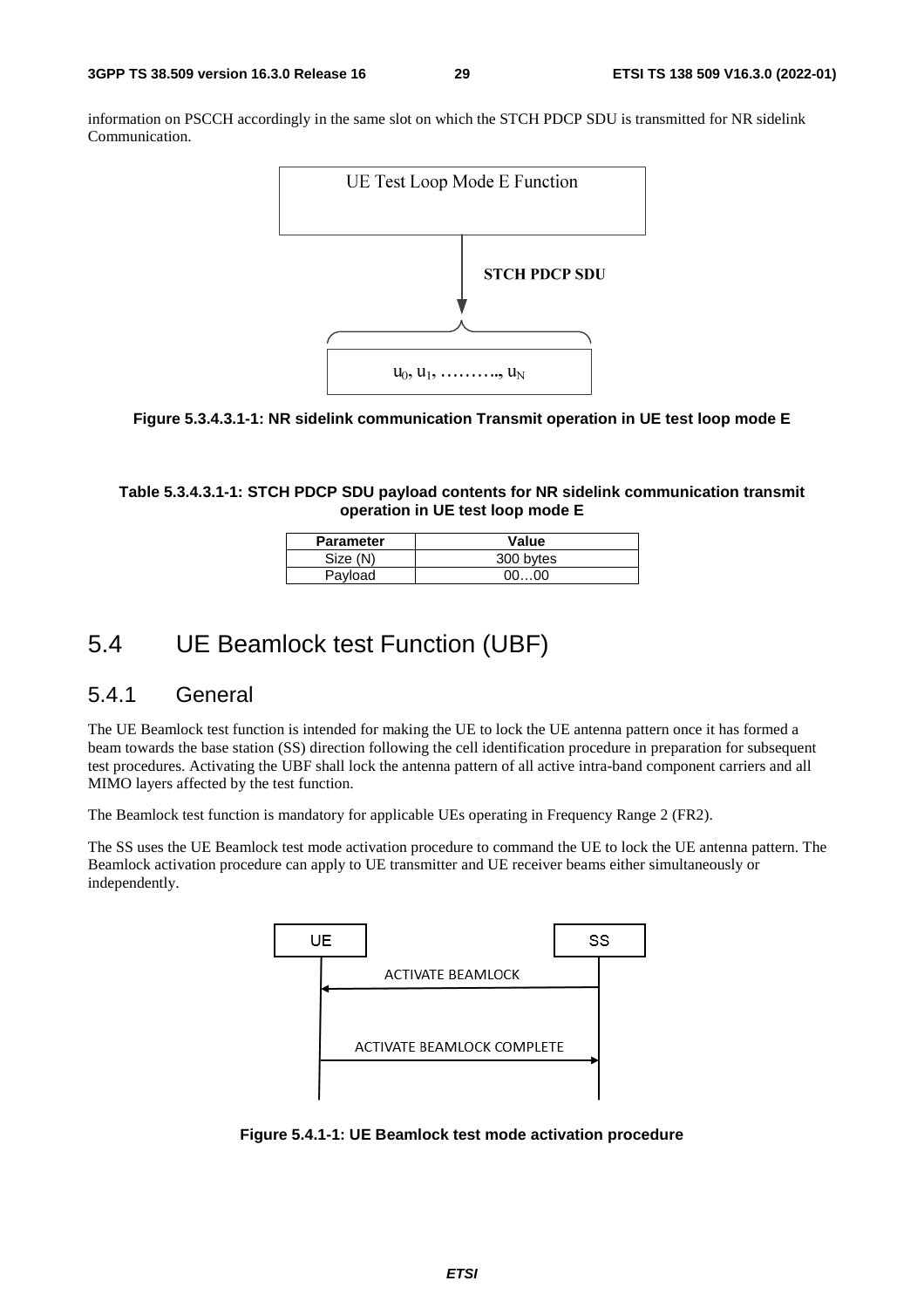information on PSCCH accordingly in the same slot on which the STCH PDCP SDU is transmitted for NR sidelink Communication.

**Figure 5.3.4.3.1-1: NR sidelink communication Transmit operation in UE test loop mode E**

**Table 5.3.4.3.1-1: STCH PDCP SDU payload contents for NR sidelink communication transmit operation in UE test loop mode E**

| Parameter | Value |
| --- | --- |
| Size (N) | 300 bytes |
| Payload | 00…00 |

# 5.4 UE Beamlock test Function (UBF)

## 5.4.1 General

The UE Beamlock test function is intended for making the UE to lock the UE antenna pattern once it has formed a beam towards the base station (SS) direction following the cell identification procedure in preparation for subsequent test procedures. Activating the UBF shall lock the antenna pattern of all active intra-band component carriers and all MIMO layers affected by the test function.

The Beamlock test function is mandatory for applicable UEs operating in Frequency Range 2 (FR2).

The SS uses the UE Beamlock test mode activation procedure to command the UE to lock the UE antenna pattern. The Beamlock activation procedure can apply to UE transmitter and UE receiver beams either simultaneously or independently.

**Figure 5.4.1-1: UE Beamlock test mode activation procedure**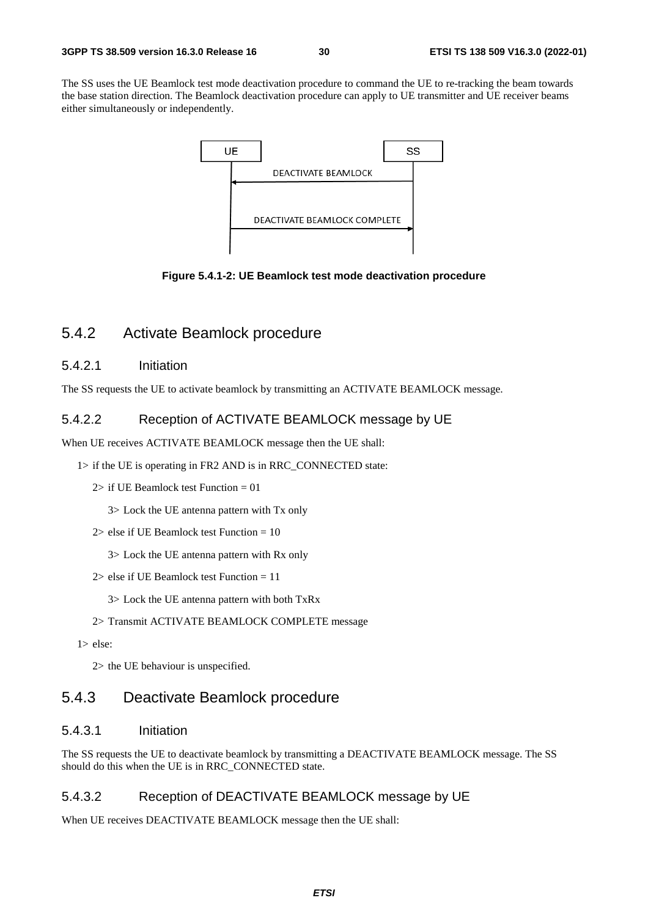The SS uses the UE Beamlock test mode deactivation procedure to command the UE to re-tracking the beam towards the base station direction. The Beamlock deactivation procedure can apply to UE transmitter and UE receiver beams either simultaneously or independently.

```
UE                                SS
|        DEACTIVATE BEAMLOCK       |
|<---------------------------------|
|                                  |
|   DEACTIVATE BEAMLOCK COMPLETE   |
|--------------------------------->|
|                                  |
```

**Figure 5.4.1-2: UE Beamlock test mode deactivation procedure**

## 5.4.2 Activate Beamlock procedure

### 5.4.2.1 Initiation

The SS requests the UE to activate beamlock by transmitting an ACTIVATE BEAMLOCK message.

### 5.4.2.2 Reception of ACTIVATE BEAMLOCK message by UE

When UE receives ACTIVATE BEAMLOCK message then the UE shall:

1> if the UE is operating in FR2 AND is in RRC_CONNECTED state:

  2> if UE Beamlock test Function = 01

    3> Lock the UE antenna pattern with Tx only

  2> else if UE Beamlock test Function = 10

    3> Lock the UE antenna pattern with Rx only

  2> else if UE Beamlock test Function = 11

    3> Lock the UE antenna pattern with both TxRx

  2> Transmit ACTIVATE BEAMLOCK COMPLETE message

1> else:

  2> the UE behaviour is unspecified.

## 5.4.3 Deactivate Beamlock procedure

### 5.4.3.1 Initiation

The SS requests the UE to deactivate beamlock by transmitting a DEACTIVATE BEAMLOCK message. The SS should do this when the UE is in RRC_CONNECTED state.

### 5.4.3.2 Reception of DEACTIVATE BEAMLOCK message by UE

When UE receives DEACTIVATE BEAMLOCK message then the UE shall: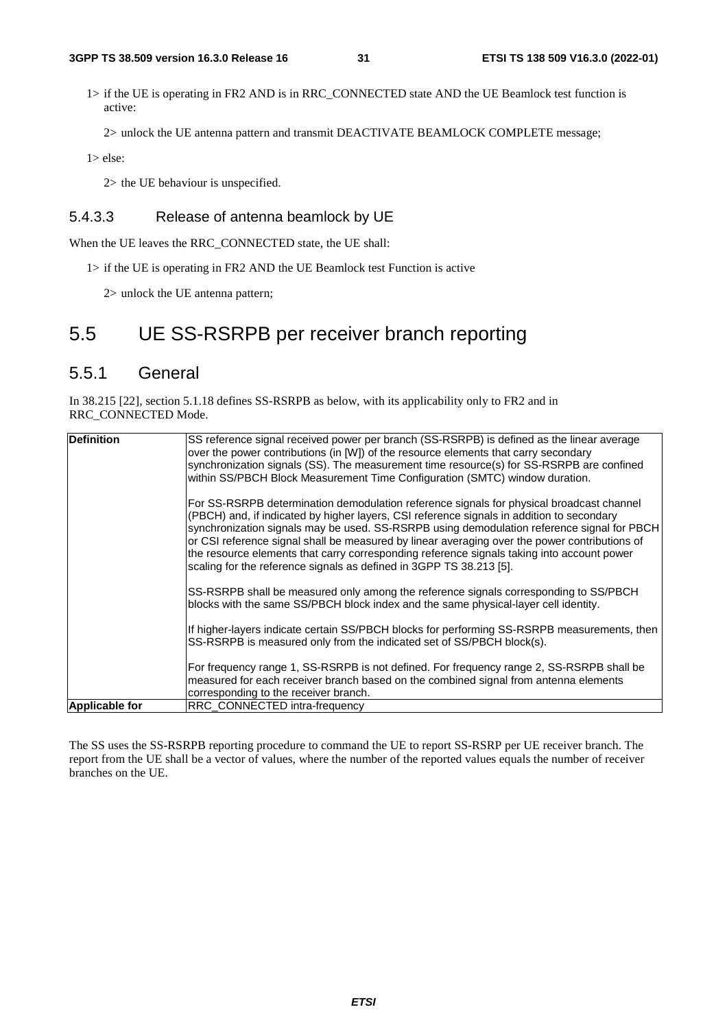1> if the UE is operating in FR2 AND is in RRC_CONNECTED state AND the UE Beamlock test function is active:

2> unlock the UE antenna pattern and transmit DEACTIVATE BEAMLOCK COMPLETE message;

1> else:

2> the UE behaviour is unspecified.

#### 5.4.3.3 Release of antenna beamlock by UE

When the UE leaves the RRC_CONNECTED state, the UE shall:

1> if the UE is operating in FR2 AND the UE Beamlock test Function is active

2> unlock the UE antenna pattern;

## 5.5 UE SS-RSRPB per receiver branch reporting

### 5.5.1 General

In 38.215 [22], section 5.1.18 defines SS-RSRPB as below, with its applicability only to FR2 and in RRC_CONNECTED Mode.

| | |
|---|---|
| **Definition** | SS reference signal received power per branch (SS-RSRPB) is defined as the linear average over the power contributions (in [W]) of the resource elements that carry secondary synchronization signals (SS). The measurement time resource(s) for SS-RSRPB are confined within SS/PBCH Block Measurement Time Configuration (SMTC) window duration.<br><br>For SS-RSRPB determination demodulation reference signals for physical broadcast channel (PBCH) and, if indicated by higher layers, CSI reference signals in addition to secondary synchronization signals may be used. SS-RSRPB using demodulation reference signal for PBCH or CSI reference signal shall be measured by linear averaging over the power contributions of the resource elements that carry corresponding reference signals taking into account power scaling for the reference signals as defined in 3GPP TS 38.213 [5].<br><br>SS-RSRPB shall be measured only among the reference signals corresponding to SS/PBCH blocks with the same SS/PBCH block index and the same physical-layer cell identity.<br><br>If higher-layers indicate certain SS/PBCH blocks for performing SS-RSRPB measurements, then SS-RSRPB is measured only from the indicated set of SS/PBCH block(s).<br><br>For frequency range 1, SS-RSRPB is not defined. For frequency range 2, SS-RSRPB shall be measured for each receiver branch based on the combined signal from antenna elements corresponding to the receiver branch. |
| **Applicable for** | RRC_CONNECTED intra-frequency |

The SS uses the SS-RSRPB reporting procedure to command the UE to report SS-RSRP per UE receiver branch. The report from the UE shall be a vector of values, where the number of the reported values equals the number of receiver branches on the UE.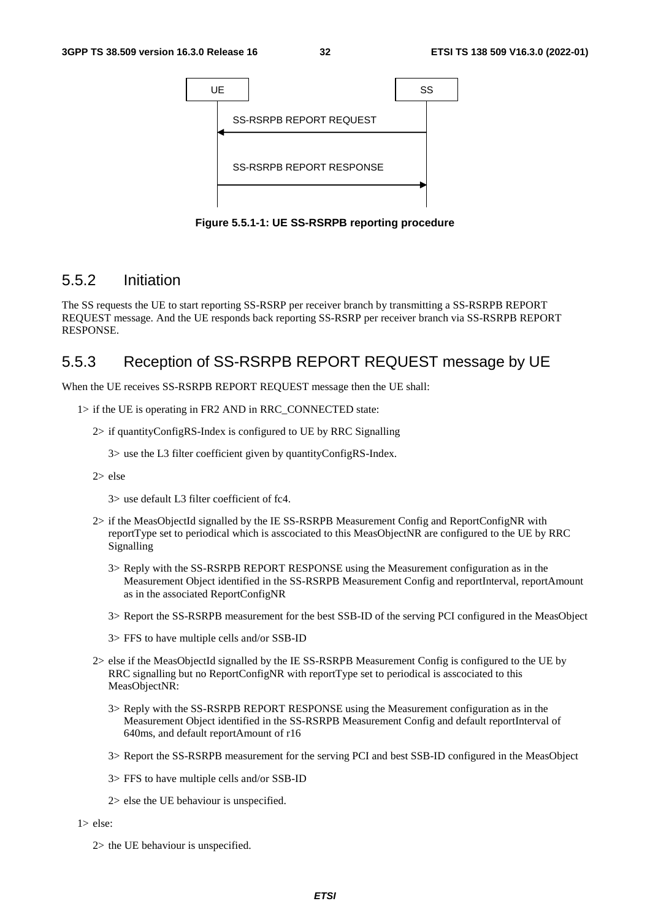UE SS

SS-RSRPB REPORT REQUEST

SS-RSRPB REPORT RESPONSE

**Figure 5.5.1-1: UE SS-RSRPB reporting procedure**

## 5.5.2 Initiation

The SS requests the UE to start reporting SS-RSRP per receiver branch by transmitting a SS-RSRPB REPORT REQUEST message. And the UE responds back reporting SS-RSRP per receiver branch via SS-RSRPB REPORT RESPONSE.

## 5.5.3 Reception of SS-RSRPB REPORT REQUEST message by UE

When the UE receives SS-RSRPB REPORT REQUEST message then the UE shall:

1> if the UE is operating in FR2 AND in RRC_CONNECTED state:

2> if quantityConfigRS-Index is configured to UE by RRC Signalling

3> use the L3 filter coefficient given by quantityConfigRS-Index.

2> else

3> use default L3 filter coefficient of fc4.

2> if the MeasObjectId signalled by the IE SS-RSRPB Measurement Config and ReportConfigNR with reportType set to periodical which is asscociated to this MeasObjectNR are configured to the UE by RRC Signalling

3> Reply with the SS-RSRPB REPORT RESPONSE using the Measurement configuration as in the Measurement Object identified in the SS-RSRPB Measurement Config and reportInterval, reportAmount as in the associated ReportConfigNR

3> Report the SS-RSRPB measurement for the best SSB-ID of the serving PCI configured in the MeasObject

3> FFS to have multiple cells and/or SSB-ID

2> else if the MeasObjectId signalled by the IE SS-RSRPB Measurement Config is configured to the UE by RRC signalling but no ReportConfigNR with reportType set to periodical is asscociated to this MeasObjectNR:

3> Reply with the SS-RSRPB REPORT RESPONSE using the Measurement configuration as in the Measurement Object identified in the SS-RSRPB Measurement Config and default reportInterval of 640ms, and default reportAmount of r16

3> Report the SS-RSRPB measurement for the serving PCI and best SSB-ID configured in the MeasObject

3> FFS to have multiple cells and/or SSB-ID

2> else the UE behaviour is unspecified.

1> else:

2> the UE behaviour is unspecified.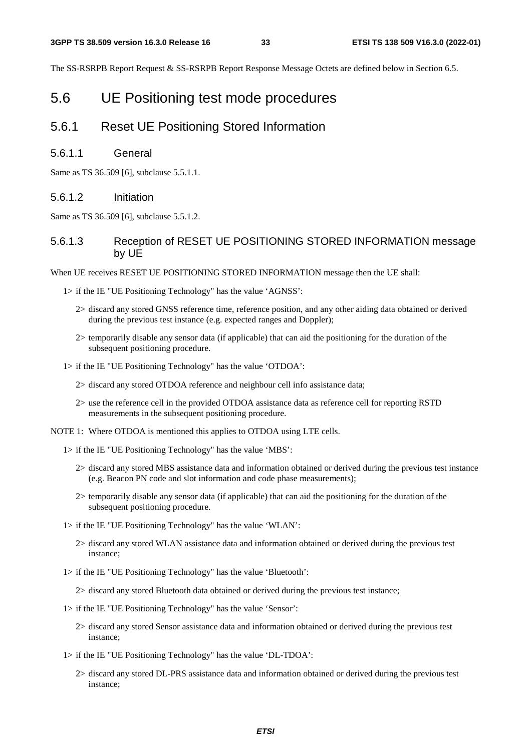The SS-RSRPB Report Request & SS-RSRPB Report Response Message Octets are defined below in Section 6.5.

# 5.6 UE Positioning test mode procedures

## 5.6.1 Reset UE Positioning Stored Information

### 5.6.1.1 General

Same as TS 36.509 [6], subclause 5.5.1.1.

### 5.6.1.2 Initiation

Same as TS 36.509 [6], subclause 5.5.1.2.

### 5.6.1.3 Reception of RESET UE POSITIONING STORED INFORMATION message by UE

When UE receives RESET UE POSITIONING STORED INFORMATION message then the UE shall:

- 1> if the IE "UE Positioning Technology" has the value 'AGNSS':
  - 2> discard any stored GNSS reference time, reference position, and any other aiding data obtained or derived during the previous test instance (e.g. expected ranges and Doppler);
  - 2> temporarily disable any sensor data (if applicable) that can aid the positioning for the duration of the subsequent positioning procedure.
- 1> if the IE "UE Positioning Technology" has the value 'OTDOA':
  - 2> discard any stored OTDOA reference and neighbour cell info assistance data;
  - 2> use the reference cell in the provided OTDOA assistance data as reference cell for reporting RSTD measurements in the subsequent positioning procedure.

NOTE 1: Where OTDOA is mentioned this applies to OTDOA using LTE cells.

- 1> if the IE "UE Positioning Technology" has the value 'MBS':
  - 2> discard any stored MBS assistance data and information obtained or derived during the previous test instance (e.g. Beacon PN code and slot information and code phase measurements);
  - 2> temporarily disable any sensor data (if applicable) that can aid the positioning for the duration of the subsequent positioning procedure.
- 1> if the IE "UE Positioning Technology" has the value 'WLAN':
  - 2> discard any stored WLAN assistance data and information obtained or derived during the previous test instance;
- 1> if the IE "UE Positioning Technology" has the value 'Bluetooth':
  - 2> discard any stored Bluetooth data obtained or derived during the previous test instance;
- 1> if the IE "UE Positioning Technology" has the value 'Sensor':
  - 2> discard any stored Sensor assistance data and information obtained or derived during the previous test instance;
- 1> if the IE "UE Positioning Technology" has the value 'DL-TDOA':
  - 2> discard any stored DL-PRS assistance data and information obtained or derived during the previous test instance;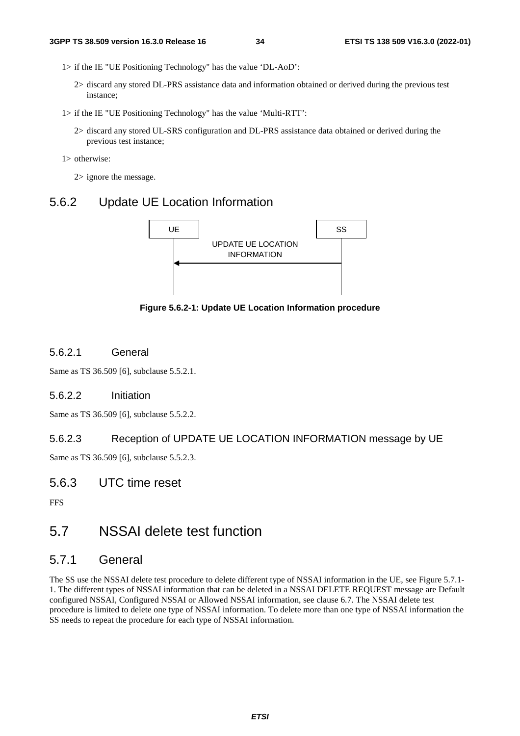1> if the IE "UE Positioning Technology" has the value 'DL-AoD':

2> discard any stored DL-PRS assistance data and information obtained or derived during the previous test instance;

1> if the IE "UE Positioning Technology" has the value 'Multi-RTT':

2> discard any stored UL-SRS configuration and DL-PRS assistance data obtained or derived during the previous test instance;

1> otherwise:

2> ignore the message.

### 5.6.2 Update UE Location Information

UE | SS

UPDATE UE LOCATION INFORMATION

**Figure 5.6.2-1: Update UE Location Information procedure**

#### 5.6.2.1 General

Same as TS 36.509 [6], subclause 5.5.2.1.

#### 5.6.2.2 Initiation

Same as TS 36.509 [6], subclause 5.5.2.2.

#### 5.6.2.3 Reception of UPDATE UE LOCATION INFORMATION message by UE

Same as TS 36.509 [6], subclause 5.5.2.3.

### 5.6.3 UTC time reset

FFS

## 5.7 NSSAI delete test function

### 5.7.1 General

The SS use the NSSAI delete test procedure to delete different type of NSSAI information in the UE, see Figure 5.7.1-1. The different types of NSSAI information that can be deleted in a NSSAI DELETE REQUEST message are Default configured NSSAI, Configured NSSAI or Allowed NSSAI information, see clause 6.7. The NSSAI delete test procedure is limited to delete one type of NSSAI information. To delete more than one type of NSSAI information the SS needs to repeat the procedure for each type of NSSAI information.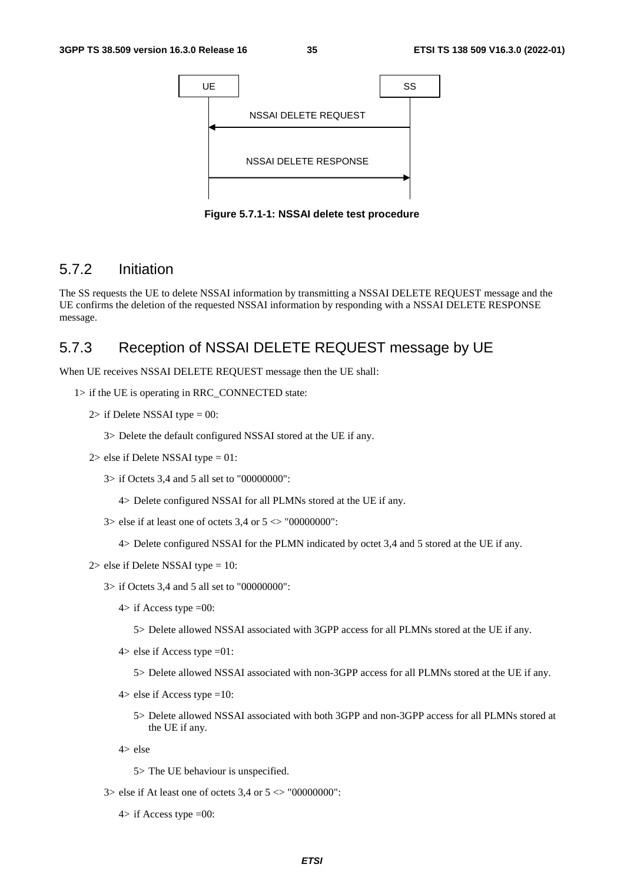UE → SS: (sequence diagram)

| UE | | SS |
|---|---|---|
| | ← NSSAI DELETE REQUEST | |
| | NSSAI DELETE RESPONSE → | |

**Figure 5.7.1-1: NSSAI delete test procedure**

## 5.7.2 Initiation

The SS requests the UE to delete NSSAI information by transmitting a NSSAI DELETE REQUEST message and the UE confirms the deletion of the requested NSSAI information by responding with a NSSAI DELETE RESPONSE message.

## 5.7.3 Reception of NSSAI DELETE REQUEST message by UE

When UE receives NSSAI DELETE REQUEST message then the UE shall:

1> if the UE is operating in RRC_CONNECTED state:

  2> if Delete NSSAI type = 00:

    3> Delete the default configured NSSAI stored at the UE if any.

  2> else if Delete NSSAI type = 01:

    3> if Octets 3,4 and 5 all set to "00000000":

      4> Delete configured NSSAI for all PLMNs stored at the UE if any.

    3> else if at least one of octets 3,4 or 5 <> "00000000":

      4> Delete configured NSSAI for the PLMN indicated by octet 3,4 and 5 stored at the UE if any.

  2> else if Delete NSSAI type = 10:

    3> if Octets 3,4 and 5 all set to "00000000":

      4> if Access type =00:

        5> Delete allowed NSSAI associated with 3GPP access for all PLMNs stored at the UE if any.

      4> else if Access type =01:

        5> Delete allowed NSSAI associated with non-3GPP access for all PLMNs stored at the UE if any.

      4> else if Access type =10:

        5> Delete allowed NSSAI associated with both 3GPP and non-3GPP access for all PLMNs stored at the UE if any.

      4> else

        5> The UE behaviour is unspecified.

    3> else if At least one of octets 3,4 or 5 <> "00000000":

      4> if Access type =00: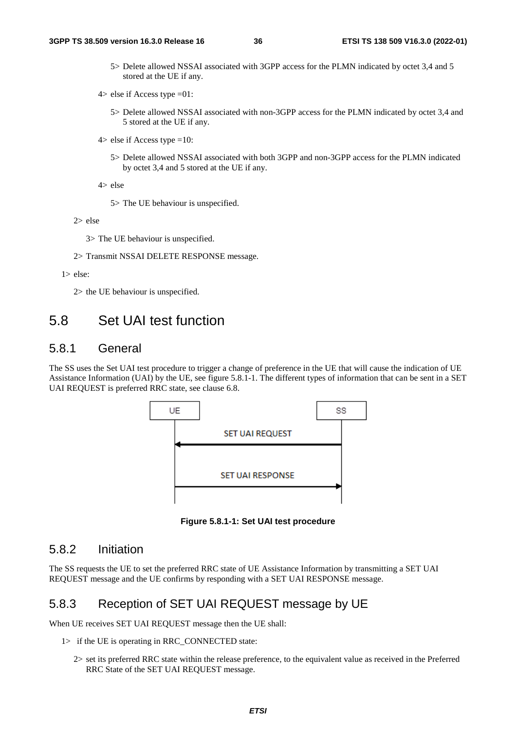5> Delete allowed NSSAI associated with 3GPP access for the PLMN indicated by octet 3,4 and 5 stored at the UE if any.

4> else if Access type =01:

5> Delete allowed NSSAI associated with non-3GPP access for the PLMN indicated by octet 3,4 and 5 stored at the UE if any.

4> else if Access type =10:

5> Delete allowed NSSAI associated with both 3GPP and non-3GPP access for the PLMN indicated by octet 3,4 and 5 stored at the UE if any.

4> else

5> The UE behaviour is unspecified.

2> else

3> The UE behaviour is unspecified.

2> Transmit NSSAI DELETE RESPONSE message.

1> else:

2> the UE behaviour is unspecified.

## 5.8 Set UAI test function

### 5.8.1 General

The SS uses the Set UAI test procedure to trigger a change of preference in the UE that will cause the indication of UE Assistance Information (UAI) by the UE, see figure 5.8.1-1. The different types of information that can be sent in a SET UAI REQUEST is preferred RRC state, see clause 6.8.

```
UE                                  SS
 |        SET UAI REQUEST            |
 |<----------------------------------|
 |        SET UAI RESPONSE           |
 |---------------------------------->|
```

**Figure 5.8.1-1: Set UAI test procedure**

### 5.8.2 Initiation

The SS requests the UE to set the preferred RRC state of UE Assistance Information by transmitting a SET UAI REQUEST message and the UE confirms by responding with a SET UAI RESPONSE message.

### 5.8.3 Reception of SET UAI REQUEST message by UE

When UE receives SET UAI REQUEST message then the UE shall:

1> if the UE is operating in RRC_CONNECTED state:

2> set its preferred RRC state within the release preference, to the equivalent value as received in the Preferred RRC State of the SET UAI REQUEST message.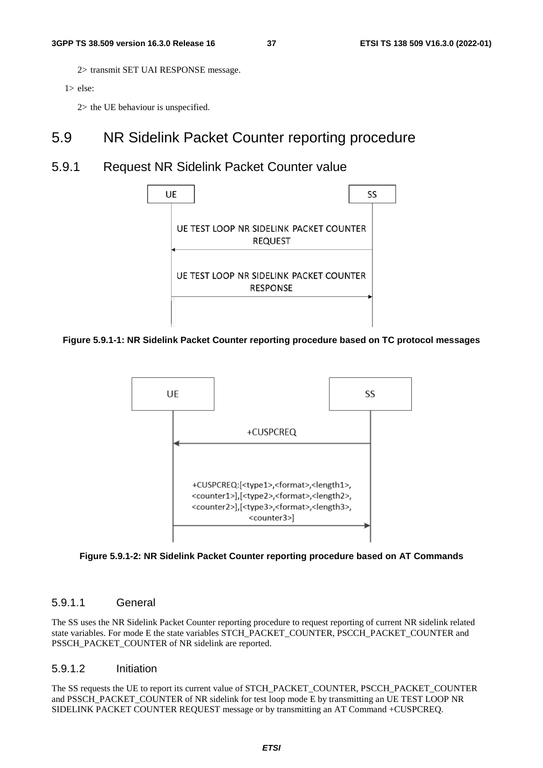2> transmit SET UAI RESPONSE message.

1> else:

2> the UE behaviour is unspecified.

# 5.9 NR Sidelink Packet Counter reporting procedure

## 5.9.1 Request NR Sidelink Packet Counter value

UE | SS

UE TEST LOOP NR SIDELINK PACKET COUNTER REQUEST

UE TEST LOOP NR SIDELINK PACKET COUNTER RESPONSE

**Figure 5.9.1-1: NR Sidelink Packet Counter reporting procedure based on TC protocol messages**

UE | SS

+CUSPCREQ

+CUSPCREQ:[<type1>,<format>,<length1>,<counter1>],[<type2>,<format>,<length2>,<counter2>],[<type3>,<format>,<length3>,<counter3>]

**Figure 5.9.1-2: NR Sidelink Packet Counter reporting procedure based on AT Commands**

### 5.9.1.1 General

The SS uses the NR Sidelink Packet Counter reporting procedure to request reporting of current NR sidelink related state variables. For mode E the state variables STCH_PACKET_COUNTER, PSCCH_PACKET_COUNTER and PSSCH_PACKET_COUNTER of NR sidelink are reported.

### 5.9.1.2 Initiation

The SS requests the UE to report its current value of STCH_PACKET_COUNTER, PSCCH_PACKET_COUNTER and PSSCH_PACKET_COUNTER of NR sidelink for test loop mode E by transmitting an UE TEST LOOP NR SIDELINK PACKET COUNTER REQUEST message or by transmitting an AT Command +CUSPCREQ.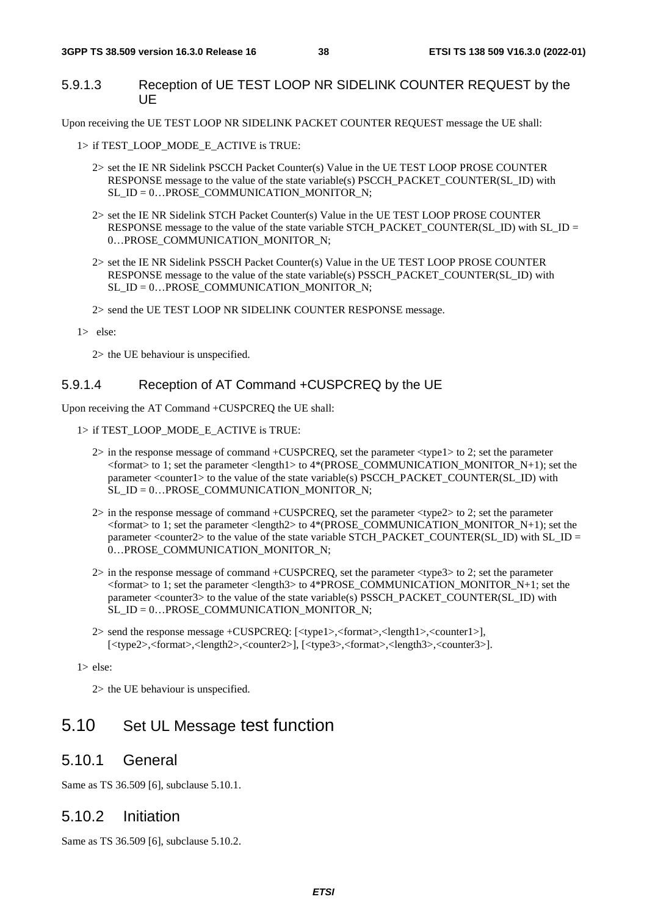#### 5.9.1.3 Reception of UE TEST LOOP NR SIDELINK COUNTER REQUEST by the UE

Upon receiving the UE TEST LOOP NR SIDELINK PACKET COUNTER REQUEST message the UE shall:

- 1> if TEST_LOOP_MODE_E_ACTIVE is TRUE:
  - 2> set the IE NR Sidelink PSCCH Packet Counter(s) Value in the UE TEST LOOP PROSE COUNTER RESPONSE message to the value of the state variable(s) PSCCH_PACKET_COUNTER(SL_ID) with SL_ID = 0…PROSE_COMMUNICATION_MONITOR_N;
  - 2> set the IE NR Sidelink STCH Packet Counter(s) Value in the UE TEST LOOP PROSE COUNTER RESPONSE message to the value of the state variable STCH_PACKET_COUNTER(SL_ID) with SL_ID = 0…PROSE_COMMUNICATION_MONITOR_N;
  - 2> set the IE NR Sidelink PSSCH Packet Counter(s) Value in the UE TEST LOOP PROSE COUNTER RESPONSE message to the value of the state variable(s) PSSCH_PACKET_COUNTER(SL_ID) with SL_ID = 0…PROSE_COMMUNICATION_MONITOR_N;
  - 2> send the UE TEST LOOP NR SIDELINK COUNTER RESPONSE message.
- 1> else:
  - 2> the UE behaviour is unspecified.

#### 5.9.1.4 Reception of AT Command +CUSPCREQ by the UE

Upon receiving the AT Command +CUSPCREQ the UE shall:

- 1> if TEST_LOOP_MODE_E_ACTIVE is TRUE:
  - 2> in the response message of command +CUSPCREQ, set the parameter <type1> to 2; set the parameter <format> to 1; set the parameter <length1> to 4*(PROSE_COMMUNICATION_MONITOR_N+1); set the parameter <counter1> to the value of the state variable(s) PSCCH_PACKET_COUNTER(SL_ID) with SL_ID = 0…PROSE_COMMUNICATION_MONITOR_N;
  - 2> in the response message of command +CUSPCREQ, set the parameter <type2> to 2; set the parameter <format> to 1; set the parameter <length2> to 4*(PROSE_COMMUNICATION_MONITOR_N+1); set the parameter <counter2> to the value of the state variable STCH_PACKET_COUNTER(SL_ID) with SL_ID = 0…PROSE_COMMUNICATION_MONITOR_N;
  - 2> in the response message of command +CUSPCREQ, set the parameter <type3> to 2; set the parameter <format> to 1; set the parameter <length3> to 4*PROSE_COMMUNICATION_MONITOR_N+1; set the parameter <counter3> to the value of the state variable(s) PSSCH_PACKET_COUNTER(SL_ID) with SL_ID = 0…PROSE_COMMUNICATION_MONITOR_N;
  - 2> send the response message +CUSPCREQ: [<type1>,<format>,<length1>,<counter1>], [<type2>,<format>,<length2>,<counter2>], [<type3>,<format>,<length3>,<counter3>].
- 1> else:
  - 2> the UE behaviour is unspecified.

## 5.10 Set UL Message test function

### 5.10.1 General

Same as TS 36.509 [6], subclause 5.10.1.

### 5.10.2 Initiation

Same as TS 36.509 [6], subclause 5.10.2.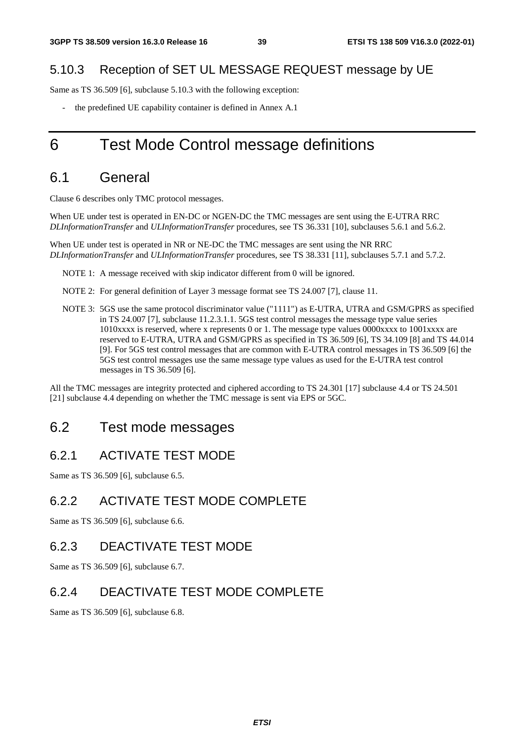### 5.10.3 Reception of SET UL MESSAGE REQUEST message by UE

Same as TS 36.509 [6], subclause 5.10.3 with the following exception:

- the predefined UE capability container is defined in Annex A.1

# 6 Test Mode Control message definitions

## 6.1 General

Clause 6 describes only TMC protocol messages.

When UE under test is operated in EN-DC or NGEN-DC the TMC messages are sent using the E-UTRA RRC *DLInformationTransfer* and *ULInformationTransfer* procedures, see TS 36.331 [10], subclauses 5.6.1 and 5.6.2.

When UE under test is operated in NR or NE-DC the TMC messages are sent using the NR RRC *DLInformationTransfer* and *ULInformationTransfer* procedures, see TS 38.331 [11], subclauses 5.7.1 and 5.7.2.

NOTE 1: A message received with skip indicator different from 0 will be ignored.

NOTE 2: For general definition of Layer 3 message format see TS 24.007 [7], clause 11.

NOTE 3: 5GS use the same protocol discriminator value ("1111") as E-UTRA, UTRA and GSM/GPRS as specified in TS 24.007 [7], subclause 11.2.3.1.1. 5GS test control messages the message type value series 1010xxxx is reserved, where x represents 0 or 1. The message type values 0000xxxx to 1001xxxx are reserved to E-UTRA, UTRA and GSM/GPRS as specified in TS 36.509 [6], TS 34.109 [8] and TS 44.014 [9]. For 5GS test control messages that are common with E-UTRA control messages in TS 36.509 [6] the 5GS test control messages use the same message type values as used for the E-UTRA test control messages in TS 36.509 [6].

All the TMC messages are integrity protected and ciphered according to TS 24.301 [17] subclause 4.4 or TS 24.501 [21] subclause 4.4 depending on whether the TMC message is sent via EPS or 5GC.

## 6.2 Test mode messages

### 6.2.1 ACTIVATE TEST MODE

Same as TS 36.509 [6], subclause 6.5.

### 6.2.2 ACTIVATE TEST MODE COMPLETE

Same as TS 36.509 [6], subclause 6.6.

### 6.2.3 DEACTIVATE TEST MODE

Same as TS 36.509 [6], subclause 6.7.

### 6.2.4 DEACTIVATE TEST MODE COMPLETE

Same as TS 36.509 [6], subclause 6.8.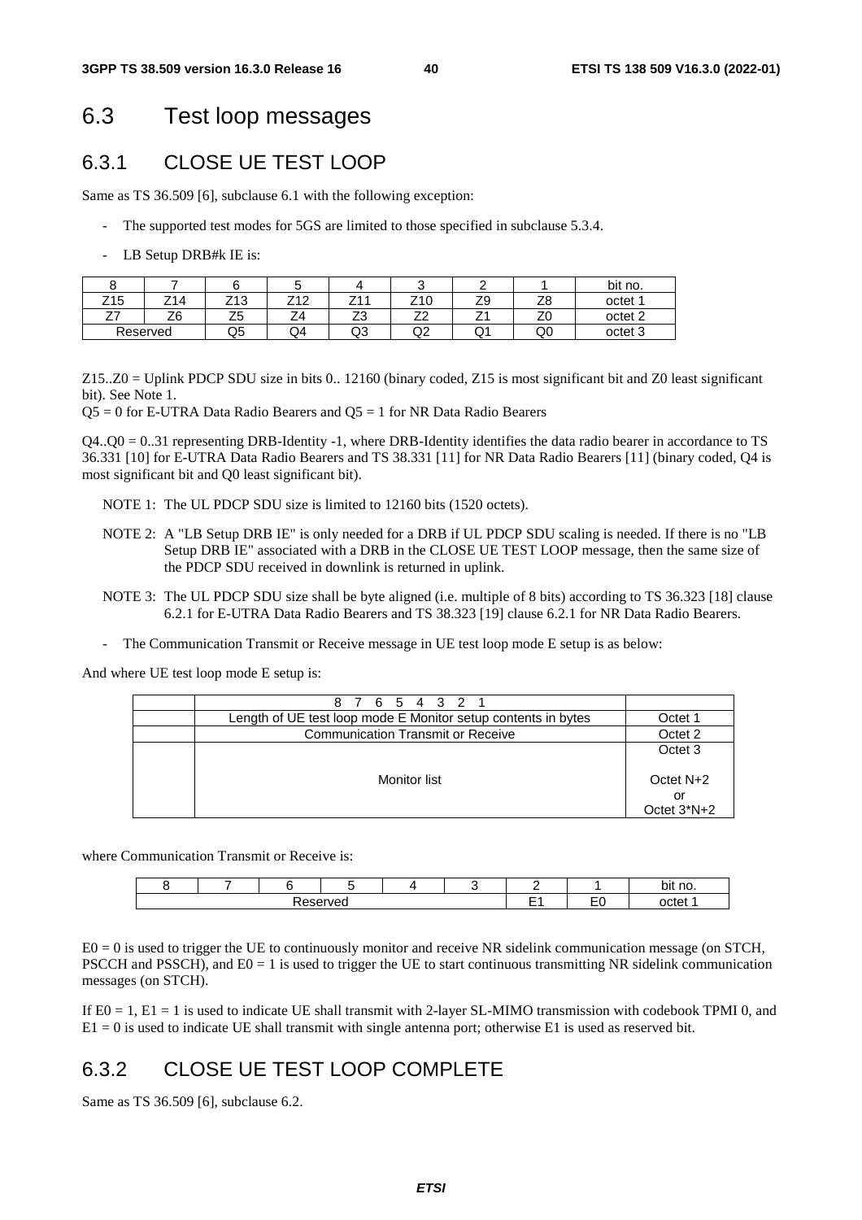## 6.3 Test loop messages

### 6.3.1 CLOSE UE TEST LOOP

Same as TS 36.509 [6], subclause 6.1 with the following exception:

- The supported test modes for 5GS are limited to those specified in subclause 5.3.4.
- LB Setup DRB#k IE is:

| 8 | 7 | 6 | 5 | 4 | 3 | 2 | 1 | bit no. |
|---|---|---|---|---|---|---|---|---|
| Z15 | Z14 | Z13 | Z12 | Z11 | Z10 | Z9 | Z8 | octet 1 |
| Z7 | Z6 | Z5 | Z4 | Z3 | Z2 | Z1 | Z0 | octet 2 |
| Reserved | | Q5 | Q4 | Q3 | Q2 | Q1 | Q0 | octet 3 |

Z15..Z0 = Uplink PDCP SDU size in bits 0.. 12160 (binary coded, Z15 is most significant bit and Z0 least significant bit). See Note 1.

Q5 = 0 for E-UTRA Data Radio Bearers and Q5 = 1 for NR Data Radio Bearers

Q4..Q0 = 0..31 representing DRB-Identity -1, where DRB-Identity identifies the data radio bearer in accordance to TS 36.331 [10] for E-UTRA Data Radio Bearers and TS 38.331 [11] for NR Data Radio Bearers [11] (binary coded, Q4 is most significant bit and Q0 least significant bit).

NOTE 1: The UL PDCP SDU size is limited to 12160 bits (1520 octets).

NOTE 2: A "LB Setup DRB IE" is only needed for a DRB if UL PDCP SDU scaling is needed. If there is no "LB Setup DRB IE" associated with a DRB in the CLOSE UE TEST LOOP message, then the same size of the PDCP SDU received in downlink is returned in uplink.

NOTE 3: The UL PDCP SDU size shall be byte aligned (i.e. multiple of 8 bits) according to TS 36.323 [18] clause 6.2.1 for E-UTRA Data Radio Bearers and TS 38.323 [19] clause 6.2.1 for NR Data Radio Bearers.

- The Communication Transmit or Receive message in UE test loop mode E setup is as below:

And where UE test loop mode E setup is:

| | 8 7 6 5 4 3 2 1 | |
|---|---|---|
| | Length of UE test loop mode E Monitor setup contents in bytes | Octet 1 |
| | Communication Transmit or Receive | Octet 2 |
| | Monitor list | Octet 3<br><br>Octet N+2<br>or<br>Octet 3*N+2 |

where Communication Transmit or Receive is:

| 8 | 7 | 6 | 5 | 4 | 3 | 2 | 1 | bit no. |
|---|---|---|---|---|---|---|---|---|
| Reserved | | | | | | E1 | E0 | octet 1 |

E0 = 0 is used to trigger the UE to continuously monitor and receive NR sidelink communication message (on STCH, PSCCH and PSSCH), and E0 = 1 is used to trigger the UE to start continuous transmitting NR sidelink communication messages (on STCH).

If E0 = 1, E1 = 1 is used to indicate UE shall transmit with 2-layer SL-MIMO transmission with codebook TPMI 0, and E1 = 0 is used to indicate UE shall transmit with single antenna port; otherwise E1 is used as reserved bit.

### 6.3.2 CLOSE UE TEST LOOP COMPLETE

Same as TS 36.509 [6], subclause 6.2.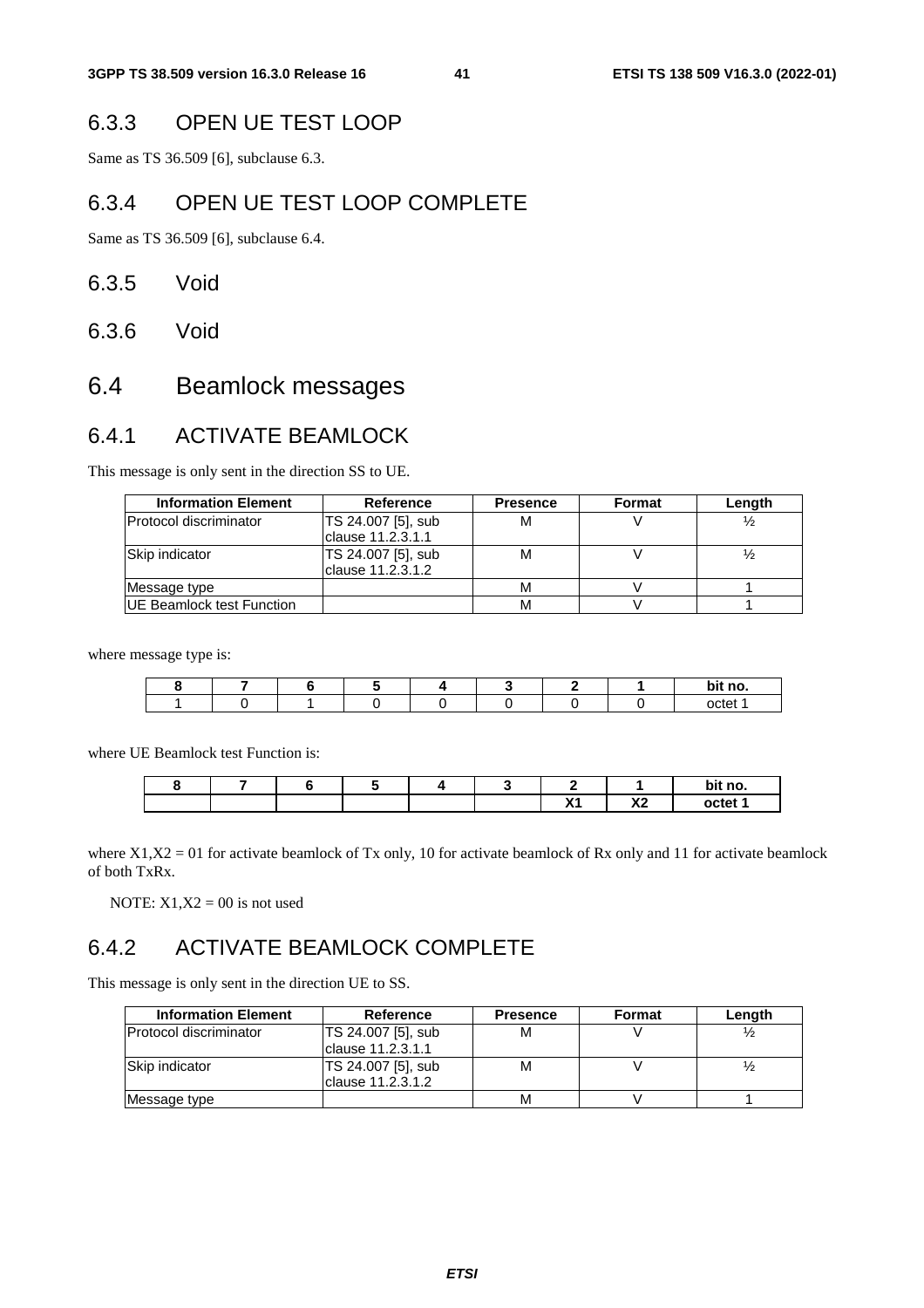## 6.3.3 OPEN UE TEST LOOP

Same as TS 36.509 [6], subclause 6.3.

## 6.3.4 OPEN UE TEST LOOP COMPLETE

Same as TS 36.509 [6], subclause 6.4.

## 6.3.5 Void

## 6.3.6 Void

# 6.4 Beamlock messages

## 6.4.1 ACTIVATE BEAMLOCK

This message is only sent in the direction SS to UE.

| Information Element | Reference | Presence | Format | Length |
|---|---|---|---|---|
| Protocol discriminator | TS 24.007 [5], sub clause 11.2.3.1.1 | M | V | ½ |
| Skip indicator | TS 24.007 [5], sub clause 11.2.3.1.2 | M | V | ½ |
| Message type | | M | V | 1 |
| UE Beamlock test Function | | M | V | 1 |

where message type is:

| 8 | 7 | 6 | 5 | 4 | 3 | 2 | 1 | bit no. |
|---|---|---|---|---|---|---|---|---|
| 1 | 0 | 1 | 0 | 0 | 0 | 0 | 0 | octet 1 |

where UE Beamlock test Function is:

| 8 | 7 | 6 | 5 | 4 | 3 | 2 | 1 | bit no. |
|---|---|---|---|---|---|---|---|---|
| | | | | | | X1 | X2 | octet 1 |

where X1,X2 = 01 for activate beamlock of Tx only, 10 for activate beamlock of Rx only and 11 for activate beamlock of both TxRx.

NOTE: X1,X2 = 00 is not used

## 6.4.2 ACTIVATE BEAMLOCK COMPLETE

This message is only sent in the direction UE to SS.

| Information Element | Reference | Presence | Format | Length |
|---|---|---|---|---|
| Protocol discriminator | TS 24.007 [5], sub clause 11.2.3.1.1 | M | V | ½ |
| Skip indicator | TS 24.007 [5], sub clause 11.2.3.1.2 | M | V | ½ |
| Message type | | M | V | 1 |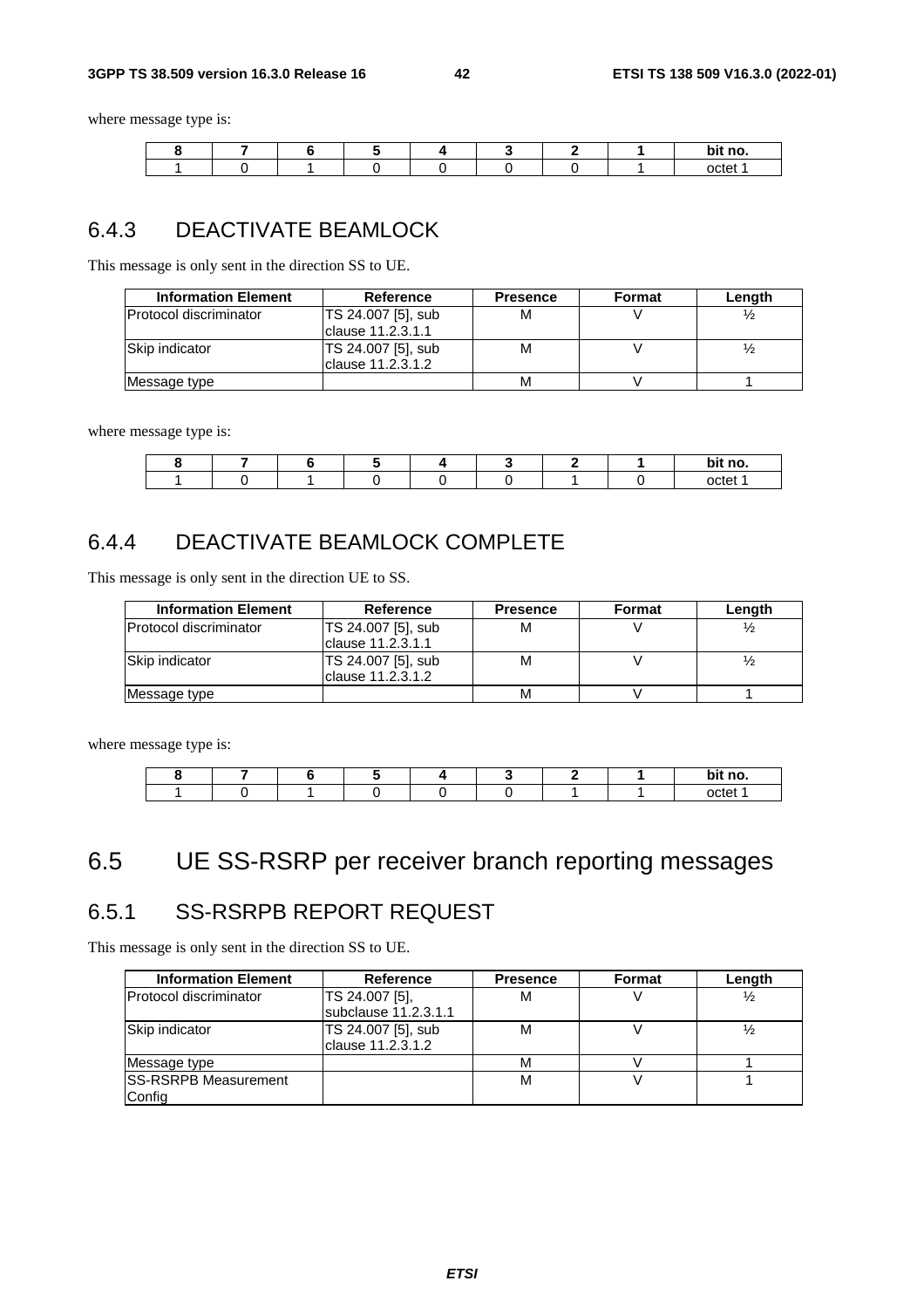where message type is:

| 8 | 7 | 6 | 5 | 4 | 3 | 2 | 1 | bit no. |
|---|---|---|---|---|---|---|---|---|
| 1 | 0 | 1 | 0 | 0 | 0 | 0 | 1 | octet 1 |

### 6.4.3 DEACTIVATE BEAMLOCK

This message is only sent in the direction SS to UE.

| Information Element | Reference | Presence | Format | Length |
|---|---|---|---|---|
| Protocol discriminator | TS 24.007 [5], sub clause 11.2.3.1.1 | M | V | ½ |
| Skip indicator | TS 24.007 [5], sub clause 11.2.3.1.2 | M | V | ½ |
| Message type | | M | V | 1 |

where message type is:

| 8 | 7 | 6 | 5 | 4 | 3 | 2 | 1 | bit no. |
|---|---|---|---|---|---|---|---|---|
| 1 | 0 | 1 | 0 | 0 | 0 | 1 | 0 | octet 1 |

### 6.4.4 DEACTIVATE BEAMLOCK COMPLETE

This message is only sent in the direction UE to SS.

| Information Element | Reference | Presence | Format | Length |
|---|---|---|---|---|
| Protocol discriminator | TS 24.007 [5], sub clause 11.2.3.1.1 | M | V | ½ |
| Skip indicator | TS 24.007 [5], sub clause 11.2.3.1.2 | M | V | ½ |
| Message type | | M | V | 1 |

where message type is:

| 8 | 7 | 6 | 5 | 4 | 3 | 2 | 1 | bit no. |
|---|---|---|---|---|---|---|---|---|
| 1 | 0 | 1 | 0 | 0 | 0 | 1 | 1 | octet 1 |

## 6.5 UE SS-RSRP per receiver branch reporting messages

### 6.5.1 SS-RSRPB REPORT REQUEST

This message is only sent in the direction SS to UE.

| Information Element | Reference | Presence | Format | Length |
|---|---|---|---|---|
| Protocol discriminator | TS 24.007 [5], subclause 11.2.3.1.1 | M | V | ½ |
| Skip indicator | TS 24.007 [5], sub clause 11.2.3.1.2 | M | V | ½ |
| Message type | | M | V | 1 |
| SS-RSRPB Measurement Config | | M | V | 1 |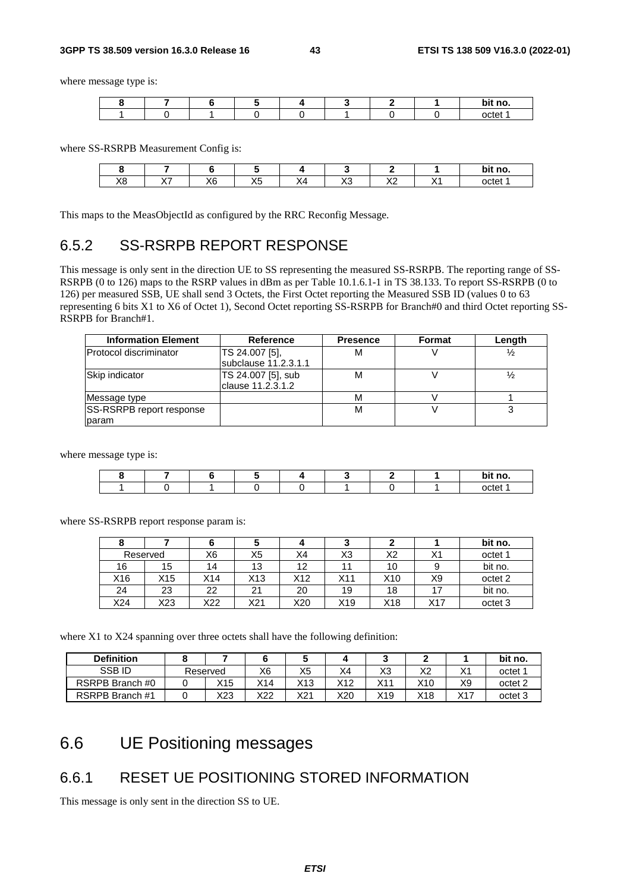where message type is:

| 8 | 7 | 6 | 5 | 4 | 3 | 2 | 1 | bit no. |
|---|---|---|---|---|---|---|---|---|
| 1 | 0 | 1 | 0 | 0 | 1 | 0 | 0 | octet 1 |

where SS-RSRPB Measurement Config is:

| 8 | 7 | 6 | 5 | 4 | 3 | 2 | 1 | bit no. |
|---|---|---|---|---|---|---|---|---|
| X8 | X7 | X6 | X5 | X4 | X3 | X2 | X1 | octet 1 |

This maps to the MeasObjectId as configured by the RRC Reconfig Message.

## 6.5.2 SS-RSRPB REPORT RESPONSE

This message is only sent in the direction UE to SS representing the measured SS-RSRPB. The reporting range of SS-RSRPB (0 to 126) maps to the RSRP values in dBm as per Table 10.1.6.1-1 in TS 38.133. To report SS-RSRPB (0 to 126) per measured SSB, UE shall send 3 Octets, the First Octet reporting the Measured SSB ID (values 0 to 63 representing 6 bits X1 to X6 of Octet 1), Second Octet reporting SS-RSRPB for Branch#0 and third Octet reporting SS-RSRPB for Branch#1.

| Information Element | Reference | Presence | Format | Length |
|---|---|---|---|---|
| Protocol discriminator | TS 24.007 [5], subclause 11.2.3.1.1 | M | V | ½ |
| Skip indicator | TS 24.007 [5], sub clause 11.2.3.1.2 | M | V | ½ |
| Message type | | M | V | 1 |
| SS-RSRPB report response param | | M | V | 3 |

where message type is:

| 8 | 7 | 6 | 5 | 4 | 3 | 2 | 1 | bit no. |
|---|---|---|---|---|---|---|---|---|
| 1 | 0 | 1 | 0 | 0 | 1 | 0 | 1 | octet 1 |

where SS-RSRPB report response param is:

| 8 | 7 | 6 | 5 | 4 | 3 | 2 | 1 | bit no. |
|---|---|---|---|---|---|---|---|---|
| Reserved | | X6 | X5 | X4 | X3 | X2 | X1 | octet 1 |
| 16 | 15 | 14 | 13 | 12 | 11 | 10 | 9 | bit no. |
| X16 | X15 | X14 | X13 | X12 | X11 | X10 | X9 | octet 2 |
| 24 | 23 | 22 | 21 | 20 | 19 | 18 | 17 | bit no. |
| X24 | X23 | X22 | X21 | X20 | X19 | X18 | X17 | octet 3 |

where X1 to X24 spanning over three octets shall have the following definition:

| Definition | 8 | 7 | 6 | 5 | 4 | 3 | 2 | 1 | bit no. |
|---|---|---|---|---|---|---|---|---|---|
| SSB ID | Reserved | | X6 | X5 | X4 | X3 | X2 | X1 | octet 1 |
| RSRPB Branch #0 | 0 | X15 | X14 | X13 | X12 | X11 | X10 | X9 | octet 2 |
| RSRPB Branch #1 | 0 | X23 | X22 | X21 | X20 | X19 | X18 | X17 | octet 3 |

# 6.6 UE Positioning messages

## 6.6.1 RESET UE POSITIONING STORED INFORMATION

This message is only sent in the direction SS to UE.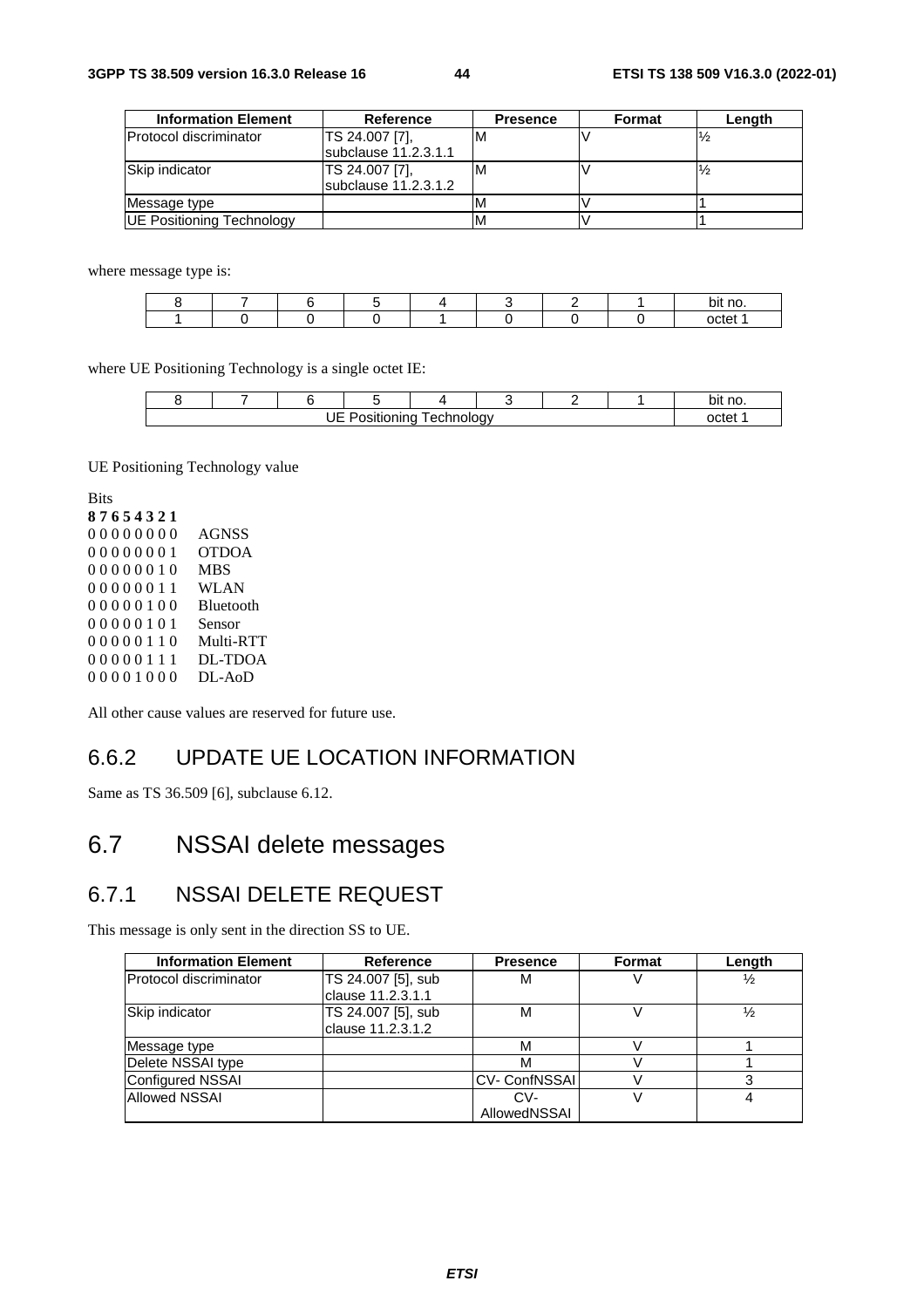| Information Element | Reference | Presence | Format | Length |
|---|---|---|---|---|
| Protocol discriminator | TS 24.007 [7], subclause 11.2.3.1.1 | M | V | ½ |
| Skip indicator | TS 24.007 [7], subclause 11.2.3.1.2 | M | V | ½ |
| Message type | | M | V | 1 |
| UE Positioning Technology | | M | V | 1 |

where message type is:

| 8 | 7 | 6 | 5 | 4 | 3 | 2 | 1 | bit no. |
|---|---|---|---|---|---|---|---|---|
| 1 | 0 | 0 | 0 | 1 | 0 | 0 | 0 | octet 1 |

where UE Positioning Technology is a single octet IE:

| 8 | 7 | 6 | 5 | 4 | 3 | 2 | 1 | bit no. |
|---|---|---|---|---|---|---|---|---|
| UE Positioning Technology | | | | | | | | octet 1 |

UE Positioning Technology value

Bits
**8 7 6 5 4 3 2 1**
0 0 0 0 0 0 0 0 AGNSS
0 0 0 0 0 0 0 1 OTDOA
0 0 0 0 0 0 1 0 MBS
0 0 0 0 0 0 1 1 WLAN
0 0 0 0 0 1 0 0 Bluetooth
0 0 0 0 0 1 0 1 Sensor
0 0 0 0 0 1 1 0 Multi-RTT
0 0 0 0 0 1 1 1 DL-TDOA
0 0 0 0 1 0 0 0 DL-AoD

All other cause values are reserved for future use.

### 6.6.2 UPDATE UE LOCATION INFORMATION

Same as TS 36.509 [6], subclause 6.12.

## 6.7 NSSAI delete messages

### 6.7.1 NSSAI DELETE REQUEST

This message is only sent in the direction SS to UE.

| Information Element | Reference | Presence | Format | Length |
|---|---|---|---|---|
| Protocol discriminator | TS 24.007 [5], sub clause 11.2.3.1.1 | M | V | ½ |
| Skip indicator | TS 24.007 [5], sub clause 11.2.3.1.2 | M | V | ½ |
| Message type | | M | V | 1 |
| Delete NSSAI type | | M | V | 1 |
| Configured NSSAI | | CV- ConfNSSAI | V | 3 |
| Allowed NSSAI | | CV- AllowedNSSAI | V | 4 |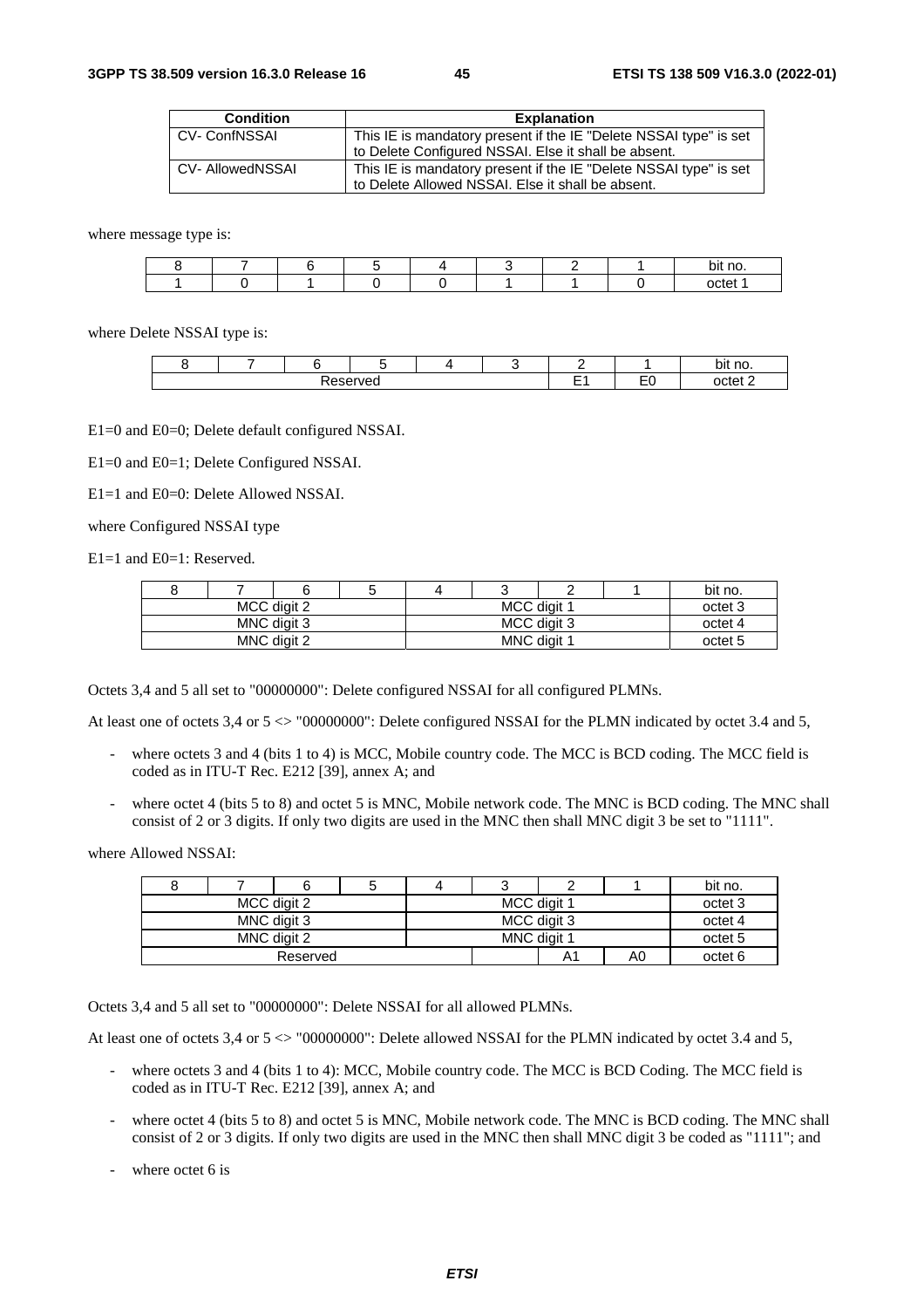| Condition | Explanation |
|---|---|
| CV- ConfNSSAI | This IE is mandatory present if the IE "Delete NSSAI type" is set to Delete Configured NSSAI. Else it shall be absent. |
| CV- AllowedNSSAI | This IE is mandatory present if the IE "Delete NSSAI type" is set to Delete Allowed NSSAI. Else it shall be absent. |

where message type is:

| 8 | 7 | 6 | 5 | 4 | 3 | 2 | 1 | bit no. |
|---|---|---|---|---|---|---|---|---|
| 1 | 0 | 1 | 0 | 0 | 1 | 1 | 0 | octet 1 |

where Delete NSSAI type is:

| 8 | 7 | 6 | 5 | 4 | 3 | 2 | 1 | bit no. |
|---|---|---|---|---|---|---|---|---|
| Reserved | | | | | | E1 | E0 | octet 2 |

E1=0 and E0=0; Delete default configured NSSAI.

E1=0 and E0=1; Delete Configured NSSAI.

E1=1 and E0=0: Delete Allowed NSSAI.

where Configured NSSAI type

E1=1 and E0=1: Reserved.

| 8 | 7 | 6 | 5 | 4 | 3 | 2 | 1 | bit no. |
|---|---|---|---|---|---|---|---|---|
| MCC digit 2 | | | | MCC digit 1 | | | | octet 3 |
| MNC digit 3 | | | | MCC digit 3 | | | | octet 4 |
| MNC digit 2 | | | | MNC digit 1 | | | | octet 5 |

Octets 3,4 and 5 all set to "00000000": Delete configured NSSAI for all configured PLMNs.

At least one of octets 3,4 or 5 <> "00000000": Delete configured NSSAI for the PLMN indicated by octet 3.4 and 5,

- where octets 3 and 4 (bits 1 to 4) is MCC, Mobile country code. The MCC is BCD coding. The MCC field is coded as in ITU-T Rec. E212 [39], annex A; and
- where octet 4 (bits 5 to 8) and octet 5 is MNC, Mobile network code. The MNC is BCD coding. The MNC shall consist of 2 or 3 digits. If only two digits are used in the MNC then shall MNC digit 3 be set to "1111".

where Allowed NSSAI:

| 8 | 7 | 6 | 5 | 4 | 3 | 2 | 1 | bit no. |
|---|---|---|---|---|---|---|---|---|
| MCC digit 2 | | | | MCC digit 1 | | | | octet 3 |
| MNC digit 3 | | | | MCC digit 3 | | | | octet 4 |
| MNC digit 2 | | | | MNC digit 1 | | | | octet 5 |
| Reserved | | | | | | A1 | A0 | octet 6 |

Octets 3,4 and 5 all set to "00000000": Delete NSSAI for all allowed PLMNs.

At least one of octets 3,4 or 5 <> "00000000": Delete allowed NSSAI for the PLMN indicated by octet 3.4 and 5,

- where octets 3 and 4 (bits 1 to 4): MCC, Mobile country code. The MCC is BCD Coding. The MCC field is coded as in ITU-T Rec. E212 [39], annex A; and
- where octet 4 (bits 5 to 8) and octet 5 is MNC, Mobile network code. The MNC is BCD coding. The MNC shall consist of 2 or 3 digits. If only two digits are used in the MNC then shall MNC digit 3 be coded as "1111"; and
- where octet 6 is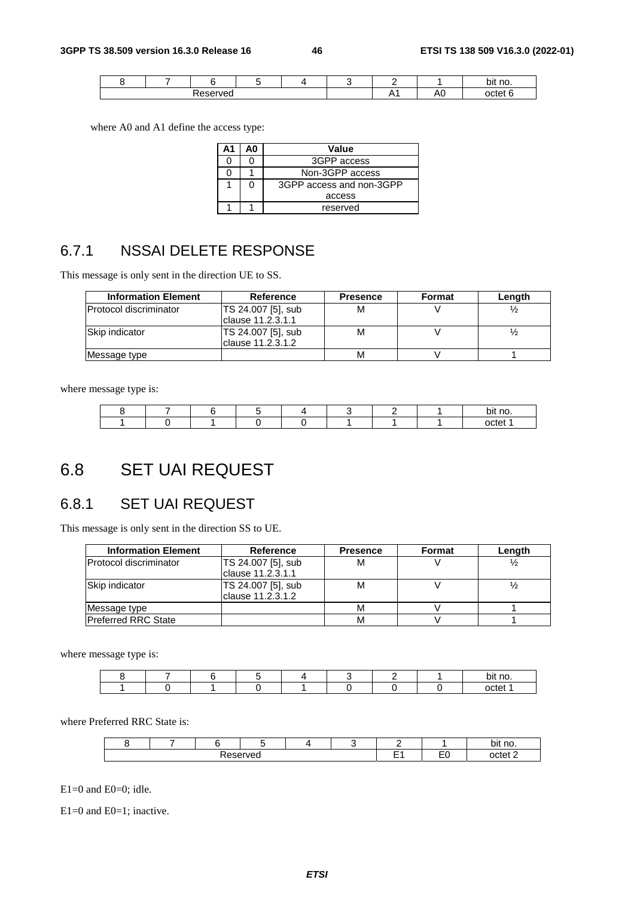| 8 | 7 | 6 | 5 | 4 | 3 | 2 | 1 | bit no. |
|---|---|---|---|---|---|---|---|---|
| Reserved | | | | | | A1 | A0 | octet 6 |

where A0 and A1 define the access type:

| A1 | A0 | Value |
|---|---|---|
| 0 | 0 | 3GPP access |
| 0 | 1 | Non-3GPP access |
| 1 | 0 | 3GPP access and non-3GPP access |
| 1 | 1 | reserved |

### 6.7.1 NSSAI DELETE RESPONSE

This message is only sent in the direction UE to SS.

| Information Element | Reference | Presence | Format | Length |
|---|---|---|---|---|
| Protocol discriminator | TS 24.007 [5], sub clause 11.2.3.1.1 | M | V | ½ |
| Skip indicator | TS 24.007 [5], sub clause 11.2.3.1.2 | M | V | ½ |
| Message type | | M | V | 1 |

where message type is:

| 8 | 7 | 6 | 5 | 4 | 3 | 2 | 1 | bit no. |
|---|---|---|---|---|---|---|---|---|
| 1 | 0 | 1 | 0 | 0 | 1 | 1 | 1 | octet 1 |

## 6.8 SET UAI REQUEST

### 6.8.1 SET UAI REQUEST

This message is only sent in the direction SS to UE.

| Information Element | Reference | Presence | Format | Length |
|---|---|---|---|---|
| Protocol discriminator | TS 24.007 [5], sub clause 11.2.3.1.1 | M | V | ½ |
| Skip indicator | TS 24.007 [5], sub clause 11.2.3.1.2 | M | V | ½ |
| Message type | | M | V | 1 |
| Preferred RRC State | | M | V | 1 |

where message type is:

| 8 | 7 | 6 | 5 | 4 | 3 | 2 | 1 | bit no. |
|---|---|---|---|---|---|---|---|---|
| 1 | 0 | 1 | 0 | 1 | 0 | 0 | 0 | octet 1 |

where Preferred RRC State is:

| 8 | 7 | 6 | 5 | 4 | 3 | 2 | 1 | bit no. |
|---|---|---|---|---|---|---|---|---|
| Reserved | | | | | | E1 | E0 | octet 2 |

E1=0 and E0=0; idle.

E1=0 and E0=1; inactive.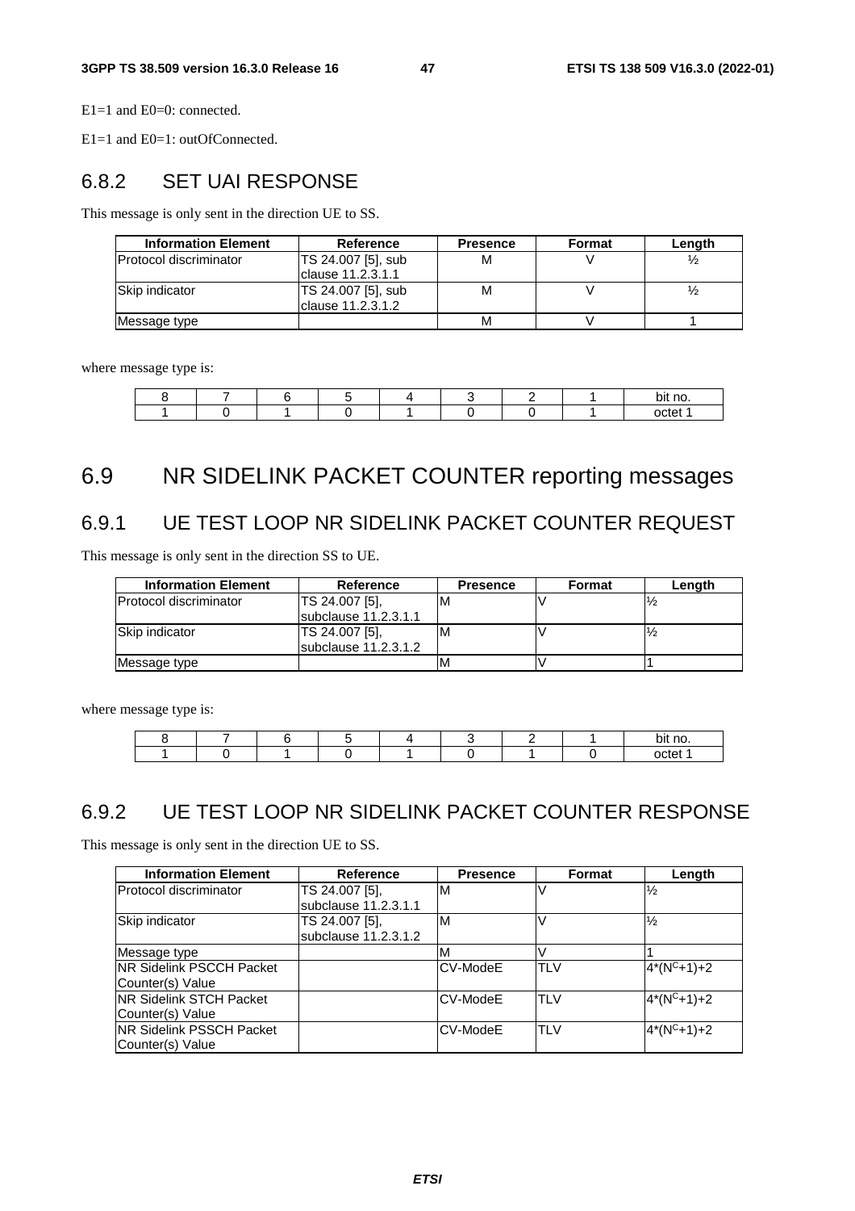E1=1 and E0=0: connected.

E1=1 and E0=1: outOfConnected.

### 6.8.2 SET UAI RESPONSE

This message is only sent in the direction UE to SS.

| Information Element | Reference | Presence | Format | Length |
|---|---|---|---|---|
| Protocol discriminator | TS 24.007 [5], sub clause 11.2.3.1.1 | M | V | ½ |
| Skip indicator | TS 24.007 [5], sub clause 11.2.3.1.2 | M | V | ½ |
| Message type | | M | V | 1 |

where message type is:

| 8 | 7 | 6 | 5 | 4 | 3 | 2 | 1 | bit no. |
|---|---|---|---|---|---|---|---|---|
| 1 | 0 | 1 | 0 | 1 | 0 | 0 | 1 | octet 1 |

## 6.9 NR SIDELINK PACKET COUNTER reporting messages

### 6.9.1 UE TEST LOOP NR SIDELINK PACKET COUNTER REQUEST

This message is only sent in the direction SS to UE.

| Information Element | Reference | Presence | Format | Length |
|---|---|---|---|---|
| Protocol discriminator | TS 24.007 [5], subclause 11.2.3.1.1 | M | V | ½ |
| Skip indicator | TS 24.007 [5], subclause 11.2.3.1.2 | M | V | ½ |
| Message type | | M | V | 1 |

where message type is:

| 8 | 7 | 6 | 5 | 4 | 3 | 2 | 1 | bit no. |
|---|---|---|---|---|---|---|---|---|
| 1 | 0 | 1 | 0 | 1 | 0 | 1 | 0 | octet 1 |

### 6.9.2 UE TEST LOOP NR SIDELINK PACKET COUNTER RESPONSE

This message is only sent in the direction UE to SS.

| Information Element | Reference | Presence | Format | Length |
|---|---|---|---|---|
| Protocol discriminator | TS 24.007 [5], subclause 11.2.3.1.1 | M | V | ½ |
| Skip indicator | TS 24.007 [5], subclause 11.2.3.1.2 | M | V | ½ |
| Message type | | M | V | 1 |
| NR Sidelink PSCCH Packet Counter(s) Value | | CV-ModeE | TLV | $4*(N^C+1)+2$ |
| NR Sidelink STCH Packet Counter(s) Value | | CV-ModeE | TLV | $4*(N^C+1)+2$ |
| NR Sidelink PSSCH Packet Counter(s) Value | | CV-ModeE | TLV | $4*(N^C+1)+2$ |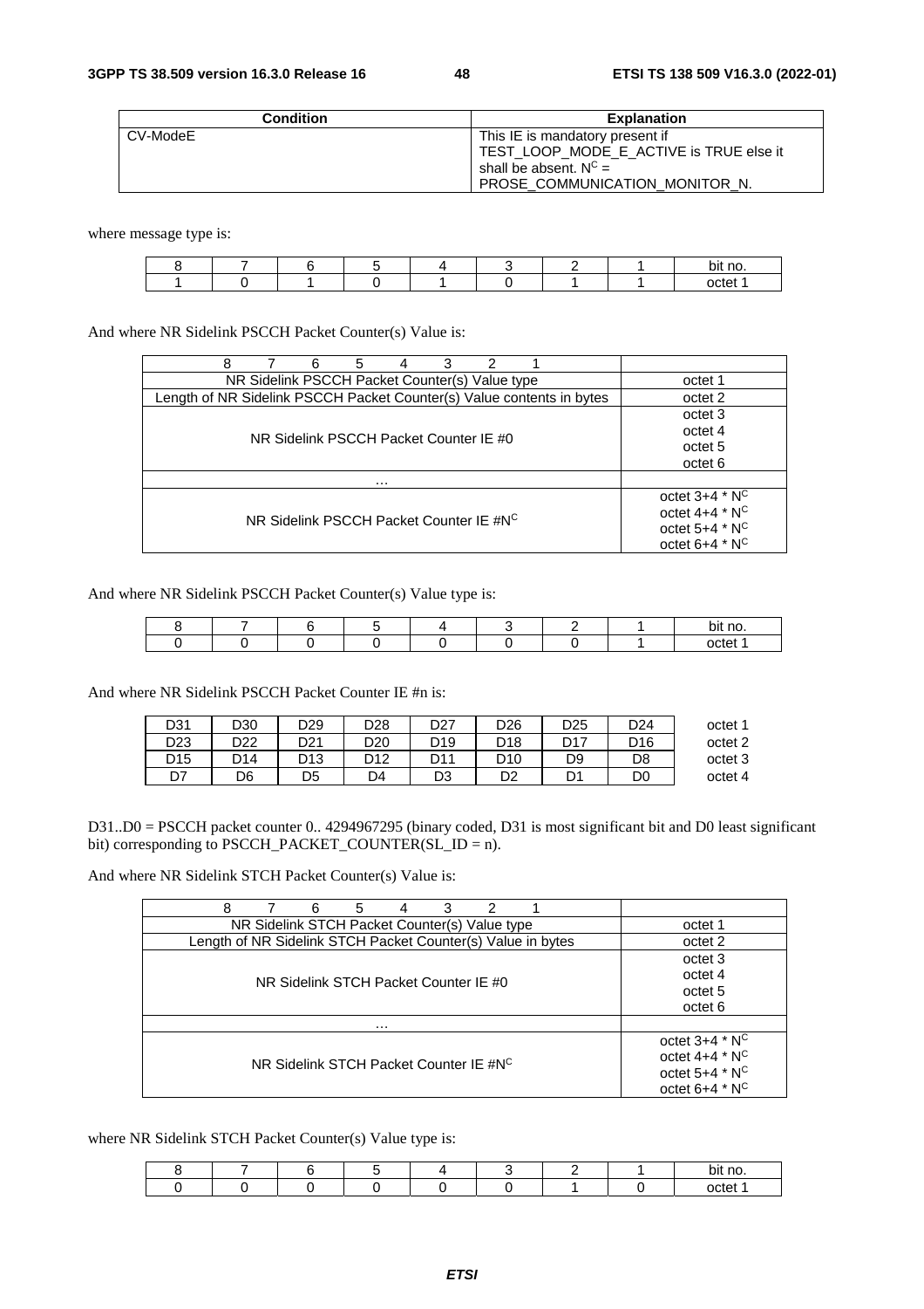| Condition | Explanation |
| --- | --- |
| CV-ModeE | This IE is mandatory present if TEST_LOOP_MODE_E_ACTIVE is TRUE else it shall be absent. $N^C$ = PROSE_COMMUNICATION_MONITOR_N. |

where message type is:

| 8 | 7 | 6 | 5 | 4 | 3 | 2 | 1 | bit no. |
| --- | --- | --- | --- | --- | --- | --- | --- | --- |
| 1 | 0 | 1 | 0 | 1 | 0 | 1 | 1 | octet 1 |

And where NR Sidelink PSCCH Packet Counter(s) Value is:

| 8 7 6 5 4 3 2 1 | |
| --- | --- |
| NR Sidelink PSCCH Packet Counter(s) Value type | octet 1 |
| Length of NR Sidelink PSCCH Packet Counter(s) Value contents in bytes | octet 2 |
| NR Sidelink PSCCH Packet Counter IE #0 | octet 3<br>octet 4<br>octet 5<br>octet 6 |
| … | |
| NR Sidelink PSCCH Packet Counter IE #$N^C$ | octet 3+4 * $N^C$<br>octet 4+4 * $N^C$<br>octet 5+4 * $N^C$<br>octet 6+4 * $N^C$ |

And where NR Sidelink PSCCH Packet Counter(s) Value type is:

| 8 | 7 | 6 | 5 | 4 | 3 | 2 | 1 | bit no. |
| --- | --- | --- | --- | --- | --- | --- | --- | --- |
| 0 | 0 | 0 | 0 | 0 | 0 | 0 | 1 | octet 1 |

And where NR Sidelink PSCCH Packet Counter IE #n is:

| | | | | | | | | |
| --- | --- | --- | --- | --- | --- | --- | --- | --- |
| D31 | D30 | D29 | D28 | D27 | D26 | D25 | D24 | octet 1 |
| D23 | D22 | D21 | D20 | D19 | D18 | D17 | D16 | octet 2 |
| D15 | D14 | D13 | D12 | D11 | D10 | D9 | D8 | octet 3 |
| D7 | D6 | D5 | D4 | D3 | D2 | D1 | D0 | octet 4 |

D31..D0 = PSCCH packet counter 0.. 4294967295 (binary coded, D31 is most significant bit and D0 least significant bit) corresponding to PSCCH_PACKET_COUNTER(SL_ID = n).

And where NR Sidelink STCH Packet Counter(s) Value is:

| 8 7 6 5 4 3 2 1 | |
| --- | --- |
| NR Sidelink STCH Packet Counter(s) Value type | octet 1 |
| Length of NR Sidelink STCH Packet Counter(s) Value in bytes | octet 2 |
| NR Sidelink STCH Packet Counter IE #0 | octet 3<br>octet 4<br>octet 5<br>octet 6 |
| … | |
| NR Sidelink STCH Packet Counter IE #$N^C$ | octet 3+4 * $N^C$<br>octet 4+4 * $N^C$<br>octet 5+4 * $N^C$<br>octet 6+4 * $N^C$ |

where NR Sidelink STCH Packet Counter(s) Value type is:

| 8 | 7 | 6 | 5 | 4 | 3 | 2 | 1 | bit no. |
| --- | --- | --- | --- | --- | --- | --- | --- | --- |
| 0 | 0 | 0 | 0 | 0 | 0 | 1 | 0 | octet 1 |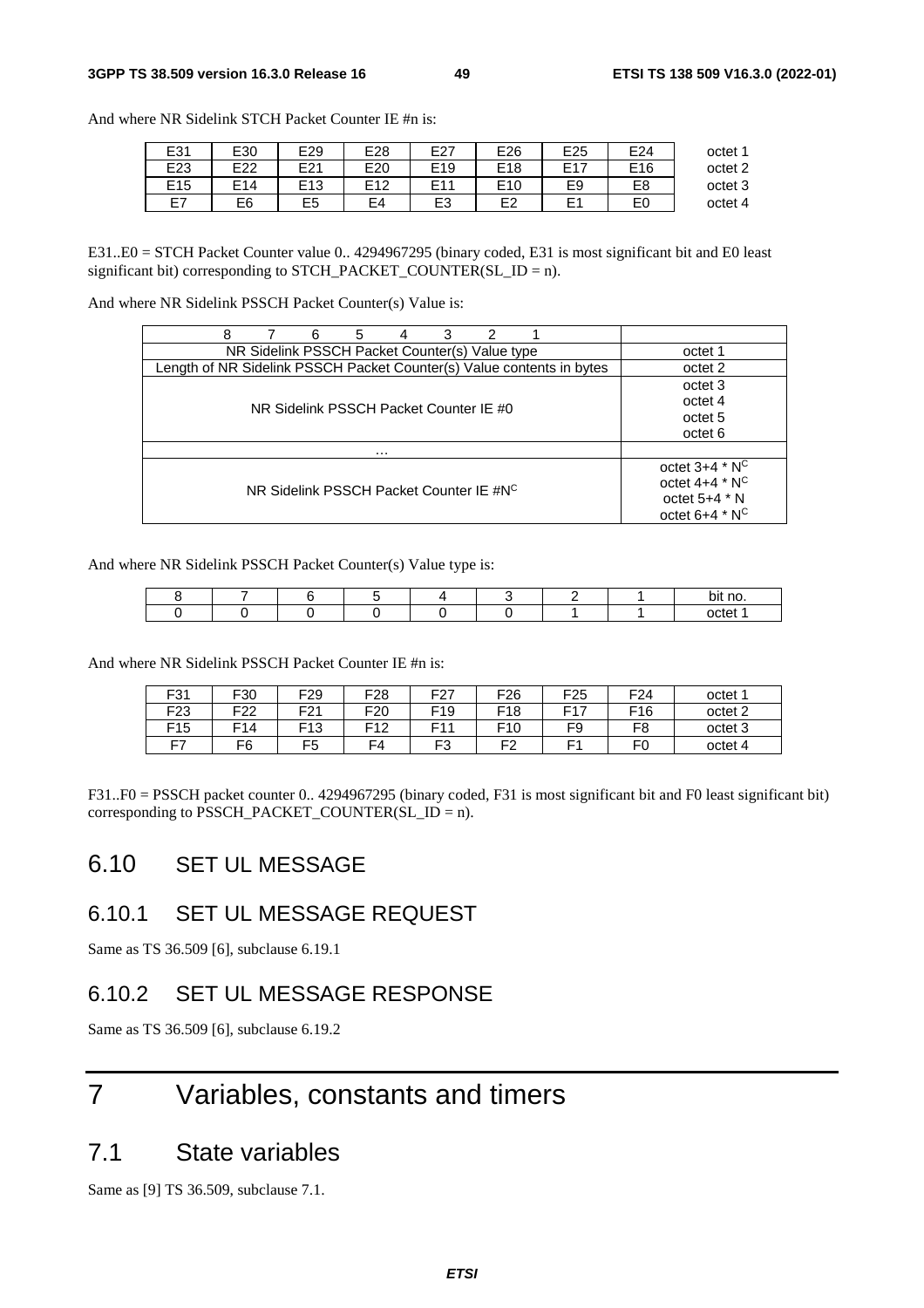And where NR Sidelink STCH Packet Counter IE #n is:

| | | | | | | | | |
|---|---|---|---|---|---|---|---|---|
| E31 | E30 | E29 | E28 | E27 | E26 | E25 | E24 | octet 1 |
| E23 | E22 | E21 | E20 | E19 | E18 | E17 | E16 | octet 2 |
| E15 | E14 | E13 | E12 | E11 | E10 | E9 | E8 | octet 3 |
| E7 | E6 | E5 | E4 | E3 | E2 | E1 | E0 | octet 4 |

E31..E0 = STCH Packet Counter value 0.. 4294967295 (binary coded, E31 is most significant bit and E0 least significant bit) corresponding to STCH_PACKET_COUNTER(SL_ID = n).

And where NR Sidelink PSSCH Packet Counter(s) Value is:

| 8 7 6 5 4 3 2 1 | |
|---|---|
| NR Sidelink PSSCH Packet Counter(s) Value type | octet 1 |
| Length of NR Sidelink PSSCH Packet Counter(s) Value contents in bytes | octet 2 |
| NR Sidelink PSSCH Packet Counter IE #0 | octet 3<br>octet 4<br>octet 5<br>octet 6 |
| ... | |
| NR Sidelink PSSCH Packet Counter IE #N^C | octet 3+4 * N^C<br>octet 4+4 * N^C<br>octet 5+4 * N<br>octet 6+4 * N^C |

And where NR Sidelink PSSCH Packet Counter(s) Value type is:

| 8 | 7 | 6 | 5 | 4 | 3 | 2 | 1 | bit no. |
|---|---|---|---|---|---|---|---|---|
| 0 | 0 | 0 | 0 | 0 | 0 | 1 | 1 | octet 1 |

And where NR Sidelink PSSCH Packet Counter IE #n is:

| | | | | | | | | |
|---|---|---|---|---|---|---|---|---|
| F31 | F30 | F29 | F28 | F27 | F26 | F25 | F24 | octet 1 |
| F23 | F22 | F21 | F20 | F19 | F18 | F17 | F16 | octet 2 |
| F15 | F14 | F13 | F12 | F11 | F10 | F9 | F8 | octet 3 |
| F7 | F6 | F5 | F4 | F3 | F2 | F1 | F0 | octet 4 |

F31..F0 = PSSCH packet counter 0.. 4294967295 (binary coded, F31 is most significant bit and F0 least significant bit) corresponding to PSSCH_PACKET_COUNTER(SL_ID = n).

## 6.10 SET UL MESSAGE

### 6.10.1 SET UL MESSAGE REQUEST

Same as TS 36.509 [6], subclause 6.19.1

### 6.10.2 SET UL MESSAGE RESPONSE

Same as TS 36.509 [6], subclause 6.19.2

# 7 Variables, constants and timers

## 7.1 State variables

Same as [9] TS 36.509, subclause 7.1.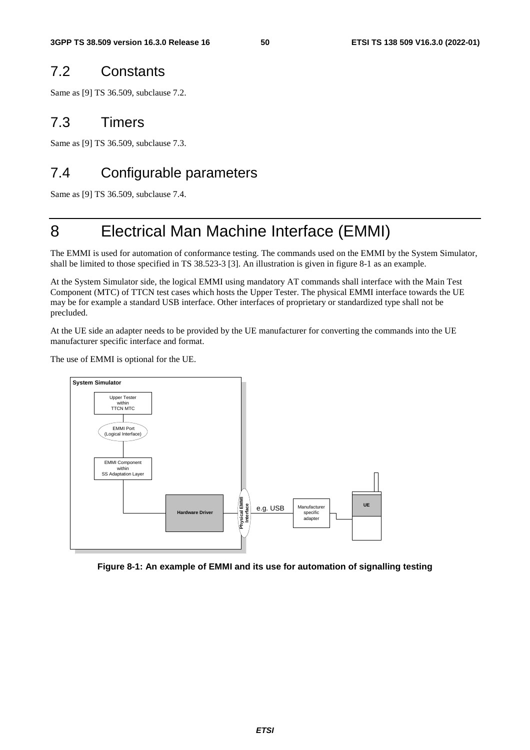## 7.2 Constants

Same as [9] TS 36.509, subclause 7.2.

## 7.3 Timers

Same as [9] TS 36.509, subclause 7.3.

## 7.4 Configurable parameters

Same as [9] TS 36.509, subclause 7.4.

# 8 Electrical Man Machine Interface (EMMI)

The EMMI is used for automation of conformance testing. The commands used on the EMMI by the System Simulator, shall be limited to those specified in TS 38.523-3 [3]. An illustration is given in figure 8-1 as an example.

At the System Simulator side, the logical EMMI using mandatory AT commands shall interface with the Main Test Component (MTC) of TTCN test cases which hosts the Upper Tester. The physical EMMI interface towards the UE may be for example a standard USB interface. Other interfaces of proprietary or standardized type shall not be precluded.

At the UE side an adapter needs to be provided by the UE manufacturer for converting the commands into the UE manufacturer specific interface and format.

The use of EMMI is optional for the UE.

**Figure 8-1: An example of EMMI and its use for automation of signalling testing**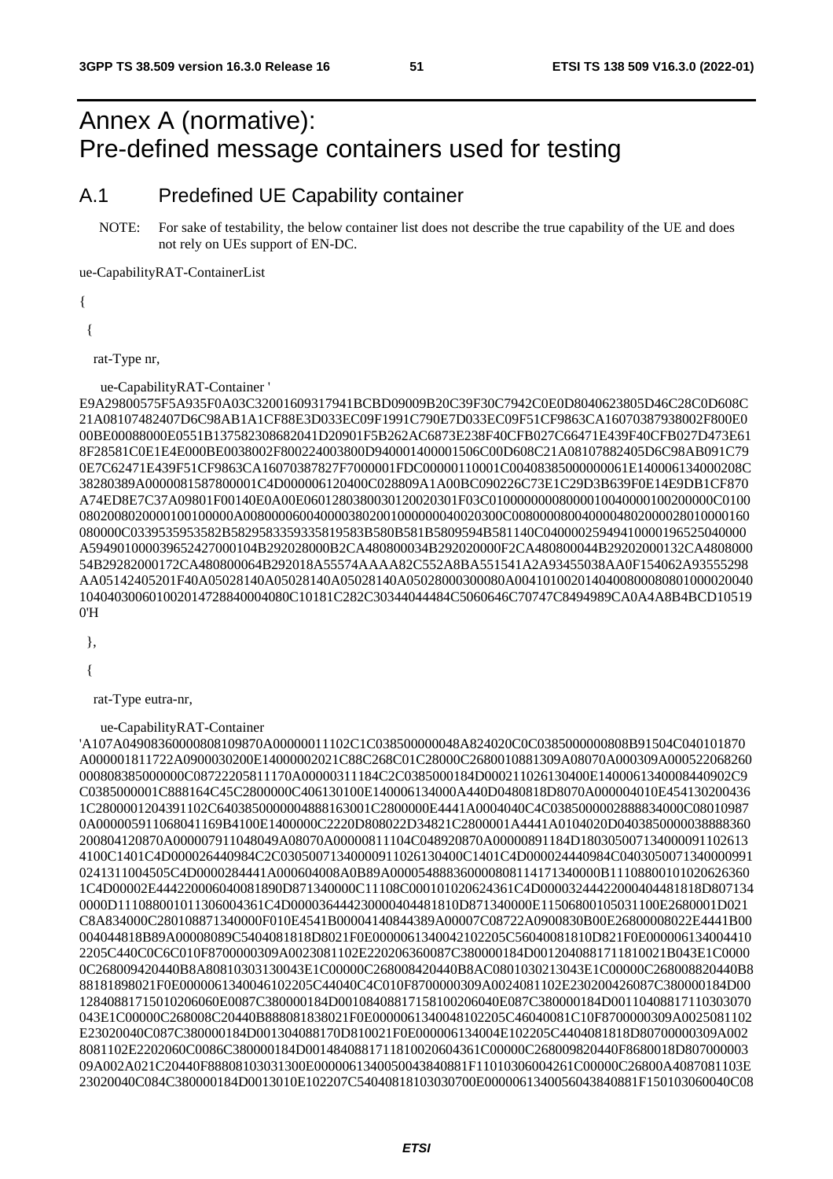# Annex A (normative): Pre-defined message containers used for testing

## A.1 Predefined UE Capability container

NOTE: For sake of testability, the below container list does not describe the true capability of the UE and does not rely on UEs support of EN-DC.

ue-CapabilityRAT-ContainerList

{

{

rat-Type nr,

ue-CapabilityRAT-Container '
E9A29800575F5A935F0A03C32001609317941BCBD09009B20C39F30C7942C0E0D8040623805D46C28C0D608C21A08107482407D6C98AB1A1CF88E3D033EC09F1991C790E7D033EC09F51CF9863CA16070387938002F800E000BE00088000E0551B137582308682041D20901F5B262AC6873E238F40CFB027C66471E439F40CFB027D473E618F28581C0E1E4E000BE0038002F800224003800D940001400001506C00D608C21A08107882405D6C98AB091C790E7C62471E439F51CF9863CA16070387827F7000001FDC00000110001C00408385000000061E140006134000208C38280389A0000081587800001C4D000006120400C028809A1A00BC090226C73E1C29D3B639F0E14E9DB1CF870A74ED8E7C37A09801F00140E0A00E06012803800301200203 01F03C010000000080000100400001002000000C0100080200802000010010000A008000060040000380200100000004002030 0C008000080040000480200002801000016008000 0C0339535953582B58295833593358195 83B580B581B5809594B581140C0400002594941000019652504 0000A594901000039652427000104B292028000B2CA480800034B292020000F2CA480800044B29202000132CA480800054B29282000172CA480800064B292018A55574AAAA82C552A8BA551541A2A93455038AA0F154062A93555298AA05142405201F40A05028140A05028140A05028140A05028000300080A004101002014040080008080100002004010404030060100201472884000 4080C10181C282C30344044484C5060646C70747C8494989CA0A4A8B4BCD105190'H

},

{

rat-Type eutra-nr,

ue-CapabilityRAT-Container
'A107A04908360000808109870A00000011102C1C038500000048A824020C0C0385000000808B91504C040101870A000001811722A0900030200E14000002021C88C268C01C28000C2680010881309A08070A000309A000522068260000808385000000C08722205811170A00000311184C2C0385000184D000211026130400E1400061340008440902C9C0385000001C888164C45C2800000C406130100E140006134000A440D0480818D8070A000004010E4541302004361C2800001204391102C640385000000488816 3001C2800000E4441A0004040C4C038500000288883400 0C080109870A0000059110680411 69B4100E1400000C2220D808022D34821C2800001A4441A0104020D0403850000003888836020080412087 0A000007911048049A08070A00000811104C048920870A00000891184D180305007134000091102613 4100C1401C4D000026440984C2C030500713400000911026130400C1401C4D000024440984C04030500713400009910241311004505C4D0000284441A000604008A0B89A00005488836000080811417134 0000B111088001010206263601C4D00002444220006040081890D871340000C11108C000101020624361C4D00003244422000404481818D8071340000D111088001011306004361C4D00003644423000040448181 0D871340000E11506800105031100E2680001D021C8A834000C280108871340000F010E4541B00004140844389A00007C08722A0900830B00E26800008022E4441B00004044818B89A00008089C5404081818D8021F0E0000061340042102205C56040081810D821F0E000006134004410 2205C440C0C6C010F8700000309A0023081102E220206360087C380000184D00120408817118 10021B043E1C00000C268009420440B8A80810303130043E1C00000C268008420440B8AC080103021304 3E1C00000C268008820440B888181898021F0E000006134004610 2205C44040C4C010F8700000309A0024081102E2302004260 87C380000184D001284088171501020 6060E0087C380000184D001084088171581002 06040E087C380000184D001104088171103030 70043E1C00000C268008C20440B8880818 38021F0E0000061340048102205C46040081C10F8700000309A0025081102E23020040C087C380000184D001304088170D810021F0E000006134004E102205C4404081818D80700000309A0028081102E2202060C0086C380000184D001484088171181002060436 1C00000C268009820440F8680018D8070000000309A002A021C20440F88808103031300E0000061340050043840881F11010306004261C00000C26800A4087081103E23020040C084C380000184D0013010E102207C54040818103030700E000006134005604 3840881F150103060040C08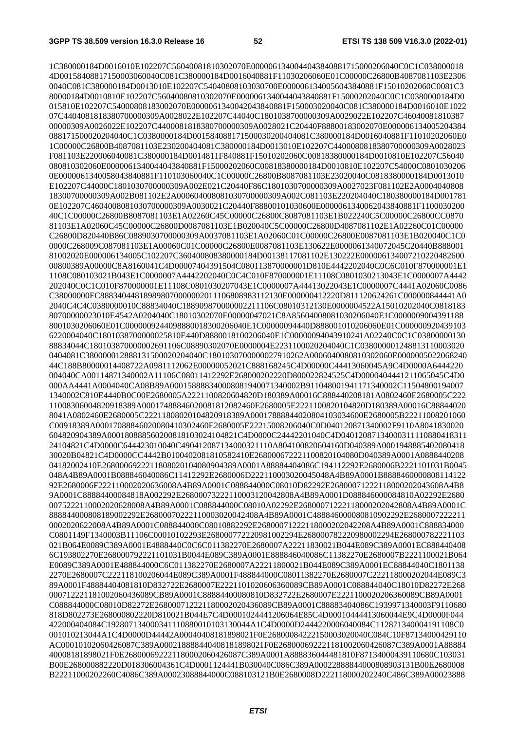```
1C380000184D0016010E102207C56040081810302070E000006134004404384088171500020604 0C0C1C038000018
4D0015840881715000306004 0C081C380000184D0016040881F11030206060E01C00000C26800B4087081103E2306
0040C081C380000184D0013010E102207C54040808103030700E0000061340056043840881F15010202060C0081C3
80000184D0010810E102207C56040080810302070E000006134004404384 0881F15000202040C0C1C0380000184D0
015810E102207C54000808183002070E000006134004204384 0881F150003020040C081C380000184D0016010E1022
07C440408181838070000030 9A0028022E102207C44040C1801038700000309A0029022E102207C46040081810387
00000309A0026022E102207C440008181838070000030 9A0028021C20440F88800183002070E000006134005204384
088171500020204040C1C0380000184D0015840881715000302004040 81C380000184D0016040881F11010202060E0
1C00000C26800B4087081103E230200404081C380000184D0013010E102207C440008081838070000030 9A0028023
F081103E220006040081C380000184D0014811F840881F15010202060C00818380000184D0010810E102207C56040
080810302060E0000061340044043840881F15000202060C00818380000184D0010810E102207C54000C0801030206
0E000006134005804384 0881F110103060040C1C00000C26800B8087081103E23020040C0818380000184D0013010
E102207C44000C1801030700000309A002E021C20440F86C1801030700000309A0027023F081102E2A0004040808
18300700000309A002B081102E2A00060400808103070000030 9A002C081103E220204040C180380000184D001781
0E102207C46040080810307000003 09A0030021C20440F88800101030600E000006134006204384 0881F1100030200
40C1C00000C26800B8087081103E1A02260C45C00000C26800C8087081103E1B022240C5C00000C26800CC0870
81103E1A02060C45C00000C26800D0087081103E1B020040C5C00000C26800D4087081102E1A02260C01C00000
C26800D820440B86C088903070000030 9A0037081103E1A02060C01C00000C26800E0087081103E1B020040C1C0
0000C268009C087081103E1A00060C01C00000C26800E0087081103E130622E0000061340072045C20440B888001
81002020E000006134005C102207C360400808380000184D00138117081102E130222E000006134007210220482600
00800389A00000C8A8160041C4D000074043915 04C080113870000001D810E4442202040C0C6C010F870000001E1
1108C080103021B043E1C0000007A4442202040C0C4C010F870000001E11108C0801030213043E1C0000007A4442
202040C0C1C010F870000001E11108C0801030207043E1C0000007A44413022043E1C0000007C4441A02060C0086
C38000000FC88834044818989807000000201110680898 3112130E000000412220D811120624261C000000844441A0
2040C4C4C0380000010C88834040C1889098700000022 11106C08010312130E0000004522A15010202040C0818183
80700000023010E4542A0204040C1801030207 0E00000047021C8A856040080810302060 40E1C0000009004391188
800103020606 0E01C00000092440988800183002060 40E1C00000094440D888001010206060E01C000000920439103
6220004040C1801038700000025810E440D888001810020 6040E1C00000094043910241A02240C0C1C03800000130
88834044C1801038700000026911 06C08890302070E0000004E2231100020204040C1C038000001248813110003020
0404081C380000012888131500020204040C1801030700000027910262A0006040080810302060E0000005022068240
44C188B80000014408722A0981112062E00000052021C888168245C4D00000C44413060045A9C4D0000A6444220
004040CA00114871340002A11106C08011412292E268000202220D800022824525C4D0000404441211065045C4D0
000AA4441A0004040CA08B89A00015888834000808194007134000 2B911048001941171340002C11504800194007
1340002C810E4440B0C00E2680005A2221100820604820D180389A00016C888440208181A0802460E2680005C222
1100830600 4820918389A00017488846020081812082460E2680005E2221100820104820D180389A00016C88844020
8041A0802460E2680005E2221180802010482 0918389A0001788884402080410303 4600E2680005B22211008201060
C00918389A00017088846020080410302460E2680005E222150082060 4C0D040120871340002F9110A8041830020
604820904389A00018088856020081810302410482 1C4D0000C24442201040C4D0401208713400031111 0880418311
24104821C4D0000C644423010040C4904120871340003211 10A804100820604160D040389A0001948885402080418
30020B04821C4D0000CC4442B010040208181058241 0E2680006722211008201040 80D040389A0001A0888440208
04182002410E2680006922211808020104080904389A0001A88884404086C194112292E2680006B2221101031B0045
048A4B89A0001B088846040086C11412292E2680006D22211000302004 5048A4B89A0001B888846000080 8114122
92E2680006F222110002020636008A4B89A0001C088844000C08010D82292E268000712222118000202043608A4B8
9A0001C88884400084818A002292E268000732221100031200428 08A4B89A0001D088846000084810A02292E2680
00752221100020206280 08A4B89A0001C088844000C08010A02292E268000712222118000202042808A4B89A0001C
88884400080818900 2292E268000702221100030200424 08A4B89A0001C48884600008 0810902292E2680007222211
00020206220 08A4B89A0001C088844000C08010882292E268000712222118000202042208A4B89A0001C888834000
C0801149F1340003B11106C00010102293E26800077222098100229 4E2680007822209800022 94E268000782221103
021B064E0089C389A0001E4888440C0C6C011382270E2680007A22211830021B044E089C389A0001EC888440408
6C193802270E268000792221101031B0044E089C389A0001E888846040086C11382270E2680007B2221100021B064
E0089C389A0001E488844000C6C011382270E2680007A22211800021B044E089C389A0001EC88844040C1801138
2270E2680007C222118100206044E089C389A0001F488844000C08011382270E2680007C222118000202044E089C3
89A0001F48884404081810D832722E2680007E2221101020606360089CB89A0001C088844040C18010D82272E268
000712222118100206043 6089CB89A0001C88884400080810D832722E2680007E2221100020206360089CB89A0001
C088844000C08010D82272E268000712222118000202043 6089CB89A0001C88883404086C1939971340003F9110680
818D82273E268000802220D810021B044E7C4D0001024441206064E85C4D00010444413060044E9C4D0000F044
4220004040 84C19280713400034111088001 0103130044A1C4D0000D2444220006040084C112871340004191108C0
001010213044A1C4D0000D44442A0004040818189802 1F0E268000842221500030200 40C084C10F87134000429110
AC00010102060426087C389A0002188884404081818980 21F0E268000692221181002060426087C389A0001A88884
4000818189802 1F0E268000692222118000206042 6087C389A0001A888836044481810F87134000439110680C103031
B00E268000882220D018306004361C4D0001124441B030040C086C389A0002288884400080 8903131B00E2680008
B22211000202260C4086C389A00023088844000C088103121B0E2680008D2221180002022 40C486C389A00023888
```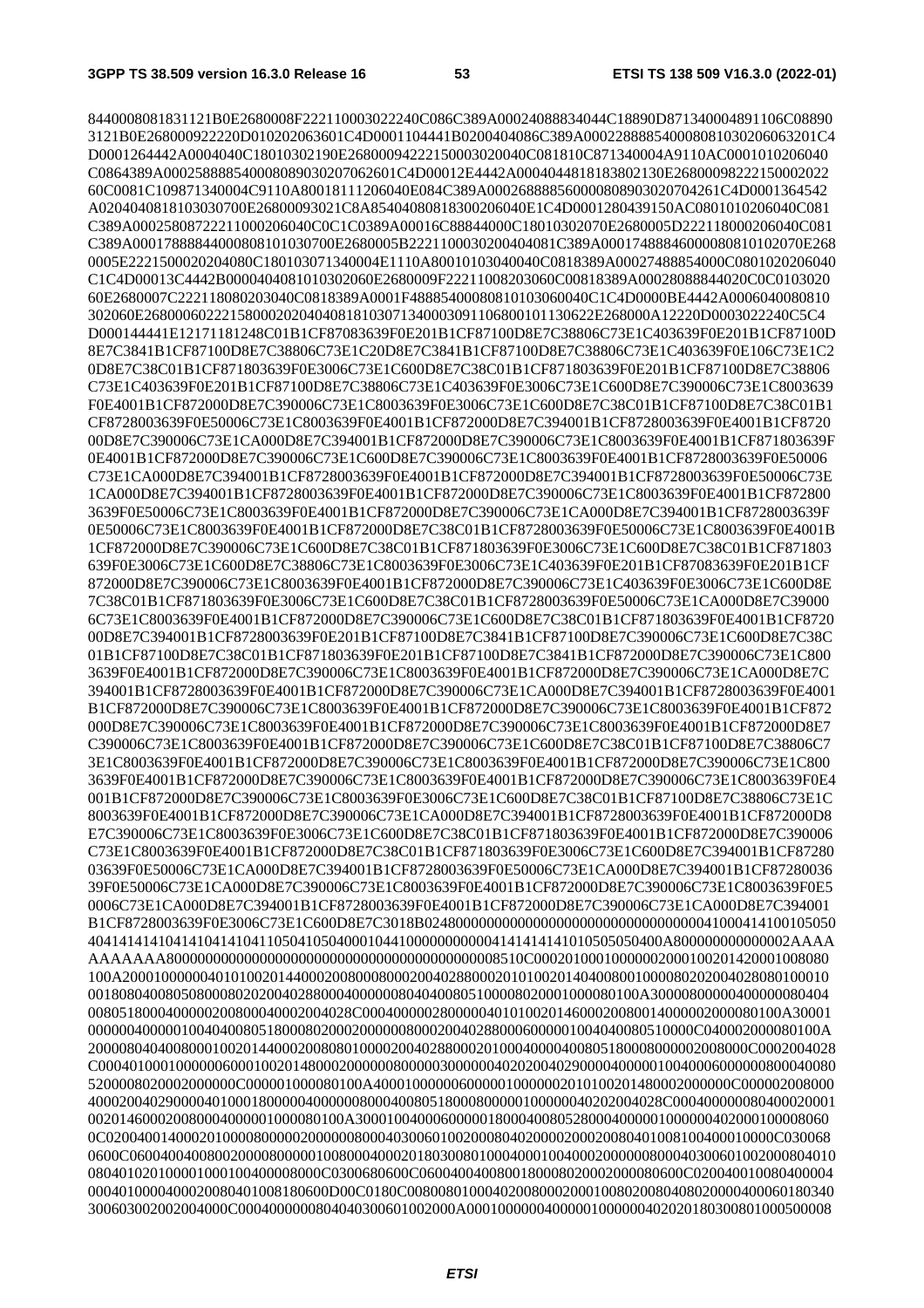```
8440008081831121B0E2680008F222110003022240C086C389A00024088834044C18890D871340004891106C08890
3121B0E268000922220D010202063601C4D0001104441B0200404086C389A000228888540008081030206063201C4
D0001264442A0004040C18010302190E268000942222150003020040C081810C871340004A9110AC0001010206040
C0864389A000258888540008089030207062601C4D00012E4442A0004044818183802130E2680009822215000202 2
60C0081C109871340004C9110A80018111206040E084C389A000268888560000808903020704261C4D0001364542
A020404081810303070 0E26800093021C8A85404080818300206040E1C4D0001280439150AC0801010206040C081
C389A000258087222110000206040C0C1C0389A00016C88844000C18010302070E2680005D222118000206040C081
C389A00017888844000808101030700E2680005B2221100030200404081C389A00017488846000080810102070E268
0005E2221500020204080C180103071340004E1110A80010103040040C0818389A00027488854000C0801020206040
C1C4D00013C4442B0000404081010302060E2680009F22211008203060C00818389A00028088844020C0C0103020
60E2680007C222118080203040C0818389A0001F4888540008081010306004 0C1C4D0000BE4442A0006040080810
302060E268000602221580002020404081810307134000309110680010113062 2E268000A12220D0003022240C5C4
D000144441E12171181248C01B1CF87083639F0E201B1CF87100D8E7C38806C73E1C403639F0E201B1CF87100D
8E7C3841B1CF87100D8E7C38806C73E1C20D8E7C3841B1CF87100D8E7C38806C73E1C403639F0E106C73E1C2
0D8E7C38C01B1CF871803639F0E3006C73E1C600D8E7C38C01B1CF871803639F0E201B1CF87100D8E7C38806
C73E1C403639F0E201B1CF87100D8E7C38806C73E1C403639F0E3006C73E1C600D8E7C390006C73E1C8003639
F0E4001B1CF872000D8E7C390006C73E1C8003639F0E3006C73E1C600D8E7C38C01B1CF87100D8E7C38C01B1
CF8728003639F0E50006C73E1C8003639F0E4001B1CF872000D8E7C394001B1CF8728003639F0E4001B1CF8720
00D8E7C390006C73E1CA000D8E7C394001B1CF872000D8E7C390006C73E1C8003639F0E4001B1CF871803639F
0E4001B1CF872000D8E7C390006C73E1C600D8E7C390006C73E1C8003639F0E4001B1CF8728003639F0E50006
C73E1CA000D8E7C394001B1CF8728003639F0E4001B1CF872000D8E7C394001B1CF8728003639F0E50006C73E
1CA000D8E7C394001B1CF8728003639F0E4001B1CF872000D8E7C390006C73E1C8003639F0E4001B1CF872800
3639F0E50006C73E1C8003639F0E4001B1CF872000D8E7C390006C73E1CA000D8E7C394001B1CF8728003639F
0E50006C73E1C8003639F0E4001B1CF872000D8E7C38C01B1CF8728003639F0E50006C73E1C8003639F0E4001B
1CF872000D8E7C390006C73E1C600D8E7C38C01B1CF871803639F0E3006C73E1C600D8E7C38C01B1CF871803
639F0E3006C73E1C600D8E7C38806C73E1C8003639F0E3006C73E1C403639F0E201B1CF87083639F0E201B1CF
872000D8E7C390006C73E1C8003639F0E4001B1CF872000D8E7C390006C73E1C403639F0E3006C73E1C600D8E
7C38C01B1CF871803639F0E3006C73E1C600D8E7C38C01B1CF8728003639F0E50006C73E1CA000D8E7C39000
6C73E1C8003639F0E4001B1CF872000D8E7C390006C73E1C600D8E7C38C01B1CF871803639F0E4001B1CF8720
00D8E7C394001B1CF8728003639F0E201B1CF87100D8E7C3841B1CF87100D8E7C390006C73E1C600D8E7C38C
01B1CF87100D8E7C38C01B1CF871803639F0E201B1CF87100D8E7C3841B1CF872000D8E7C390006C73E1C800
3639F0E4001B1CF872000D8E7C390006C73E1C8003639F0E4001B1CF872000D8E7C390006C73E1CA000D8E7C
394001B1CF8728003639F0E4001B1CF872000D8E7C390006C73E1CA000D8E7C394001B1CF8728003639F0E4001
B1CF872000D8E7C390006C73E1C8003639F0E4001B1CF872000D8E7C390006C73E1C8003639F0E4001B1CF872
000D8E7C390006C73E1C8003639F0E4001B1CF872000D8E7C390006C73E1C8003639F0E4001B1CF872000D8E7
C390006C73E1C8003639F0E4001B1CF872000D8E7C390006C73E1C600D8E7C38C01B1CF87100D8E7C38806C7
3E1C8003639F0E4001B1CF872000D8E7C390006C73E1C8003639F0E4001B1CF872000D8E7C390006C73E1C800
3639F0E4001B1CF872000D8E7C390006C73E1C8003639F0E4001B1CF872000D8E7C390006C73E1C8003639F0E4
001B1CF872000D8E7C390006C73E1C8003639F0E3006C73E1C600D8E7C38C01B1CF87100D8E7C38806C73E1C
8003639F0E4001B1CF872000D8E7C390006C73E1CA000D8E7C394001B1CF8728003639F0E4001B1CF872000D8
E7C390006C73E1C8003639F0E3006C73E1C600D8E7C38C01B1CF871803639F0E4001B1CF872000D8E7C390006
C73E1C8003639F0E4001B1CF872000D8E7C38C01B1CF871803639F0E3006C73E1C600D8E7C394001B1CF87280
03639F0E50006C73E1CA000D8E7C394001B1CF8728003639F0E50006C73E1CA000D8E7C394001B1CF87280036
39F0E50006C73E1CA000D8E7C390006C73E1C8003639F0E4001B1CF872000D8E7C390006C73E1C8003639F0E5
0006C73E1CA000D8E7C394001B1CF8728003639F0E4001B1CF872000D8E7C390006C73E1CA000D8E7C394001
B1CF8728003639F0E3006C73E1C600D8E7C3018B02480000000000000000000000000000000041000414100105050
404141414104141041410411050410504000104410000000000004141414141010505050400A800000000000002AAAA
AAAAAAA80000000000000000000000000000000000000008510C0002010001000000200010020142000100808 0
100A2000100000040101002014400020080008000200402880002010100201404008001000080202004020 8080100010
001808040080508000802020040288000400000080404008051000080200010000 80100A3000080000040000008040 4
008051800040000020080004000200402 8C000400000280000040101002014600020080014000002000080100A30001
000000400000100404008051800080200020000008000200402880006000001004040080510000C040002000080100A
20000804040080001002014400020080801000020040288000201000400000400805180008000002008000C0002004028
C0004010001000000600010020148000200000080000030000004020200402900004000001004000600000080004008 0
520000802000 2000000C000001000080100A400010000006000001000000201010020148000200000 0C000002008000
400020040290000401000180000040000080004008051800080000100000040202004028C00040000080400020001
002014600020080004000001000080100A300010040006000001800040080528000400000100000040200010000806 0
0C020040014000201000080000020000008000403006010020008040200002000200804010081004000100 00C030068
0600C060040040080020000800000100800040002018030080100040001004000 2000000800040300601002000804010
0804010201000010001004000080 00C0300680600C06004004008001800080200020000806 00C020040010080400004
00040100004000200804010081806 00D00C0180C00808010004020080002000100802008040802000040006018034 0
300603002002004000C0004000000804040300601002000A00010000004000001000000402020180300801000500008
```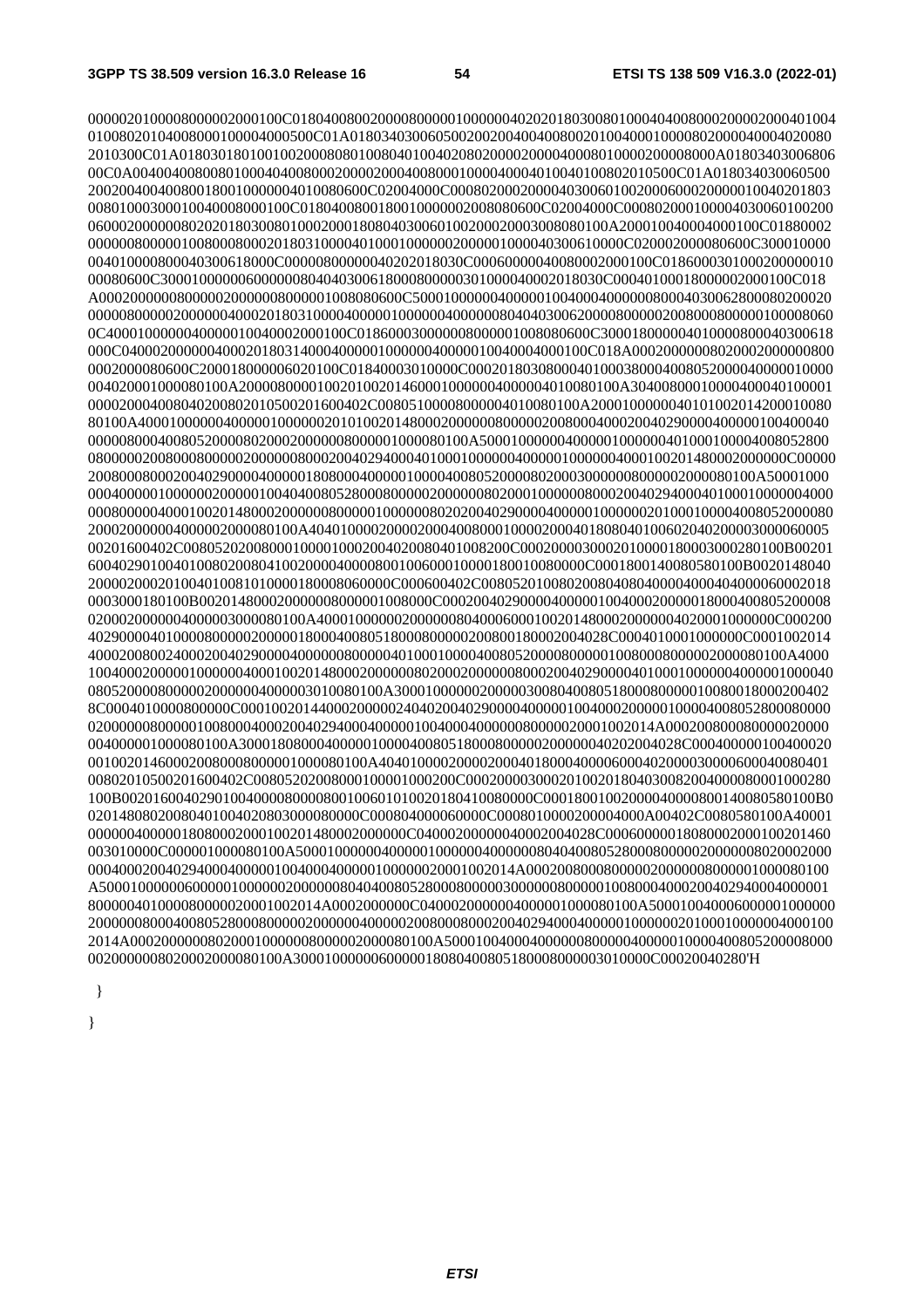```
0000020100008000002000100C0180400800200008000001000000402020180300801000404008000200002000401004
0100802010400800010000400050C01A01803403006050020020040040080020100400010000802000040004020080
2010300C01A0180301801001002000808010080401004020802000020000400080100002000080000A01803403006806
00C0A00400400800801000404008000200002000400800010000400040100401008020105000C01A018034030060500
20020040040080018001000000401008060C02004000C00080200020000403006010020006000200000100402018 03
0080100030001004000800010 0C0180400800180010000002008080600C02004000C000802000100004030060100200
06000200000080202018030080100020001808040300601002000200030080801 00A20001004000400010 0C01880002
00000080000010080008000201803100004010001000000200000100004030061 0000C020002000080600C300010000
0040100008000403006180 00C000008000000402020180 30C00060000040080002000100C01860003010002000000010
00080600C300010000000600000804040300618000800000301000040002018030C000401000180000020001 00C018
A00020000008000002000000800000100808 0600C50001000000400000100400040000008000403006280008020002 0
00000800000200000040002018031000040000010000004000000804040300620000800000200800080000010000806 0
0C40001000000400000100400020001 00C01860003000000800000100808 0600C30001800000401000080004030061 8
000C040002000000400020180314000400000100000040000001004000400010 0C018A000200000080200020000008 00
0002000080600C2000180000060 20100C01840003010000C00020180308000401000380004008052000040000010000
00402000100008010 0A200008000010020100201460001000000400000401008010 0A304008000100004000401000 01
00002000400804020080201050020160 0402C00805100008000000401008010 0A200010000004010100201420001008 0
80100A400010000004000001000000201010020148000200000080000020080004000200402900004000001 00400040
0000080004008052000080200020000000800000100008010 0A50001000000400000100000040001000040008052800
08000002008000080000020000008000200402940004010001000000400000100000040001002014800020000 00C00000
2008000800020040290000400000180800040000010000400080520000802000300000080000020000801 00A50001000
00040000010000002000001004040080528000800000200000080200010000008000200402940004010001000000 4000
00080000040001002014800020000008000001000000802020040290000400000100000020100010000400805200008 0
200020000004000002000080100A40401000020000200040080001000020004018080401006020402000030000600 05
00201600402C00805202008000100001000200402008040100 8200C00020000300020100001800030002801 00B00201
600402901004010080200804100200004000080010060001000018001008000 0C000180014008058010 0B00201480 40
200002000201004010081010000180008060000C000600402C008052010080200804080400000400040400006000201 8
00030001801 00B00201480002000000800000100800 0C0002004029000040000010040002000001800040080520000 8
020002000000400000300008010 0A400010000002000000804000600010020148000200000040200010000 00C00020 0
4029000040100008000002000001800040080518000800000200800180002004028C00040100010 00000C0001002014
400020080024000200402900004000000800000401000100004008052000080000010080008000002000080100A4000
1004000200000100000040001002014800020000008020002000000800020040290000401000100000040000010000 40
080520000800000200000400000301008010 0A300010000002000003008040080518000800000100800180002004 02
8C0004010000800000C0001002014400020000024040200402900004000001004000200000100004008052800080000
0200000080000010080004000200402940004000001004000400000080000020001002014A00020080008000002000 0
00400000100008010 0A30001808000400000100004008051800080000020000004020200402 8C0004000001004000 20
0010020146000200800080000010000801 00A404010000200002000401800040000600040200003000060004008040 1
0080201050020160 0402C008052020080001000010002 00C000200003000201002018040300820040000800010002 80
100B002016004029010040000800008001006010100201804100800 00C000180010020000400008001400805801 00B0
0201480802008040100402080300080000C000804000060000C000801000020000400 0A00402C0080580100A40001
000000400000180800020001002014800020000000C040002000000400002004028C000600000180800020001002014 60
003010000C00000100008010 0A500010000004000001000000400000080404008052800080000020000000802000200 0
0004000200402940004000001004000400000100000020001002014A000200800080000020000008000001000080 100
A500010000006000001000000200000080404008052800080000030000080000010080004000200402940004000001
8000004010000800000200010020 14A0002000000C040002000000400000100008010 0A5000100400060000010000 00
2000000800040080528000800000200000040000020080008000200402940004000001000000201000100000040001 00
2014A000200000080200010000008000002000080100A50001004000400000080000040000010000400805200008000
0020000000802000200008010 0A300010000006000001808040080518000800000301000 0C00020040280'H
```

```
  }
}
```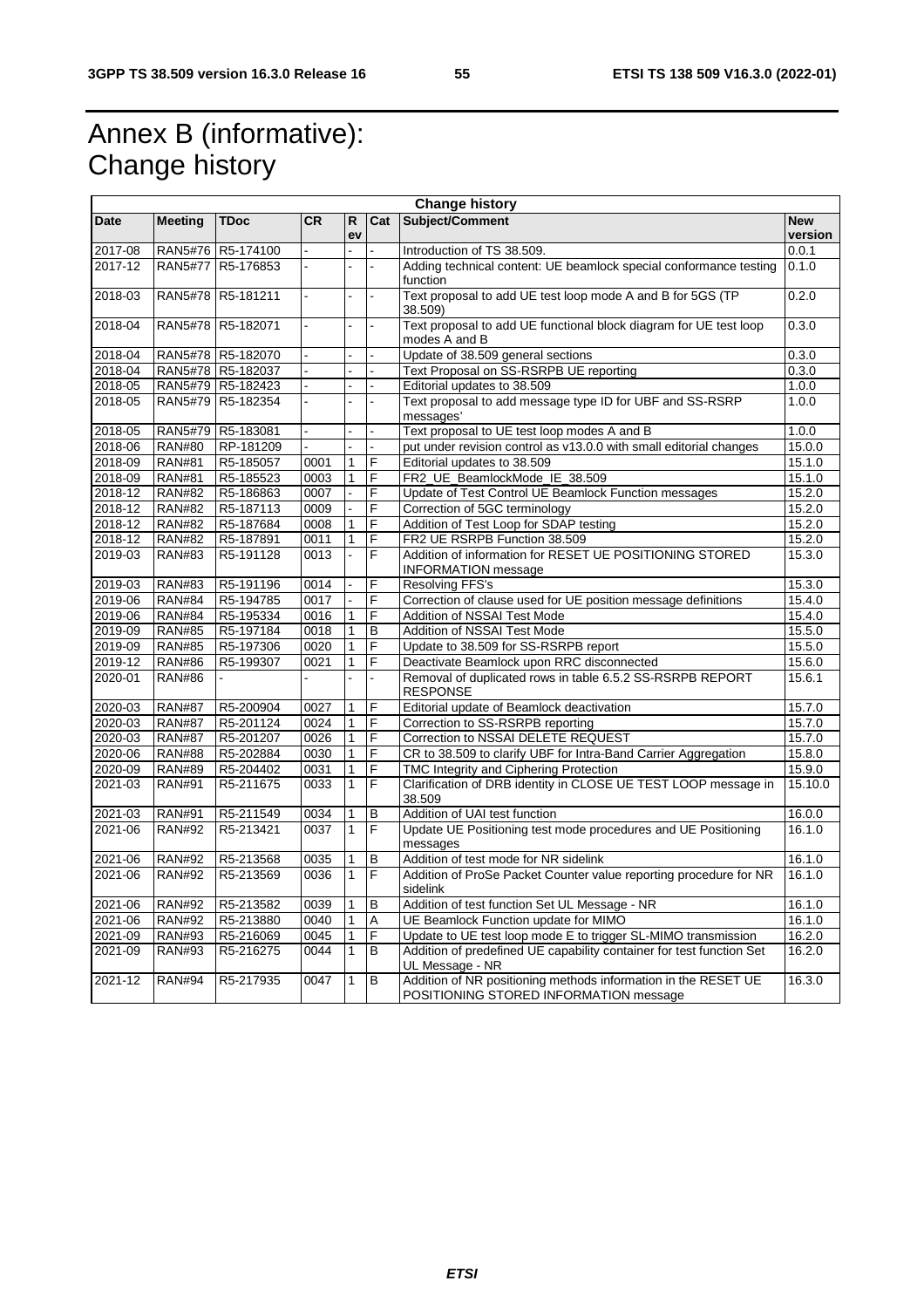# Annex B (informative): Change history

| Change history | | | | | | | |
|---|---|---|---|---|---|---|---|
| **Date** | **Meeting** | **TDoc** | **CR** | **Rev** | **Cat** | **Subject/Comment** | **New version** |
| 2017-08 | RAN5#76 | R5-174100 | - | - | - | Introduction of TS 38.509. | 0.0.1 |
| 2017-12 | RAN5#77 | R5-176853 | - | - | - | Adding technical content: UE beamlock special conformance testing function | 0.1.0 |
| 2018-03 | RAN5#78 | R5-181211 | - | - | - | Text proposal to add UE test loop mode A and B for 5GS (TP 38.509) | 0.2.0 |
| 2018-04 | RAN5#78 | R5-182071 | - | - | - | Text proposal to add UE functional block diagram for UE test loop modes A and B | 0.3.0 |
| 2018-04 | RAN5#78 | R5-182070 | - | - | - | Update of 38.509 general sections | 0.3.0 |
| 2018-04 | RAN5#78 | R5-182037 | - | - | - | Text Proposal on SS-RSRPB UE reporting | 0.3.0 |
| 2018-05 | RAN5#79 | R5-182423 | - | - | - | Editorial updates to 38.509 | 1.0.0 |
| 2018-05 | RAN5#79 | R5-182354 | - | - | - | Text proposal to add message type ID for UBF and SS-RSRP messages' | 1.0.0 |
| 2018-05 | RAN5#79 | R5-183081 | - | - | - | Text proposal to UE test loop modes A and B | 1.0.0 |
| 2018-06 | RAN#80 | RP-181209 | - | - | - | put under revision control as v13.0.0 with small editorial changes | 15.0.0 |
| 2018-09 | RAN#81 | R5-185057 | 0001 | 1 | F | Editorial updates to 38.509 | 15.1.0 |
| 2018-09 | RAN#81 | R5-185523 | 0003 | 1 | F | FR2_UE_BeamlockMode_IE_38.509 | 15.1.0 |
| 2018-12 | RAN#82 | R5-186863 | 0007 | - | F | Update of Test Control UE Beamlock Function messages | 15.2.0 |
| 2018-12 | RAN#82 | R5-187113 | 0009 | - | F | Correction of 5GC terminology | 15.2.0 |
| 2018-12 | RAN#82 | R5-187684 | 0008 | 1 | F | Addition of Test Loop for SDAP testing | 15.2.0 |
| 2018-12 | RAN#82 | R5-187891 | 0011 | 1 | F | FR2 UE RSRPB Function 38.509 | 15.2.0 |
| 2019-03 | RAN#83 | R5-191128 | 0013 | - | F | Addition of information for RESET UE POSITIONING STORED INFORMATION message | 15.3.0 |
| 2019-03 | RAN#83 | R5-191196 | 0014 | - | F | Resolving FFS's | 15.3.0 |
| 2019-06 | RAN#84 | R5-194785 | 0017 | - | F | Correction of clause used for UE position message definitions | 15.4.0 |
| 2019-06 | RAN#84 | R5-195334 | 0016 | 1 | F | Addition of NSSAI Test Mode | 15.4.0 |
| 2019-09 | RAN#85 | R5-197184 | 0018 | 1 | B | Addition of NSSAI Test Mode | 15.5.0 |
| 2019-09 | RAN#85 | R5-197306 | 0020 | 1 | F | Update to 38.509 for SS-RSRPB report | 15.5.0 |
| 2019-12 | RAN#86 | R5-199307 | 0021 | 1 | F | Deactivate Beamlock upon RRC disconnected | 15.6.0 |
| 2020-01 | RAN#86 | - | - | - | - | Removal of duplicated rows in table 6.5.2 SS-RSRPB REPORT RESPONSE | 15.6.1 |
| 2020-03 | RAN#87 | R5-200904 | 0027 | 1 | F | Editorial update of Beamlock deactivation | 15.7.0 |
| 2020-03 | RAN#87 | R5-201124 | 0024 | 1 | F | Correction to SS-RSRPB reporting | 15.7.0 |
| 2020-03 | RAN#87 | R5-201207 | 0026 | 1 | F | Correction to NSSAI DELETE REQUEST | 15.7.0 |
| 2020-06 | RAN#88 | R5-202884 | 0030 | 1 | F | CR to 38.509 to clarify UBF for Intra-Band Carrier Aggregation | 15.8.0 |
| 2020-09 | RAN#89 | R5-204402 | 0031 | 1 | F | TMC Integrity and Ciphering Protection | 15.9.0 |
| 2021-03 | RAN#91 | R5-211675 | 0033 | 1 | F | Clarification of DRB identity in CLOSE UE TEST LOOP message in 38.509 | 15.10.0 |
| 2021-03 | RAN#91 | R5-211549 | 0034 | 1 | B | Addition of UAI test function | 16.0.0 |
| 2021-06 | RAN#92 | R5-213421 | 0037 | 1 | F | Update UE Positioning test mode procedures and UE Positioning messages | 16.1.0 |
| 2021-06 | RAN#92 | R5-213568 | 0035 | 1 | B | Addition of test mode for NR sidelink | 16.1.0 |
| 2021-06 | RAN#92 | R5-213569 | 0036 | 1 | F | Addition of ProSe Packet Counter value reporting procedure for NR sidelink | 16.1.0 |
| 2021-06 | RAN#92 | R5-213582 | 0039 | 1 | B | Addition of test function Set UL Message - NR | 16.1.0 |
| 2021-06 | RAN#92 | R5-213880 | 0040 | 1 | A | UE Beamlock Function update for MIMO | 16.1.0 |
| 2021-09 | RAN#93 | R5-216069 | 0045 | 1 | F | Update to UE test loop mode E to trigger SL-MIMO transmission | 16.2.0 |
| 2021-09 | RAN#93 | R5-216275 | 0044 | 1 | B | Addition of predefined UE capability container for test function Set UL Message - NR | 16.2.0 |
| 2021-12 | RAN#94 | R5-217935 | 0047 | 1 | B | Addition of NR positioning methods information in the RESET UE POSITIONING STORED INFORMATION message | 16.3.0 |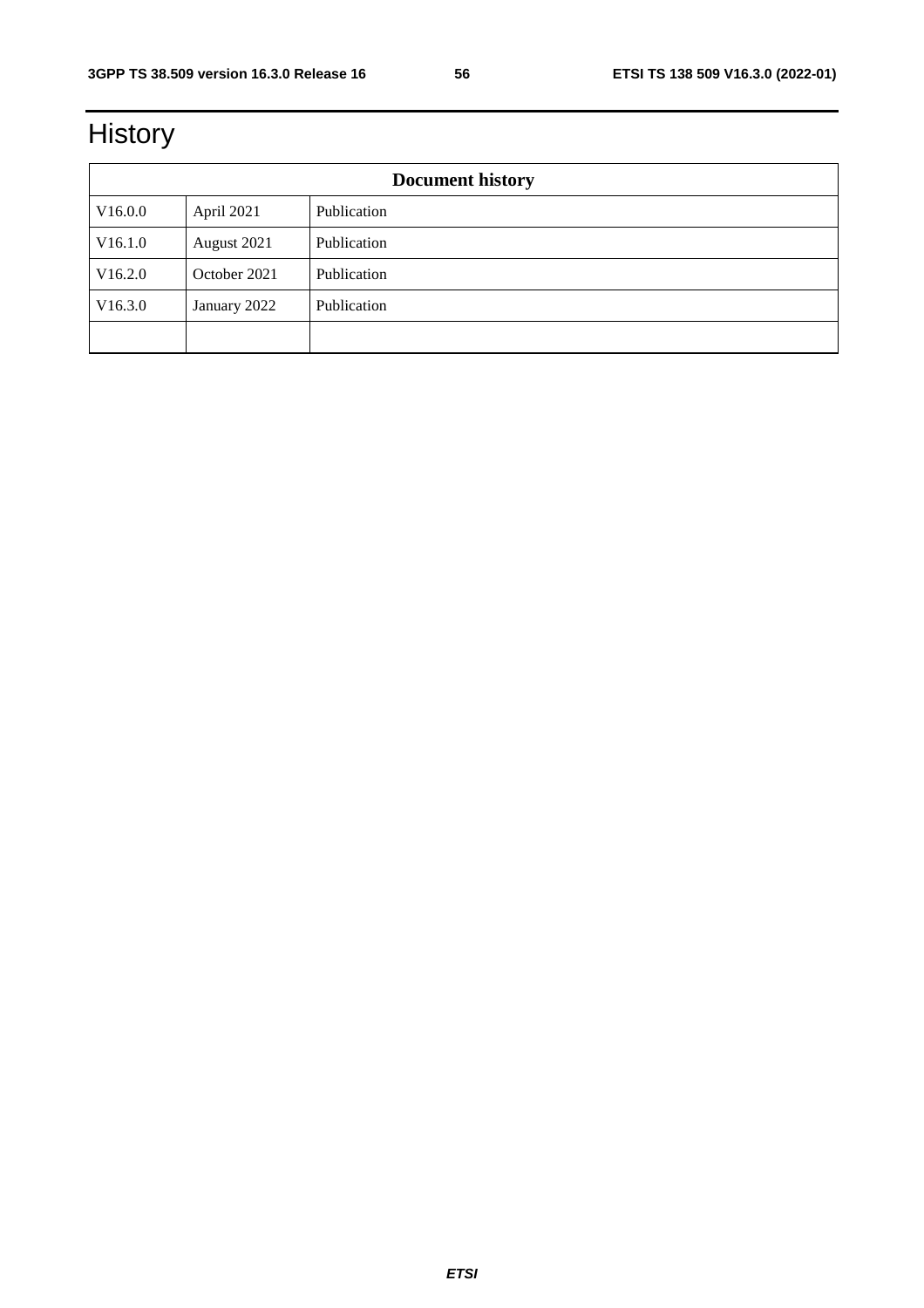# History

| Document history | | |
|---|---|---|
| V16.0.0 | April 2021 | Publication |
| V16.1.0 | August 2021 | Publication |
| V16.2.0 | October 2021 | Publication |
| V16.3.0 | January 2022 | Publication |
| | | |